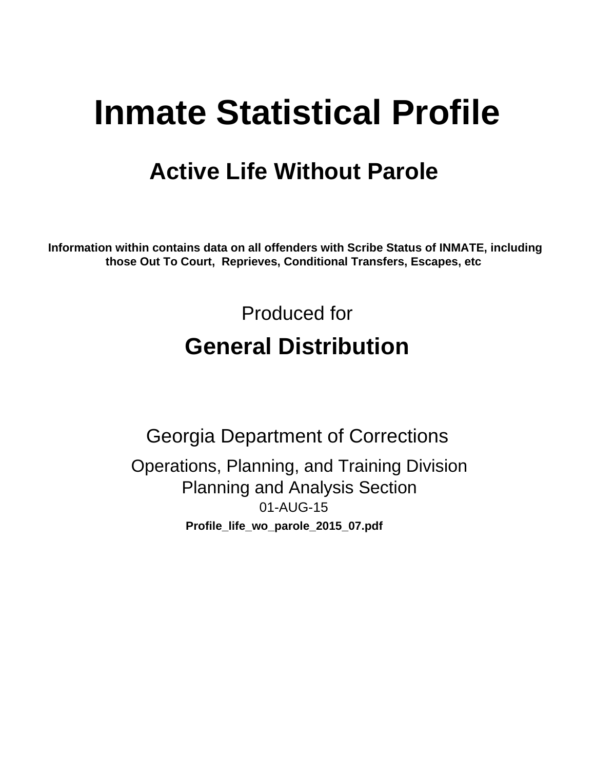# Inmate Statistical Profile

## Active Life Without Parole

**Information within contains data on all offenders with Scribe Status of INMATE, including those Out To Court, Reprieves, Conditional Transfers, Escapes, etc**

Produced for

## General Distribution

Georgia Department of Corrections

Operations, Planning, and Training Division

Planning and Analysis Section

01-AUG-15

**Profile_life_wo_parole_2015_07.pdf**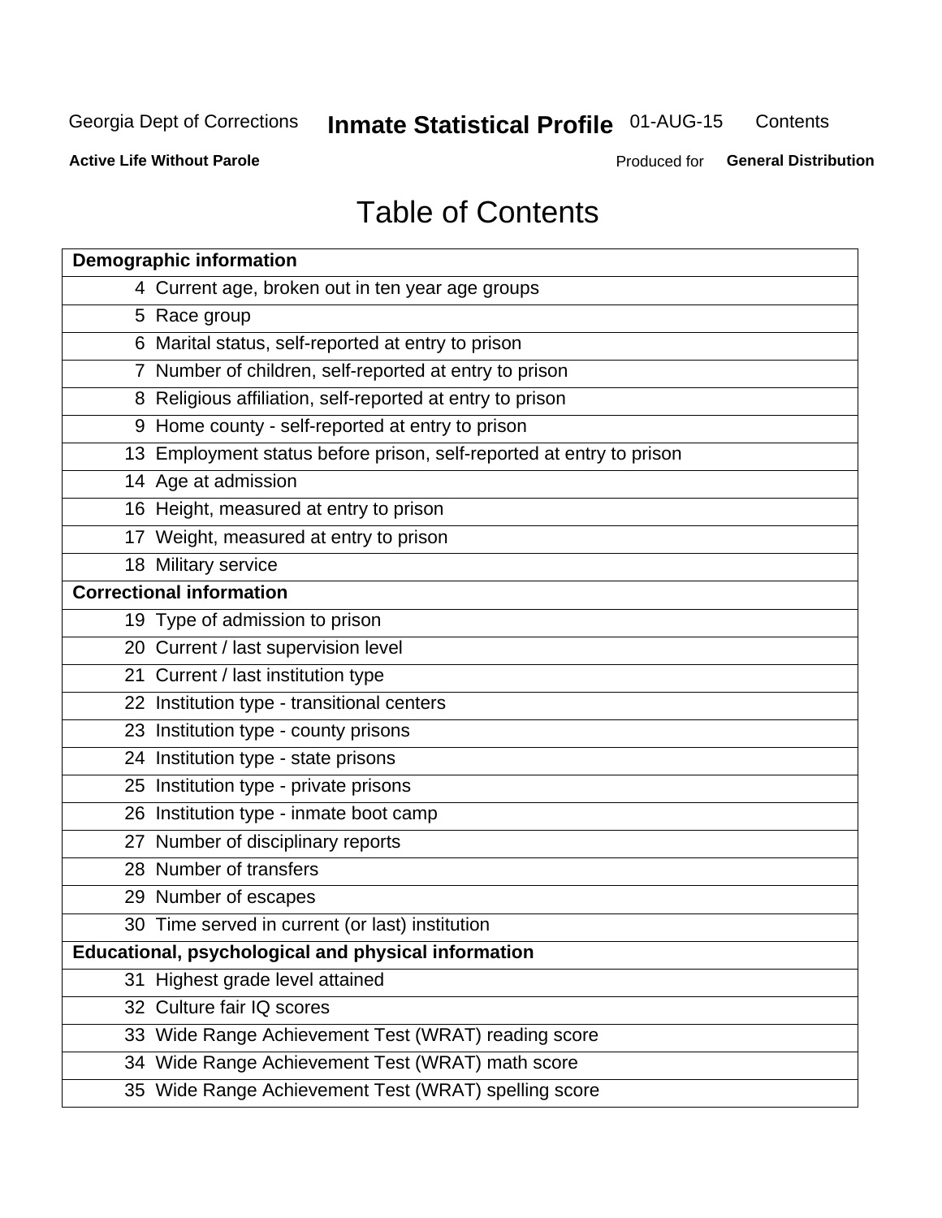# Table of Contents

| | |
|---|---|
| **Demographic information** | |
| 4 | Current age, broken out in ten year age groups |
| 5 | Race group |
| 6 | Marital status, self-reported at entry to prison |
| 7 | Number of children, self-reported at entry to prison |
| 8 | Religious affiliation, self-reported at entry to prison |
| 9 | Home county - self-reported at entry to prison |
| 13 | Employment status before prison, self-reported at entry to prison |
| 14 | Age at admission |
| 16 | Height, measured at entry to prison |
| 17 | Weight, measured at entry to prison |
| 18 | Military service |
| **Correctional information** | |
| 19 | Type of admission to prison |
| 20 | Current / last supervision level |
| 21 | Current / last institution type |
| 22 | Institution type - transitional centers |
| 23 | Institution type - county prisons |
| 24 | Institution type - state prisons |
| 25 | Institution type - private prisons |
| 26 | Institution type - inmate boot camp |
| 27 | Number of disciplinary reports |
| 28 | Number of transfers |
| 29 | Number of escapes |
| 30 | Time served in current (or last) institution |
| **Educational, psychological and physical information** | |
| 31 | Highest grade level attained |
| 32 | Culture fair IQ scores |
| 33 | Wide Range Achievement Test (WRAT) reading score |
| 34 | Wide Range Achievement Test (WRAT) math score |
| 35 | Wide Range Achievement Test (WRAT) spelling score |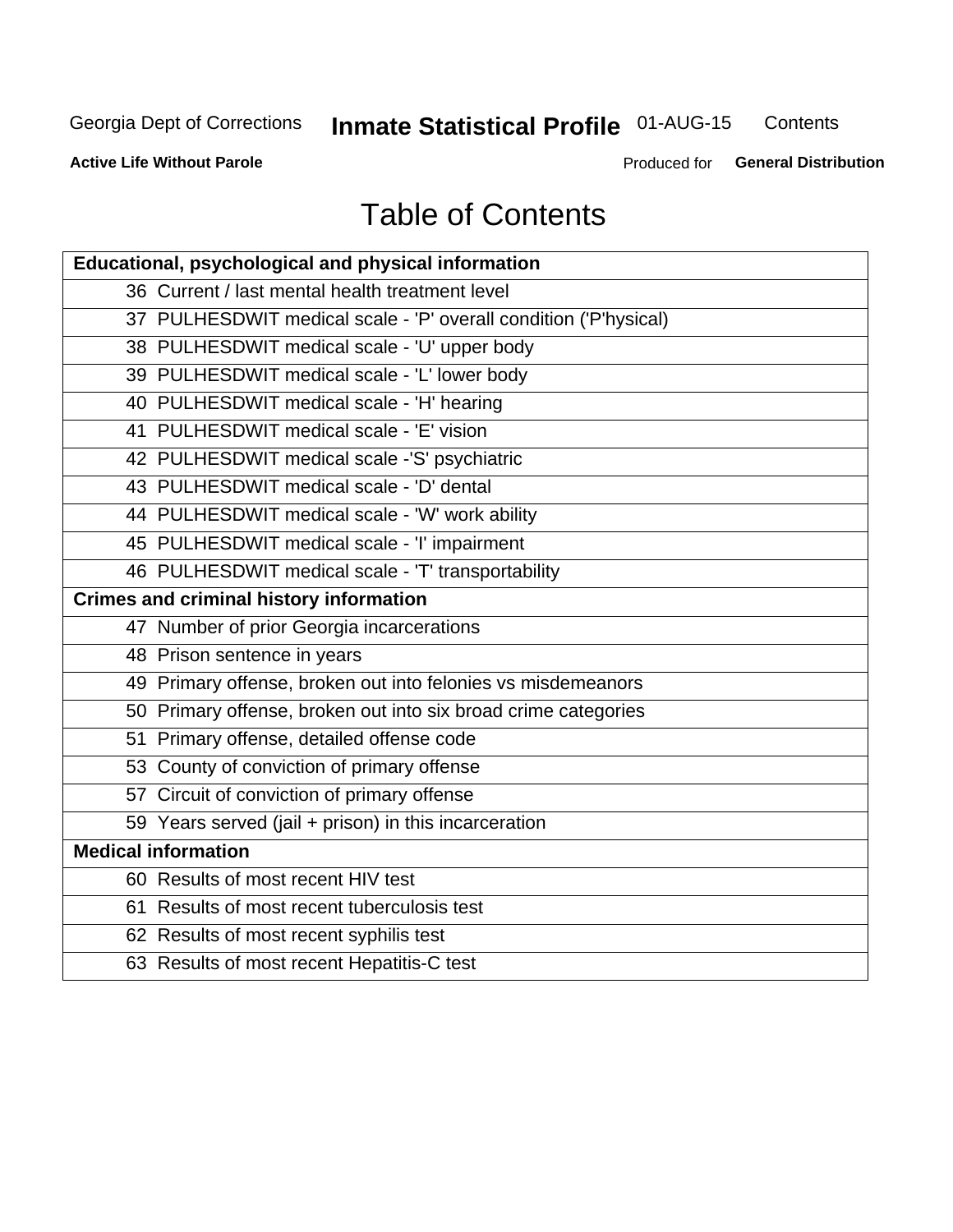# Table of Contents

| | |
|---|---|
| **Educational, psychological and physical information** | |
| 36 | Current / last mental health treatment level |
| 37 | PULHESDWIT medical scale - 'P' overall condition ('P'hysical) |
| 38 | PULHESDWIT medical scale - 'U' upper body |
| 39 | PULHESDWIT medical scale - 'L' lower body |
| 40 | PULHESDWIT medical scale - 'H' hearing |
| 41 | PULHESDWIT medical scale - 'E' vision |
| 42 | PULHESDWIT medical scale -'S' psychiatric |
| 43 | PULHESDWIT medical scale - 'D' dental |
| 44 | PULHESDWIT medical scale - 'W' work ability |
| 45 | PULHESDWIT medical scale - 'I' impairment |
| 46 | PULHESDWIT medical scale - 'T' transportability |
| **Crimes and criminal history information** | |
| 47 | Number of prior Georgia incarcerations |
| 48 | Prison sentence in years |
| 49 | Primary offense, broken out into felonies vs misdemeanors |
| 50 | Primary offense, broken out into six broad crime categories |
| 51 | Primary offense, detailed offense code |
| 53 | County of conviction of primary offense |
| 57 | Circuit of conviction of primary offense |
| 59 | Years served (jail + prison) in this incarceration |
| **Medical information** | |
| 60 | Results of most recent HIV test |
| 61 | Results of most recent tuberculosis test |
| 62 | Results of most recent syphilis test |
| 63 | Results of most recent Hepatitis-C test |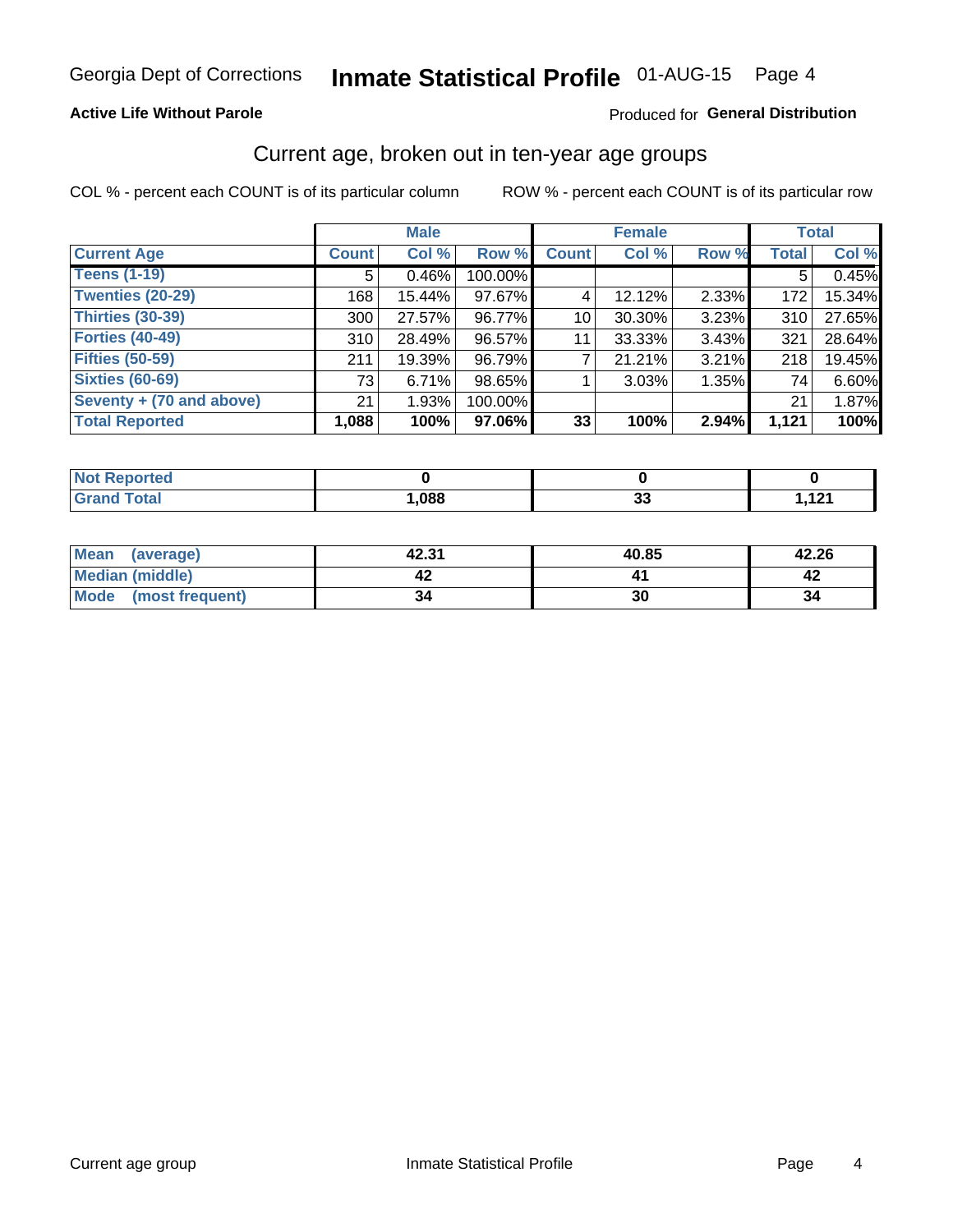Georgia Dept of Corrections **Inmate Statistical Profile** 01-AUG-15

**Active Life Without Parole**

Produced for **General Distribution**

## Current age, broken out in ten-year age groups

COL % - percent each COUNT is of its particular column

ROW % - percent each COUNT is of its particular row

| | Male | | | Female | | | Total | |
|---|---|---|---|---|---|---|---|---|
| **Current Age** | **Count** | **Col %** | **Row %** | **Count** | **Col %** | **Row %** | **Total** | **Col %** |
| **Teens (1-19)** | 5 | 0.46% | 100.00% | | | | 5 | 0.45% |
| **Twenties (20-29)** | 168 | 15.44% | 97.67% | 4 | 12.12% | 2.33% | 172 | 15.34% |
| **Thirties (30-39)** | 300 | 27.57% | 96.77% | 10 | 30.30% | 3.23% | 310 | 27.65% |
| **Forties (40-49)** | 310 | 28.49% | 96.57% | 11 | 33.33% | 3.43% | 321 | 28.64% |
| **Fifties (50-59)** | 211 | 19.39% | 96.79% | 7 | 21.21% | 3.21% | 218 | 19.45% |
| **Sixties (60-69)** | 73 | 6.71% | 98.65% | 1 | 3.03% | 1.35% | 74 | 6.60% |
| **Seventy + (70 and above)** | 21 | 1.93% | 100.00% | | | | 21 | 1.87% |
| **Total Reported** | **1,088** | **100%** | **97.06%** | **33** | **100%** | **2.94%** | **1,121** | **100%** |

| | Male | Female | Total |
|---|---|---|---|
| **Not Reported** | **0** | **0** | **0** |
| **Grand Total** | **1,088** | **33** | **1,121** |

| | Male | Female | Total |
|---|---|---|---|
| **Mean (average)** | **42.31** | **40.85** | **42.26** |
| **Median (middle)** | **42** | **41** | **42** |
| **Mode (most frequent)** | **34** | **30** | **34** |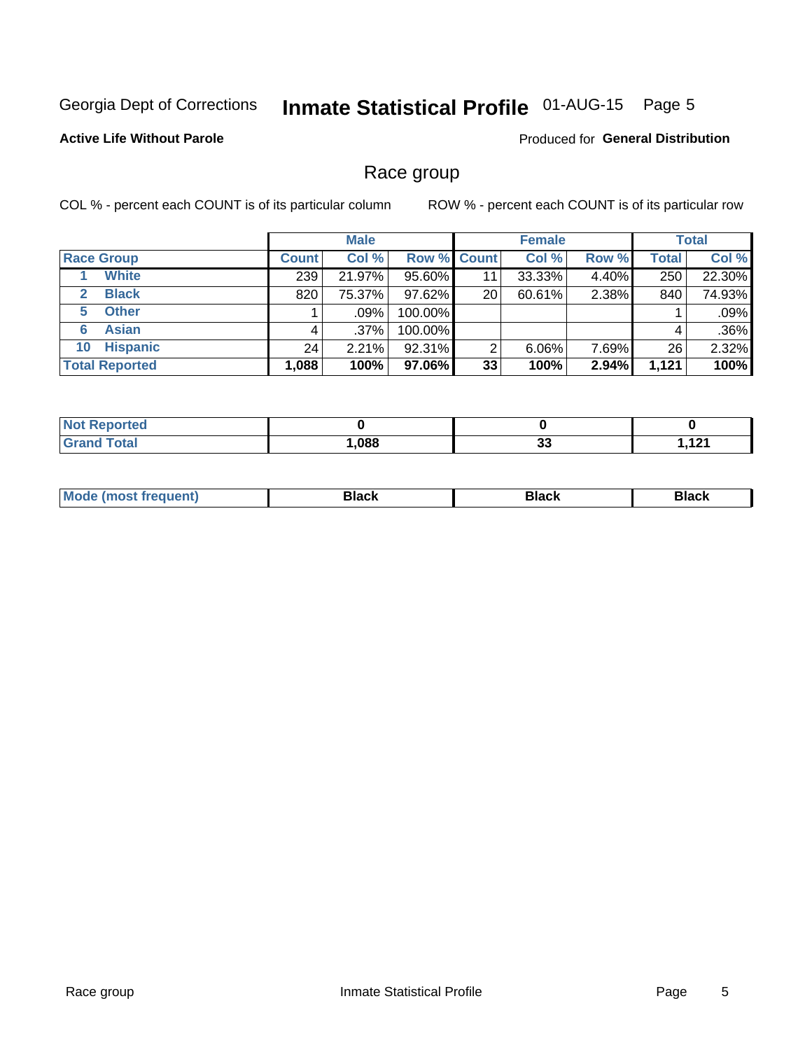Georgia Dept of Corrections **Inmate Statistical Profile** 01-AUG-15 Page 5

**Active Life Without Parole**

Produced for **General Distribution**

## Race group

COL % - percent each COUNT is of its particular column

ROW % - percent each COUNT is of its particular row

| | Male | | | Female | | | Total | |
|---|---|---|---|---|---|---|---|---|
| **Race Group** | **Count** | **Col %** | **Row %** | **Count** | **Col %** | **Row %** | **Total** | **Col %** |
| 1 White | 239 | 21.97% | 95.60% | 11 | 33.33% | 4.40% | 250 | 22.30% |
| 2 Black | 820 | 75.37% | 97.62% | 20 | 60.61% | 2.38% | 840 | 74.93% |
| 5 Other | 1 | .09% | 100.00% | | | | 1 | .09% |
| 6 Asian | 4 | .37% | 100.00% | | | | 4 | .36% |
| 10 Hispanic | 24 | 2.21% | 92.31% | 2 | 6.06% | 7.69% | 26 | 2.32% |
| **Total Reported** | **1,088** | **100%** | **97.06%** | **33** | **100%** | **2.94%** | **1,121** | **100%** |

| | Male | Female | Total |
|---|---|---|---|
| **Not Reported** | **0** | **0** | **0** |
| **Grand Total** | **1,088** | **33** | **1,121** |

| | Male | Female | Total |
|---|---|---|---|
| **Mode (most frequent)** | **Black** | **Black** | **Black** |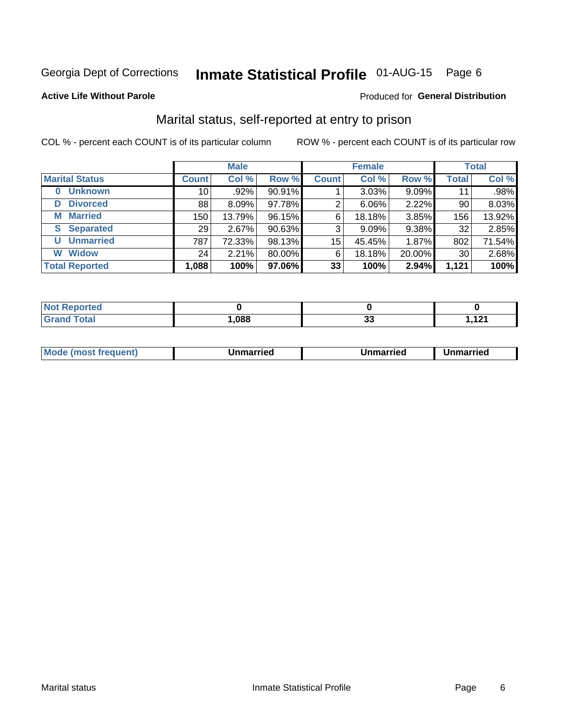Georgia Dept of Corrections **Inmate Statistical Profile** 01-AUG-15 Page 6

**Active Life Without Parole**

Produced for **General Distribution**

## Marital status, self-reported at entry to prison

COL % - percent each COUNT is of its particular column

ROW % - percent each COUNT is of its particular row

| | Male | | | Female | | | Total | |
|---|---|---|---|---|---|---|---|---|
| **Marital Status** | **Count** | **Col %** | **Row %** | **Count** | **Col %** | **Row %** | **Total** | **Col %** |
| **0 Unknown** | 10 | .92% | 90.91% | 1 | 3.03% | 9.09% | 11 | .98% |
| **D Divorced** | 88 | 8.09% | 97.78% | 2 | 6.06% | 2.22% | 90 | 8.03% |
| **M Married** | 150 | 13.79% | 96.15% | 6 | 18.18% | 3.85% | 156 | 13.92% |
| **S Separated** | 29 | 2.67% | 90.63% | 3 | 9.09% | 9.38% | 32 | 2.85% |
| **U Unmarried** | 787 | 72.33% | 98.13% | 15 | 45.45% | 1.87% | 802 | 71.54% |
| **W Widow** | 24 | 2.21% | 80.00% | 6 | 18.18% | 20.00% | 30 | 2.68% |
| **Total Reported** | **1,088** | **100%** | **97.06%** | **33** | **100%** | **2.94%** | **1,121** | **100%** |

| | Male | Female | Total |
|---|---|---|---|
| **Not Reported** | **0** | **0** | **0** |
| **Grand Total** | **1,088** | **33** | **1,121** |

| | Male | Female | Total |
|---|---|---|---|
| **Mode (most frequent)** | **Unmarried** | **Unmarried** | **Unmarried** |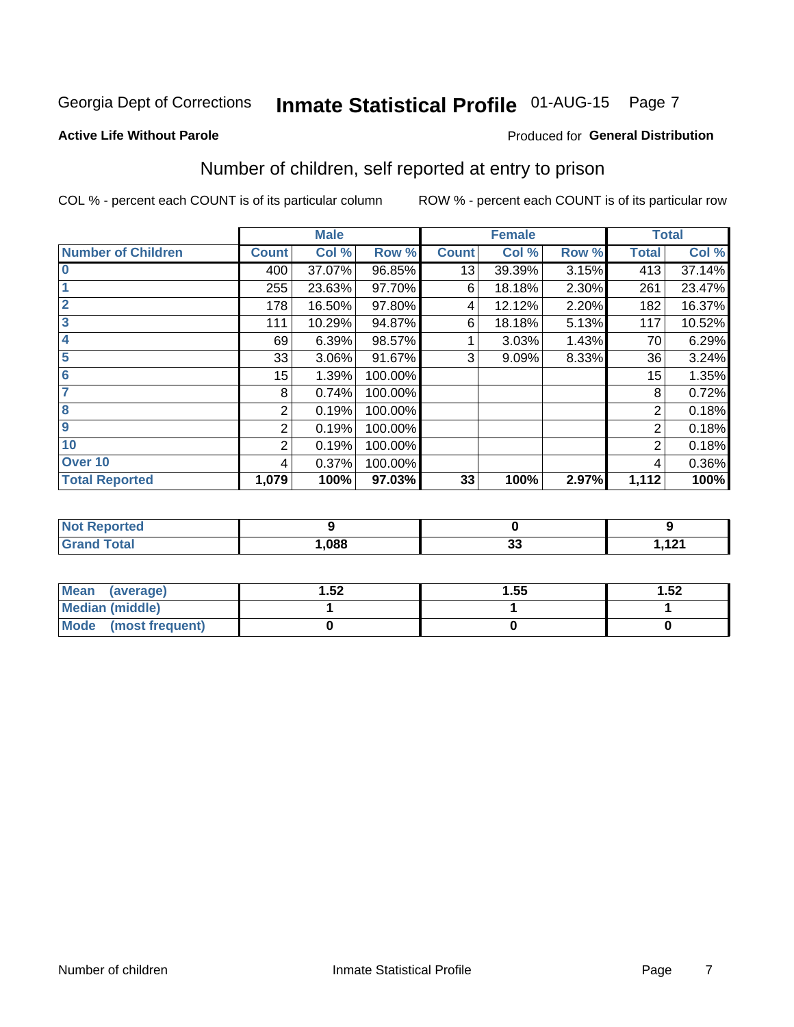Georgia Dept of Corrections **Inmate Statistical Profile** 01-AUG-15 Page 7

**Active Life Without Parole**

Produced for **General Distribution**

## Number of children, self reported at entry to prison

COL % - percent each COUNT is of its particular column

ROW % - percent each COUNT is of its particular row

| | Male | | | Female | | | Total | |
|---|---|---|---|---|---|---|---|---|
| **Number of Children** | **Count** | **Col %** | **Row %** | **Count** | **Col %** | **Row %** | **Total** | **Col %** |
| **0** | 400 | 37.07% | 96.85% | 13 | 39.39% | 3.15% | 413 | 37.14% |
| **1** | 255 | 23.63% | 97.70% | 6 | 18.18% | 2.30% | 261 | 23.47% |
| **2** | 178 | 16.50% | 97.80% | 4 | 12.12% | 2.20% | 182 | 16.37% |
| **3** | 111 | 10.29% | 94.87% | 6 | 18.18% | 5.13% | 117 | 10.52% |
| **4** | 69 | 6.39% | 98.57% | 1 | 3.03% | 1.43% | 70 | 6.29% |
| **5** | 33 | 3.06% | 91.67% | 3 | 9.09% | 8.33% | 36 | 3.24% |
| **6** | 15 | 1.39% | 100.00% | | | | 15 | 1.35% |
| **7** | 8 | 0.74% | 100.00% | | | | 8 | 0.72% |
| **8** | 2 | 0.19% | 100.00% | | | | 2 | 0.18% |
| **9** | 2 | 0.19% | 100.00% | | | | 2 | 0.18% |
| **10** | 2 | 0.19% | 100.00% | | | | 2 | 0.18% |
| **Over 10** | 4 | 0.37% | 100.00% | | | | 4 | 0.36% |
| **Total Reported** | **1,079** | **100%** | **97.03%** | **33** | **100%** | **2.97%** | **1,112** | **100%** |

| | Male | Female | Total |
|---|---|---|---|
| **Not Reported** | **9** | **0** | **9** |
| **Grand Total** | **1,088** | **33** | **1,121** |

| | Male | Female | Total |
|---|---|---|---|
| **Mean (average)** | **1.52** | **1.55** | **1.52** |
| **Median (middle)** | **1** | **1** | **1** |
| **Mode (most frequent)** | **0** | **0** | **0** |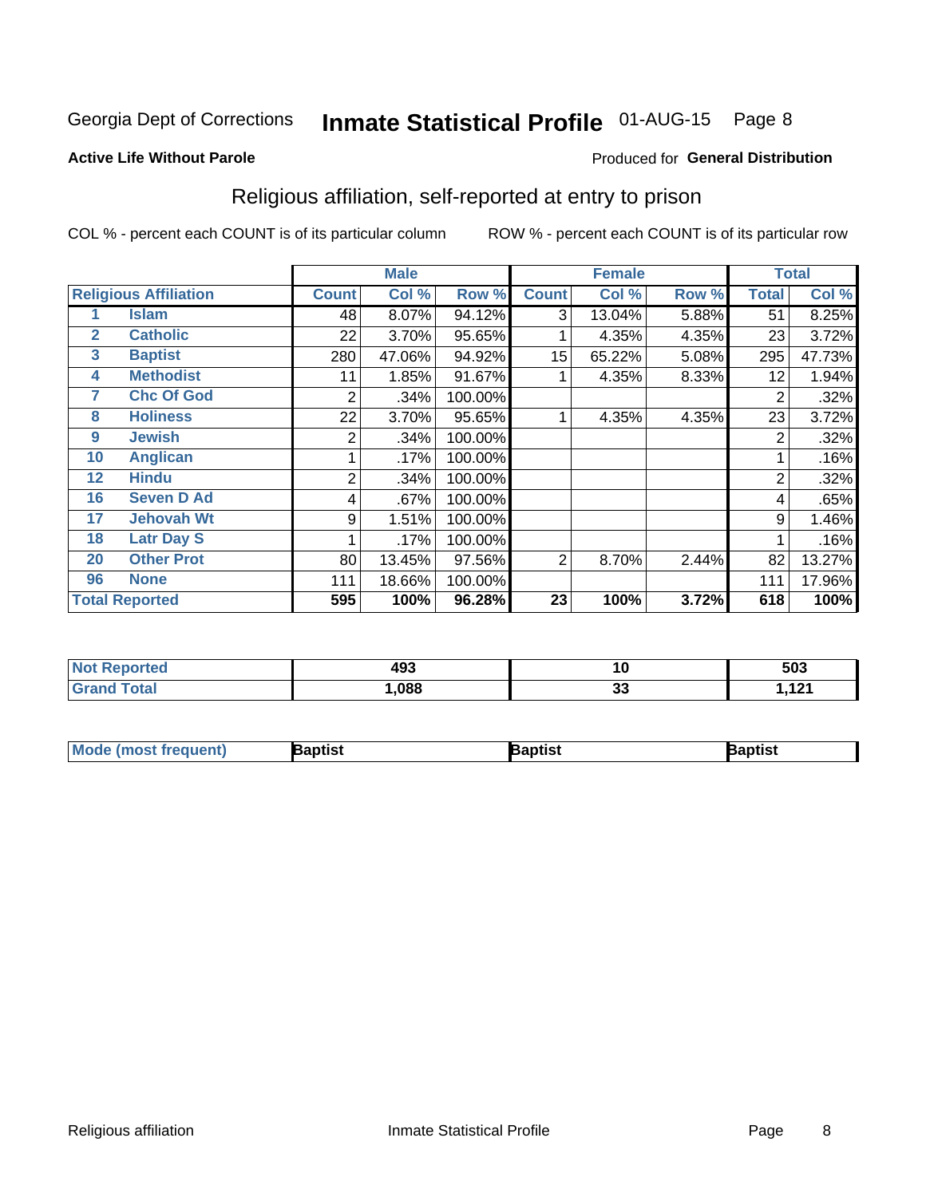Georgia Dept of Corrections **Inmate Statistical Profile** 01-AUG-15 Page 8

**Active Life Without Parole**

Produced for **General Distribution**

## Religious affiliation, self-reported at entry to prison

COL % - percent each COUNT is of its particular column

ROW % - percent each COUNT is of its particular row

| | | Male | | | Female | | | Total | |
|---|---|---|---|---|---|---|---|---|---|
| **Religious Affiliation** | | **Count** | **Col %** | **Row %** | **Count** | **Col %** | **Row %** | **Total** | **Col %** |
| 1 | Islam | 48 | 8.07% | 94.12% | 3 | 13.04% | 5.88% | 51 | 8.25% |
| 2 | Catholic | 22 | 3.70% | 95.65% | 1 | 4.35% | 4.35% | 23 | 3.72% |
| 3 | Baptist | 280 | 47.06% | 94.92% | 15 | 65.22% | 5.08% | 295 | 47.73% |
| 4 | Methodist | 11 | 1.85% | 91.67% | 1 | 4.35% | 8.33% | 12 | 1.94% |
| 7 | Chc Of God | 2 | .34% | 100.00% | | | | 2 | .32% |
| 8 | Holiness | 22 | 3.70% | 95.65% | 1 | 4.35% | 4.35% | 23 | 3.72% |
| 9 | Jewish | 2 | .34% | 100.00% | | | | 2 | .32% |
| 10 | Anglican | 1 | .17% | 100.00% | | | | 1 | .16% |
| 12 | Hindu | 2 | .34% | 100.00% | | | | 2 | .32% |
| 16 | Seven D Ad | 4 | .67% | 100.00% | | | | 4 | .65% |
| 17 | Jehovah Wt | 9 | 1.51% | 100.00% | | | | 9 | 1.46% |
| 18 | Latr Day S | 1 | .17% | 100.00% | | | | 1 | .16% |
| 20 | Other Prot | 80 | 13.45% | 97.56% | 2 | 8.70% | 2.44% | 82 | 13.27% |
| 96 | None | 111 | 18.66% | 100.00% | | | | 111 | 17.96% |
| **Total Reported** | | **595** | **100%** | **96.28%** | **23** | **100%** | **3.72%** | **618** | **100%** |

| | Male | Female | Total |
|---|---|---|---|
| **Not Reported** | **493** | **10** | **503** |
| **Grand Total** | **1,088** | **33** | **1,121** |

| | Male | Female | Total |
|---|---|---|---|
| **Mode (most frequent)** | **Baptist** | **Baptist** | **Baptist** |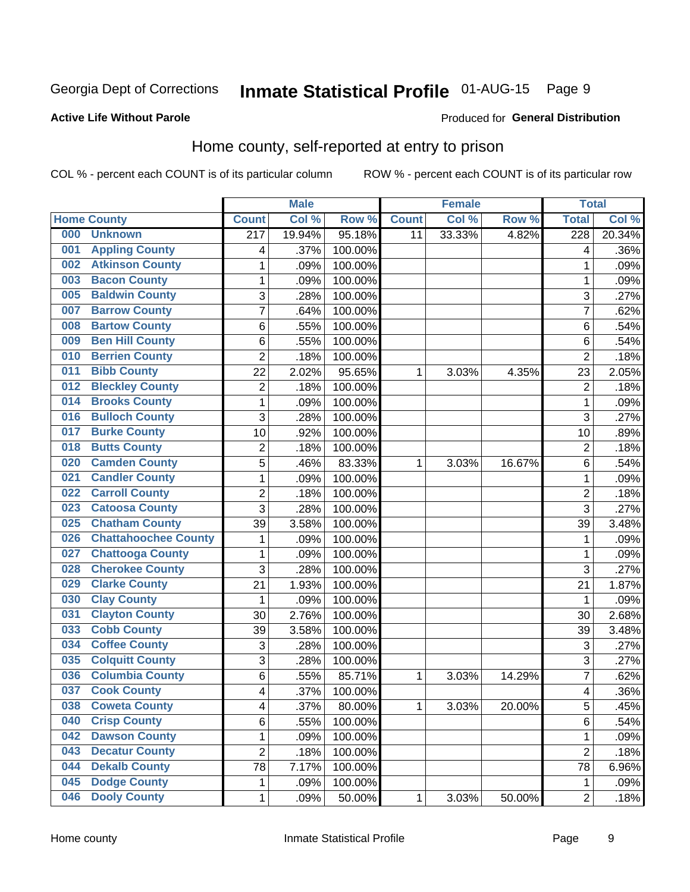Georgia Dept of Corrections **Inmate Statistical Profile** 01-AUG-15

**Active Life Without Parole**

Produced for **General Distribution**

## Home county, self-reported at entry to prison

COL % - percent each COUNT is of its particular column ROW % - percent each COUNT is of its particular row

| Home County | Male | | | Female | | | Total | |
|---|---|---|---|---|---|---|---|---|
| | Count | Col % | Row % | Count | Col % | Row % | Total | Col % |
| 000 Unknown | 217 | 19.94% | 95.18% | 11 | 33.33% | 4.82% | 228 | 20.34% |
| 001 Appling County | 4 | .37% | 100.00% | | | | 4 | .36% |
| 002 Atkinson County | 1 | .09% | 100.00% | | | | 1 | .09% |
| 003 Bacon County | 1 | .09% | 100.00% | | | | 1 | .09% |
| 005 Baldwin County | 3 | .28% | 100.00% | | | | 3 | .27% |
| 007 Barrow County | 7 | .64% | 100.00% | | | | 7 | .62% |
| 008 Bartow County | 6 | .55% | 100.00% | | | | 6 | .54% |
| 009 Ben Hill County | 6 | .55% | 100.00% | | | | 6 | .54% |
| 010 Berrien County | 2 | .18% | 100.00% | | | | 2 | .18% |
| 011 Bibb County | 22 | 2.02% | 95.65% | 1 | 3.03% | 4.35% | 23 | 2.05% |
| 012 Bleckley County | 2 | .18% | 100.00% | | | | 2 | .18% |
| 014 Brooks County | 1 | .09% | 100.00% | | | | 1 | .09% |
| 016 Bulloch County | 3 | .28% | 100.00% | | | | 3 | .27% |
| 017 Burke County | 10 | .92% | 100.00% | | | | 10 | .89% |
| 018 Butts County | 2 | .18% | 100.00% | | | | 2 | .18% |
| 020 Camden County | 5 | .46% | 83.33% | 1 | 3.03% | 16.67% | 6 | .54% |
| 021 Candler County | 1 | .09% | 100.00% | | | | 1 | .09% |
| 022 Carroll County | 2 | .18% | 100.00% | | | | 2 | .18% |
| 023 Catoosa County | 3 | .28% | 100.00% | | | | 3 | .27% |
| 025 Chatham County | 39 | 3.58% | 100.00% | | | | 39 | 3.48% |
| 026 Chattahoochee County | 1 | .09% | 100.00% | | | | 1 | .09% |
| 027 Chattooga County | 1 | .09% | 100.00% | | | | 1 | .09% |
| 028 Cherokee County | 3 | .28% | 100.00% | | | | 3 | .27% |
| 029 Clarke County | 21 | 1.93% | 100.00% | | | | 21 | 1.87% |
| 030 Clay County | 1 | .09% | 100.00% | | | | 1 | .09% |
| 031 Clayton County | 30 | 2.76% | 100.00% | | | | 30 | 2.68% |
| 033 Cobb County | 39 | 3.58% | 100.00% | | | | 39 | 3.48% |
| 034 Coffee County | 3 | .28% | 100.00% | | | | 3 | .27% |
| 035 Colquitt County | 3 | .28% | 100.00% | | | | 3 | .27% |
| 036 Columbia County | 6 | .55% | 85.71% | 1 | 3.03% | 14.29% | 7 | .62% |
| 037 Cook County | 4 | .37% | 100.00% | | | | 4 | .36% |
| 038 Coweta County | 4 | .37% | 80.00% | 1 | 3.03% | 20.00% | 5 | .45% |
| 040 Crisp County | 6 | .55% | 100.00% | | | | 6 | .54% |
| 042 Dawson County | 1 | .09% | 100.00% | | | | 1 | .09% |
| 043 Decatur County | 2 | .18% | 100.00% | | | | 2 | .18% |
| 044 Dekalb County | 78 | 7.17% | 100.00% | | | | 78 | 6.96% |
| 045 Dodge County | 1 | .09% | 100.00% | | | | 1 | .09% |
| 046 Dooly County | 1 | .09% | 50.00% | 1 | 3.03% | 50.00% | 2 | .18% |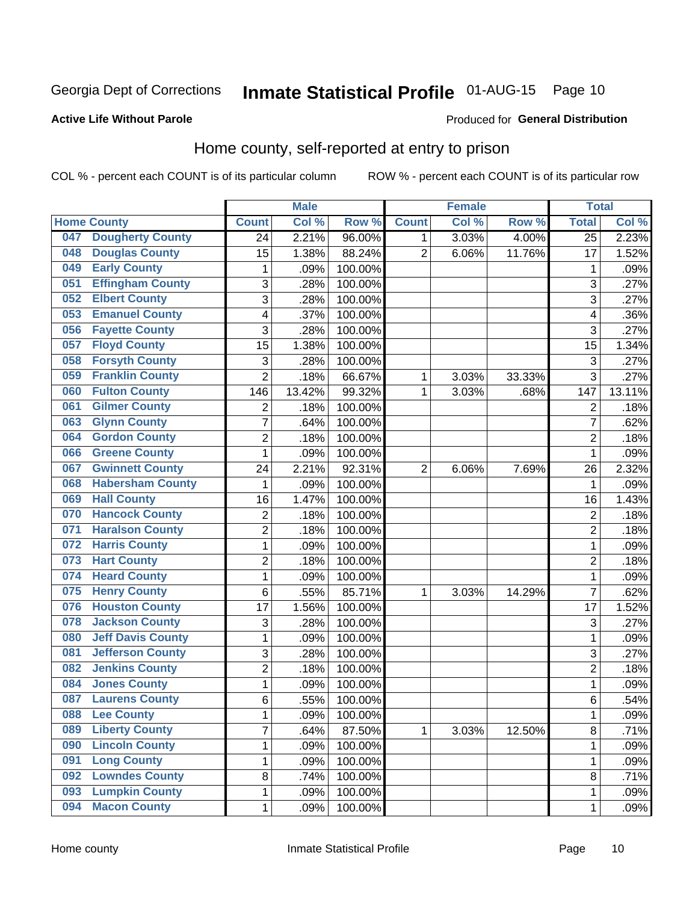Georgia Dept of Corrections **Inmate Statistical Profile** 01-AUG-15

**Active Life Without Parole**

Produced for **General Distribution**

## Home county, self-reported at entry to prison

COL % - percent each COUNT is of its particular column ROW % - percent each COUNT is of its particular row

| Home County | | Male | | | Female | | | Total | |
|---|---|---|---|---|---|---|---|---|---|
| | | Count | Col % | Row % | Count | Col % | Row % | Total | Col % |
| 047 | Dougherty County | 24 | 2.21% | 96.00% | 1 | 3.03% | 4.00% | 25 | 2.23% |
| 048 | Douglas County | 15 | 1.38% | 88.24% | 2 | 6.06% | 11.76% | 17 | 1.52% |
| 049 | Early County | 1 | .09% | 100.00% | | | | 1 | .09% |
| 051 | Effingham County | 3 | .28% | 100.00% | | | | 3 | .27% |
| 052 | Elbert County | 3 | .28% | 100.00% | | | | 3 | .27% |
| 053 | Emanuel County | 4 | .37% | 100.00% | | | | 4 | .36% |
| 056 | Fayette County | 3 | .28% | 100.00% | | | | 3 | .27% |
| 057 | Floyd County | 15 | 1.38% | 100.00% | | | | 15 | 1.34% |
| 058 | Forsyth County | 3 | .28% | 100.00% | | | | 3 | .27% |
| 059 | Franklin County | 2 | .18% | 66.67% | 1 | 3.03% | 33.33% | 3 | .27% |
| 060 | Fulton County | 146 | 13.42% | 99.32% | 1 | 3.03% | .68% | 147 | 13.11% |
| 061 | Gilmer County | 2 | .18% | 100.00% | | | | 2 | .18% |
| 063 | Glynn County | 7 | .64% | 100.00% | | | | 7 | .62% |
| 064 | Gordon County | 2 | .18% | 100.00% | | | | 2 | .18% |
| 066 | Greene County | 1 | .09% | 100.00% | | | | 1 | .09% |
| 067 | Gwinnett County | 24 | 2.21% | 92.31% | 2 | 6.06% | 7.69% | 26 | 2.32% |
| 068 | Habersham County | 1 | .09% | 100.00% | | | | 1 | .09% |
| 069 | Hall County | 16 | 1.47% | 100.00% | | | | 16 | 1.43% |
| 070 | Hancock County | 2 | .18% | 100.00% | | | | 2 | .18% |
| 071 | Haralson County | 2 | .18% | 100.00% | | | | 2 | .18% |
| 072 | Harris County | 1 | .09% | 100.00% | | | | 1 | .09% |
| 073 | Hart County | 2 | .18% | 100.00% | | | | 2 | .18% |
| 074 | Heard County | 1 | .09% | 100.00% | | | | 1 | .09% |
| 075 | Henry County | 6 | .55% | 85.71% | 1 | 3.03% | 14.29% | 7 | .62% |
| 076 | Houston County | 17 | 1.56% | 100.00% | | | | 17 | 1.52% |
| 078 | Jackson County | 3 | .28% | 100.00% | | | | 3 | .27% |
| 080 | Jeff Davis County | 1 | .09% | 100.00% | | | | 1 | .09% |
| 081 | Jefferson County | 3 | .28% | 100.00% | | | | 3 | .27% |
| 082 | Jenkins County | 2 | .18% | 100.00% | | | | 2 | .18% |
| 084 | Jones County | 1 | .09% | 100.00% | | | | 1 | .09% |
| 087 | Laurens County | 6 | .55% | 100.00% | | | | 6 | .54% |
| 088 | Lee County | 1 | .09% | 100.00% | | | | 1 | .09% |
| 089 | Liberty County | 7 | .64% | 87.50% | 1 | 3.03% | 12.50% | 8 | .71% |
| 090 | Lincoln County | 1 | .09% | 100.00% | | | | 1 | .09% |
| 091 | Long County | 1 | .09% | 100.00% | | | | 1 | .09% |
| 092 | Lowndes County | 8 | .74% | 100.00% | | | | 8 | .71% |
| 093 | Lumpkin County | 1 | .09% | 100.00% | | | | 1 | .09% |
| 094 | Macon County | 1 | .09% | 100.00% | | | | 1 | .09% |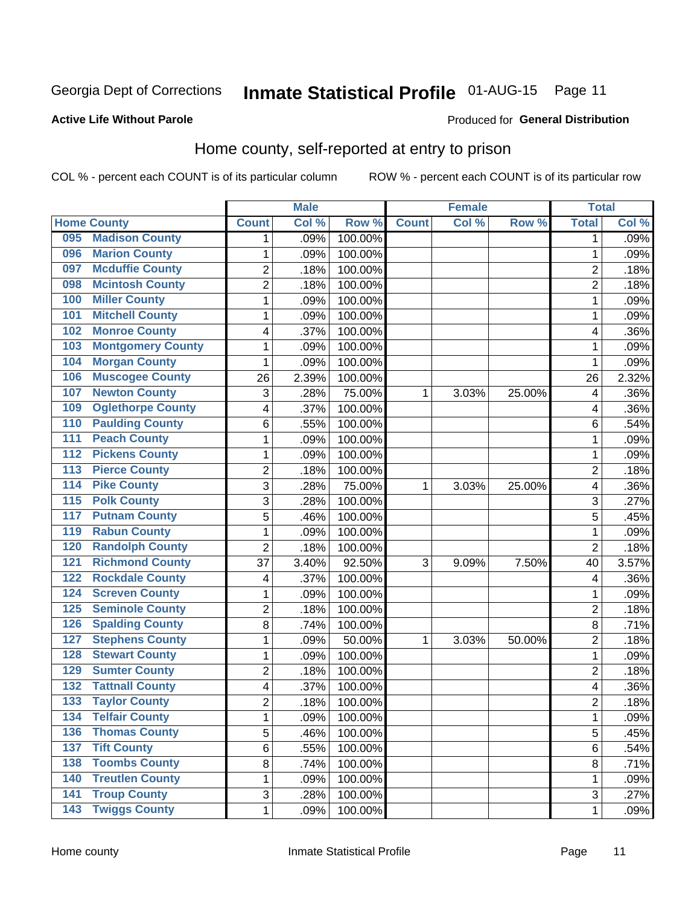Georgia Dept of Corrections **Inmate Statistical Profile** 01-AUG-15

**Active Life Without Parole**

Produced for **General Distribution**

## Home county, self-reported at entry to prison

COL % - percent each COUNT is of its particular column ROW % - percent each COUNT is of its particular row

| | | Male | | | Female | | | Total | |
|---|---|---|---|---|---|---|---|---|---|
| Home County | | Count | Col % | Row % | Count | Col % | Row % | Total | Col % |
| 095 | Madison County | 1 | .09% | 100.00% | | | | 1 | .09% |
| 096 | Marion County | 1 | .09% | 100.00% | | | | 1 | .09% |
| 097 | Mcduffie County | 2 | .18% | 100.00% | | | | 2 | .18% |
| 098 | Mcintosh County | 2 | .18% | 100.00% | | | | 2 | .18% |
| 100 | Miller County | 1 | .09% | 100.00% | | | | 1 | .09% |
| 101 | Mitchell County | 1 | .09% | 100.00% | | | | 1 | .09% |
| 102 | Monroe County | 4 | .37% | 100.00% | | | | 4 | .36% |
| 103 | Montgomery County | 1 | .09% | 100.00% | | | | 1 | .09% |
| 104 | Morgan County | 1 | .09% | 100.00% | | | | 1 | .09% |
| 106 | Muscogee County | 26 | 2.39% | 100.00% | | | | 26 | 2.32% |
| 107 | Newton County | 3 | .28% | 75.00% | 1 | 3.03% | 25.00% | 4 | .36% |
| 109 | Oglethorpe County | 4 | .37% | 100.00% | | | | 4 | .36% |
| 110 | Paulding County | 6 | .55% | 100.00% | | | | 6 | .54% |
| 111 | Peach County | 1 | .09% | 100.00% | | | | 1 | .09% |
| 112 | Pickens County | 1 | .09% | 100.00% | | | | 1 | .09% |
| 113 | Pierce County | 2 | .18% | 100.00% | | | | 2 | .18% |
| 114 | Pike County | 3 | .28% | 75.00% | 1 | 3.03% | 25.00% | 4 | .36% |
| 115 | Polk County | 3 | .28% | 100.00% | | | | 3 | .27% |
| 117 | Putnam County | 5 | .46% | 100.00% | | | | 5 | .45% |
| 119 | Rabun County | 1 | .09% | 100.00% | | | | 1 | .09% |
| 120 | Randolph County | 2 | .18% | 100.00% | | | | 2 | .18% |
| 121 | Richmond County | 37 | 3.40% | 92.50% | 3 | 9.09% | 7.50% | 40 | 3.57% |
| 122 | Rockdale County | 4 | .37% | 100.00% | | | | 4 | .36% |
| 124 | Screven County | 1 | .09% | 100.00% | | | | 1 | .09% |
| 125 | Seminole County | 2 | .18% | 100.00% | | | | 2 | .18% |
| 126 | Spalding County | 8 | .74% | 100.00% | | | | 8 | .71% |
| 127 | Stephens County | 1 | .09% | 50.00% | 1 | 3.03% | 50.00% | 2 | .18% |
| 128 | Stewart County | 1 | .09% | 100.00% | | | | 1 | .09% |
| 129 | Sumter County | 2 | .18% | 100.00% | | | | 2 | .18% |
| 132 | Tattnall County | 4 | .37% | 100.00% | | | | 4 | .36% |
| 133 | Taylor County | 2 | .18% | 100.00% | | | | 2 | .18% |
| 134 | Telfair County | 1 | .09% | 100.00% | | | | 1 | .09% |
| 136 | Thomas County | 5 | .46% | 100.00% | | | | 5 | .45% |
| 137 | Tift County | 6 | .55% | 100.00% | | | | 6 | .54% |
| 138 | Toombs County | 8 | .74% | 100.00% | | | | 8 | .71% |
| 140 | Treutlen County | 1 | .09% | 100.00% | | | | 1 | .09% |
| 141 | Troup County | 3 | .28% | 100.00% | | | | 3 | .27% |
| 143 | Twiggs County | 1 | .09% | 100.00% | | | | 1 | .09% |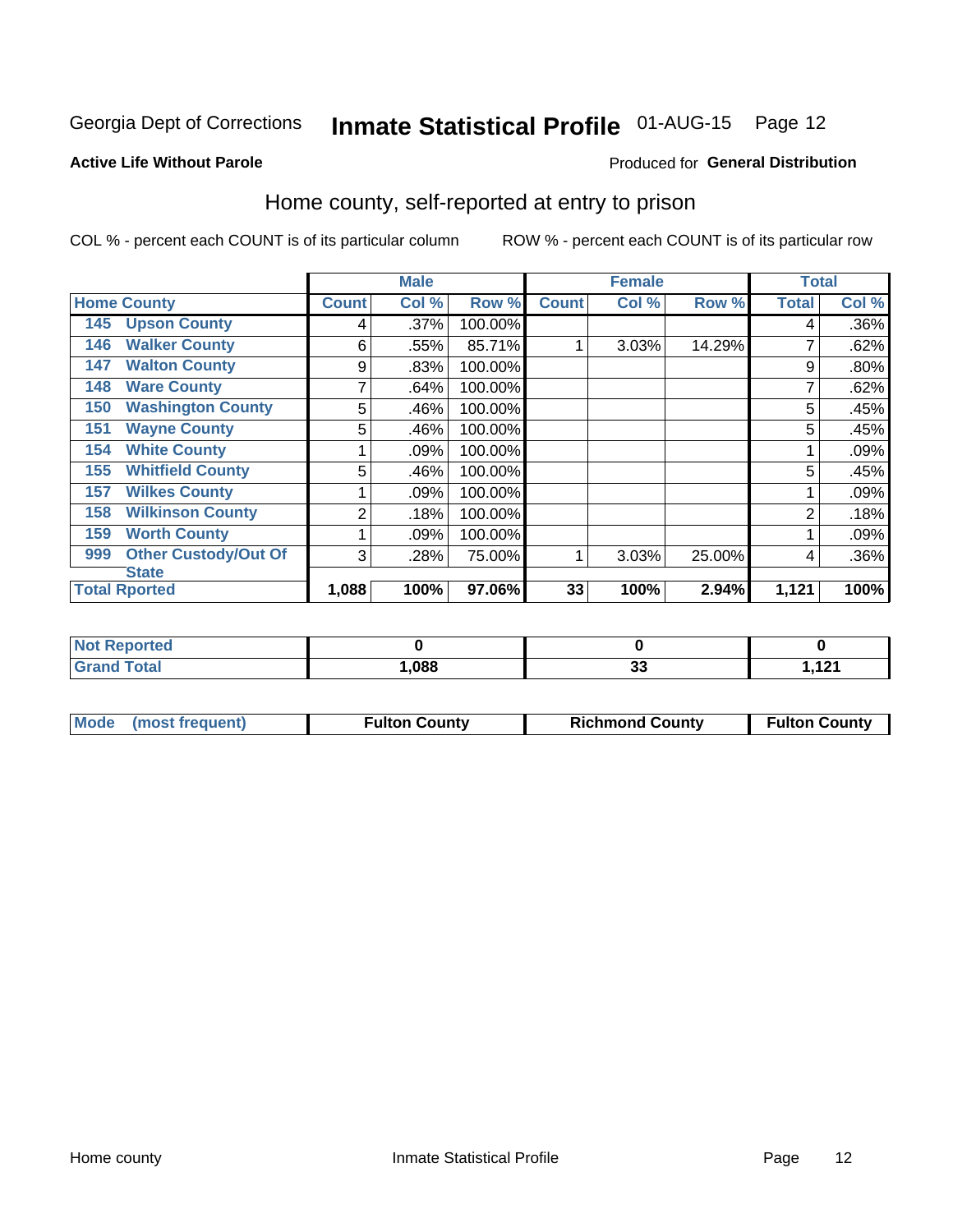Georgia Dept of Corrections **Inmate Statistical Profile** 01-AUG-15 Page 12

**Active Life Without Parole**

Produced for **General Distribution**

## Home county, self-reported at entry to prison

COL % - percent each COUNT is of its particular column ROW % - percent each COUNT is of its particular row

| | | Male | | | Female | | | Total | |
|---|---|---|---|---|---|---|---|---|---|
| **Home County** | | **Count** | **Col %** | **Row %** | **Count** | **Col %** | **Row %** | **Total** | **Col %** |
| 145 | Upson County | 4 | .37% | 100.00% | | | | 4 | .36% |
| 146 | Walker County | 6 | .55% | 85.71% | 1 | 3.03% | 14.29% | 7 | .62% |
| 147 | Walton County | 9 | .83% | 100.00% | | | | 9 | .80% |
| 148 | Ware County | 7 | .64% | 100.00% | | | | 7 | .62% |
| 150 | Washington County | 5 | .46% | 100.00% | | | | 5 | .45% |
| 151 | Wayne County | 5 | .46% | 100.00% | | | | 5 | .45% |
| 154 | White County | 1 | .09% | 100.00% | | | | 1 | .09% |
| 155 | Whitfield County | 5 | .46% | 100.00% | | | | 5 | .45% |
| 157 | Wilkes County | 1 | .09% | 100.00% | | | | 1 | .09% |
| 158 | Wilkinson County | 2 | .18% | 100.00% | | | | 2 | .18% |
| 159 | Worth County | 1 | .09% | 100.00% | | | | 1 | .09% |
| 999 | Other Custody/Out Of State | 3 | .28% | 75.00% | 1 | 3.03% | 25.00% | 4 | .36% |
| **Total Rported** | | **1,088** | **100%** | **97.06%** | **33** | **100%** | **2.94%** | **1,121** | **100%** |

| | Male | Female | Total |
|---|---|---|---|
| **Not Reported** | **0** | **0** | **0** |
| **Grand Total** | **1,088** | **33** | **1,121** |

| | Male | Female | Total |
|---|---|---|---|
| **Mode (most frequent)** | **Fulton County** | **Richmond County** | **Fulton County** |

Home county Inmate Statistical Profile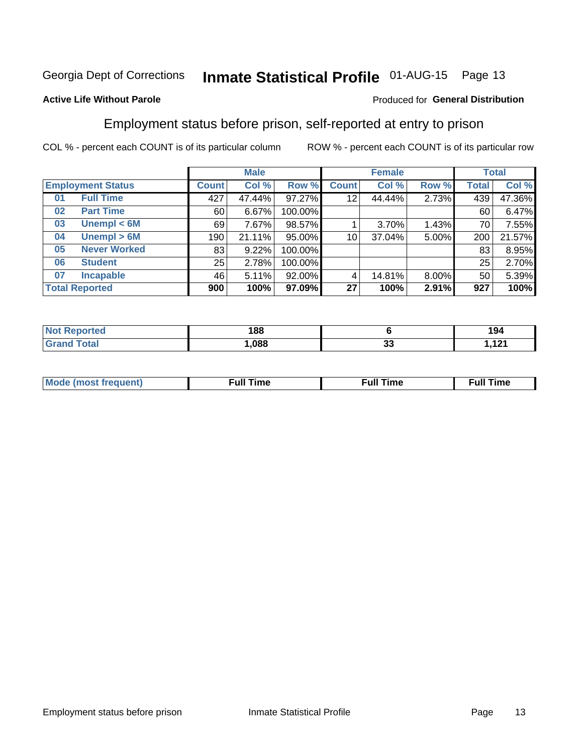Georgia Dept of Corrections **Inmate Statistical Profile** 01-AUG-15 Page 13

**Active Life Without Parole**

Produced for **General Distribution**

## Employment status before prison, self-reported at entry to prison

COL % - percent each COUNT is of its particular column ROW % - percent each COUNT is of its particular row

| Employment Status | | Male | | | Female | | | Total | |
|---|---|---|---|---|---|---|---|---|---|
| | | Count | Col % | Row % | Count | Col % | Row % | Total | Col % |
| 01 | Full Time | 427 | 47.44% | 97.27% | 12 | 44.44% | 2.73% | 439 | 47.36% |
| 02 | Part Time | 60 | 6.67% | 100.00% | | | | 60 | 6.47% |
| 03 | Unempl < 6M | 69 | 7.67% | 98.57% | 1 | 3.70% | 1.43% | 70 | 7.55% |
| 04 | Unempl > 6M | 190 | 21.11% | 95.00% | 10 | 37.04% | 5.00% | 200 | 21.57% |
| 05 | Never Worked | 83 | 9.22% | 100.00% | | | | 83 | 8.95% |
| 06 | Student | 25 | 2.78% | 100.00% | | | | 25 | 2.70% |
| 07 | Incapable | 46 | 5.11% | 92.00% | 4 | 14.81% | 8.00% | 50 | 5.39% |
| **Total Reported** | | **900** | **100%** | **97.09%** | **27** | **100%** | **2.91%** | **927** | **100%** |

| | Male | Female | Total |
|---|---|---|---|
| Not Reported | **188** | **6** | **194** |
| Grand Total | **1,088** | **33** | **1,121** |

| | Male | Female | Total |
|---|---|---|---|
| Mode (most frequent) | **Full Time** | **Full Time** | **Full Time** |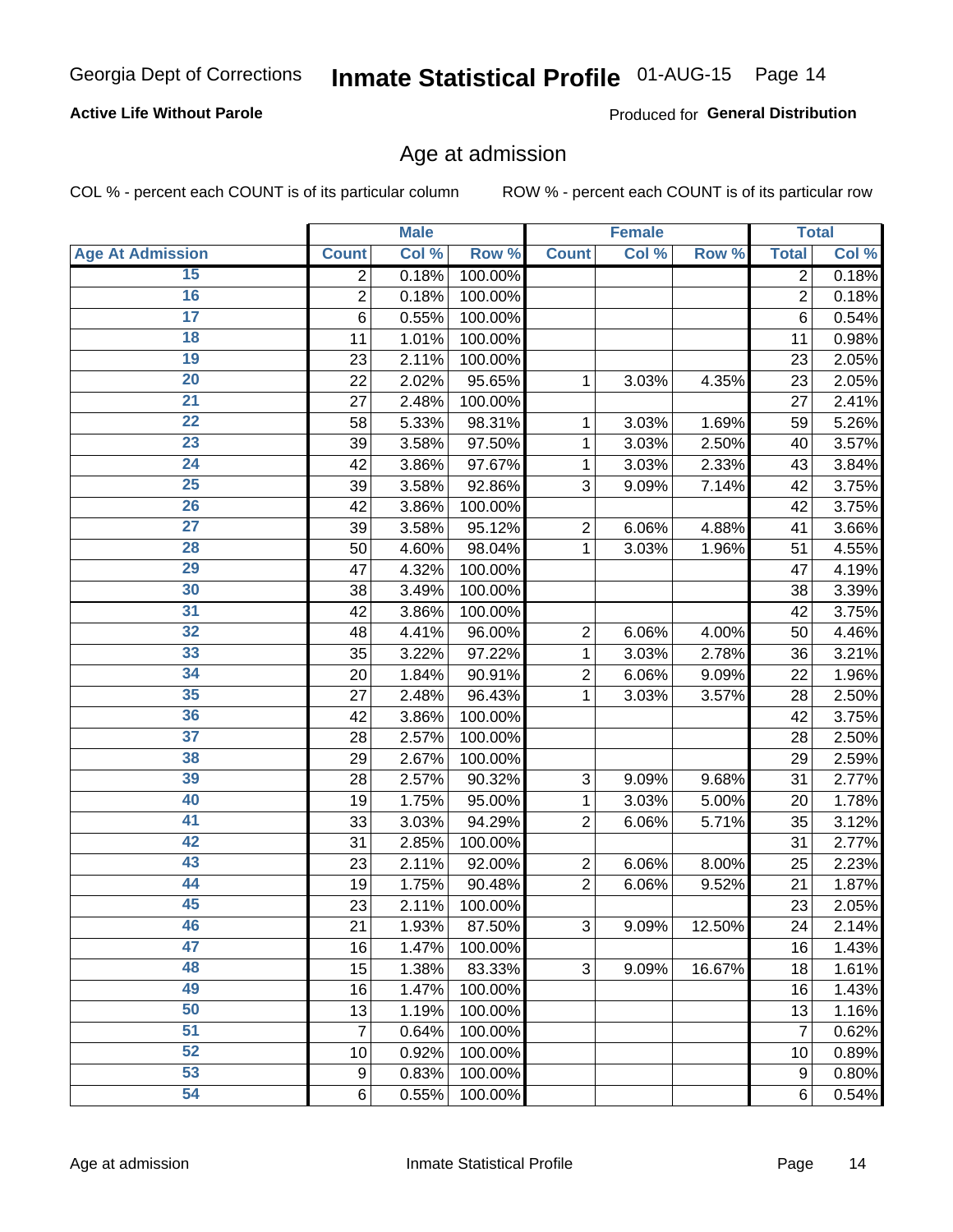Georgia Dept of Corrections **Inmate Statistical Profile** 01-AUG-15

**Active Life Without Parole**

Produced for **General Distribution**

## Age at admission

COL % - percent each COUNT is of its particular column ROW % - percent each COUNT is of its particular row

| | Male | | | Female | | | Total | |
|---|---|---|---|---|---|---|---|---|
| Age At Admission | Count | Col % | Row % | Count | Col % | Row % | Total | Col % |
| 15 | 2 | 0.18% | 100.00% | | | | 2 | 0.18% |
| 16 | 2 | 0.18% | 100.00% | | | | 2 | 0.18% |
| 17 | 6 | 0.55% | 100.00% | | | | 6 | 0.54% |
| 18 | 11 | 1.01% | 100.00% | | | | 11 | 0.98% |
| 19 | 23 | 2.11% | 100.00% | | | | 23 | 2.05% |
| 20 | 22 | 2.02% | 95.65% | 1 | 3.03% | 4.35% | 23 | 2.05% |
| 21 | 27 | 2.48% | 100.00% | | | | 27 | 2.41% |
| 22 | 58 | 5.33% | 98.31% | 1 | 3.03% | 1.69% | 59 | 5.26% |
| 23 | 39 | 3.58% | 97.50% | 1 | 3.03% | 2.50% | 40 | 3.57% |
| 24 | 42 | 3.86% | 97.67% | 1 | 3.03% | 2.33% | 43 | 3.84% |
| 25 | 39 | 3.58% | 92.86% | 3 | 9.09% | 7.14% | 42 | 3.75% |
| 26 | 42 | 3.86% | 100.00% | | | | 42 | 3.75% |
| 27 | 39 | 3.58% | 95.12% | 2 | 6.06% | 4.88% | 41 | 3.66% |
| 28 | 50 | 4.60% | 98.04% | 1 | 3.03% | 1.96% | 51 | 4.55% |
| 29 | 47 | 4.32% | 100.00% | | | | 47 | 4.19% |
| 30 | 38 | 3.49% | 100.00% | | | | 38 | 3.39% |
| 31 | 42 | 3.86% | 100.00% | | | | 42 | 3.75% |
| 32 | 48 | 4.41% | 96.00% | 2 | 6.06% | 4.00% | 50 | 4.46% |
| 33 | 35 | 3.22% | 97.22% | 1 | 3.03% | 2.78% | 36 | 3.21% |
| 34 | 20 | 1.84% | 90.91% | 2 | 6.06% | 9.09% | 22 | 1.96% |
| 35 | 27 | 2.48% | 96.43% | 1 | 3.03% | 3.57% | 28 | 2.50% |
| 36 | 42 | 3.86% | 100.00% | | | | 42 | 3.75% |
| 37 | 28 | 2.57% | 100.00% | | | | 28 | 2.50% |
| 38 | 29 | 2.67% | 100.00% | | | | 29 | 2.59% |
| 39 | 28 | 2.57% | 90.32% | 3 | 9.09% | 9.68% | 31 | 2.77% |
| 40 | 19 | 1.75% | 95.00% | 1 | 3.03% | 5.00% | 20 | 1.78% |
| 41 | 33 | 3.03% | 94.29% | 2 | 6.06% | 5.71% | 35 | 3.12% |
| 42 | 31 | 2.85% | 100.00% | | | | 31 | 2.77% |
| 43 | 23 | 2.11% | 92.00% | 2 | 6.06% | 8.00% | 25 | 2.23% |
| 44 | 19 | 1.75% | 90.48% | 2 | 6.06% | 9.52% | 21 | 1.87% |
| 45 | 23 | 2.11% | 100.00% | | | | 23 | 2.05% |
| 46 | 21 | 1.93% | 87.50% | 3 | 9.09% | 12.50% | 24 | 2.14% |
| 47 | 16 | 1.47% | 100.00% | | | | 16 | 1.43% |
| 48 | 15 | 1.38% | 83.33% | 3 | 9.09% | 16.67% | 18 | 1.61% |
| 49 | 16 | 1.47% | 100.00% | | | | 16 | 1.43% |
| 50 | 13 | 1.19% | 100.00% | | | | 13 | 1.16% |
| 51 | 7 | 0.64% | 100.00% | | | | 7 | 0.62% |
| 52 | 10 | 0.92% | 100.00% | | | | 10 | 0.89% |
| 53 | 9 | 0.83% | 100.00% | | | | 9 | 0.80% |
| 54 | 6 | 0.55% | 100.00% | | | | 6 | 0.54% |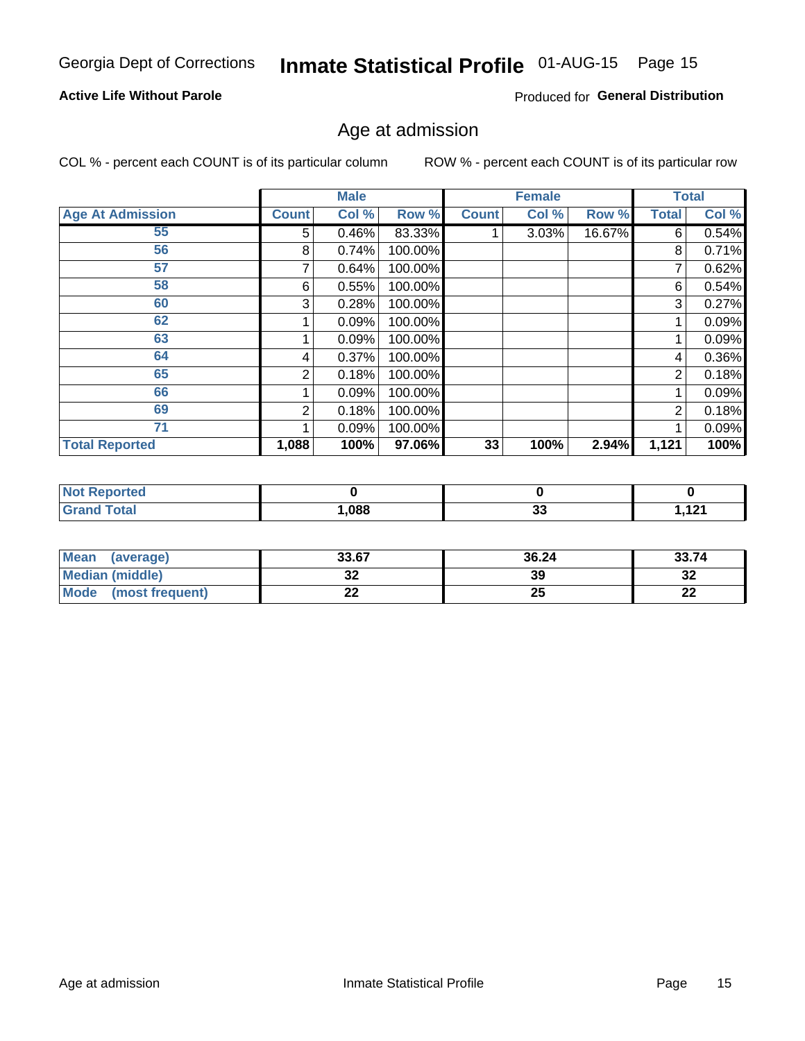Georgia Dept of Corrections **Inmate Statistical Profile** 01-AUG-15

**Active Life Without Parole**

Produced for **General Distribution**

## Age at admission

COL % - percent each COUNT is of its particular column

ROW % - percent each COUNT is of its particular row

| | Male | | | Female | | | Total | |
|---|---|---|---|---|---|---|---|---|
| **Age At Admission** | **Count** | **Col %** | **Row %** | **Count** | **Col %** | **Row %** | **Total** | **Col %** |
| 55 | 5 | 0.46% | 83.33% | 1 | 3.03% | 16.67% | 6 | 0.54% |
| 56 | 8 | 0.74% | 100.00% | | | | 8 | 0.71% |
| 57 | 7 | 0.64% | 100.00% | | | | 7 | 0.62% |
| 58 | 6 | 0.55% | 100.00% | | | | 6 | 0.54% |
| 60 | 3 | 0.28% | 100.00% | | | | 3 | 0.27% |
| 62 | 1 | 0.09% | 100.00% | | | | 1 | 0.09% |
| 63 | 1 | 0.09% | 100.00% | | | | 1 | 0.09% |
| 64 | 4 | 0.37% | 100.00% | | | | 4 | 0.36% |
| 65 | 2 | 0.18% | 100.00% | | | | 2 | 0.18% |
| 66 | 1 | 0.09% | 100.00% | | | | 1 | 0.09% |
| 69 | 2 | 0.18% | 100.00% | | | | 2 | 0.18% |
| 71 | 1 | 0.09% | 100.00% | | | | 1 | 0.09% |
| **Total Reported** | **1,088** | **100%** | **97.06%** | **33** | **100%** | **2.94%** | **1,121** | **100%** |

| | Male | Female | Total |
|---|---|---|---|
| **Not Reported** | **0** | **0** | **0** |
| **Grand Total** | **1,088** | **33** | **1,121** |

| | Male | Female | Total |
|---|---|---|---|
| **Mean (average)** | **33.67** | **36.24** | **33.74** |
| **Median (middle)** | **32** | **39** | **32** |
| **Mode (most frequent)** | **22** | **25** | **22** |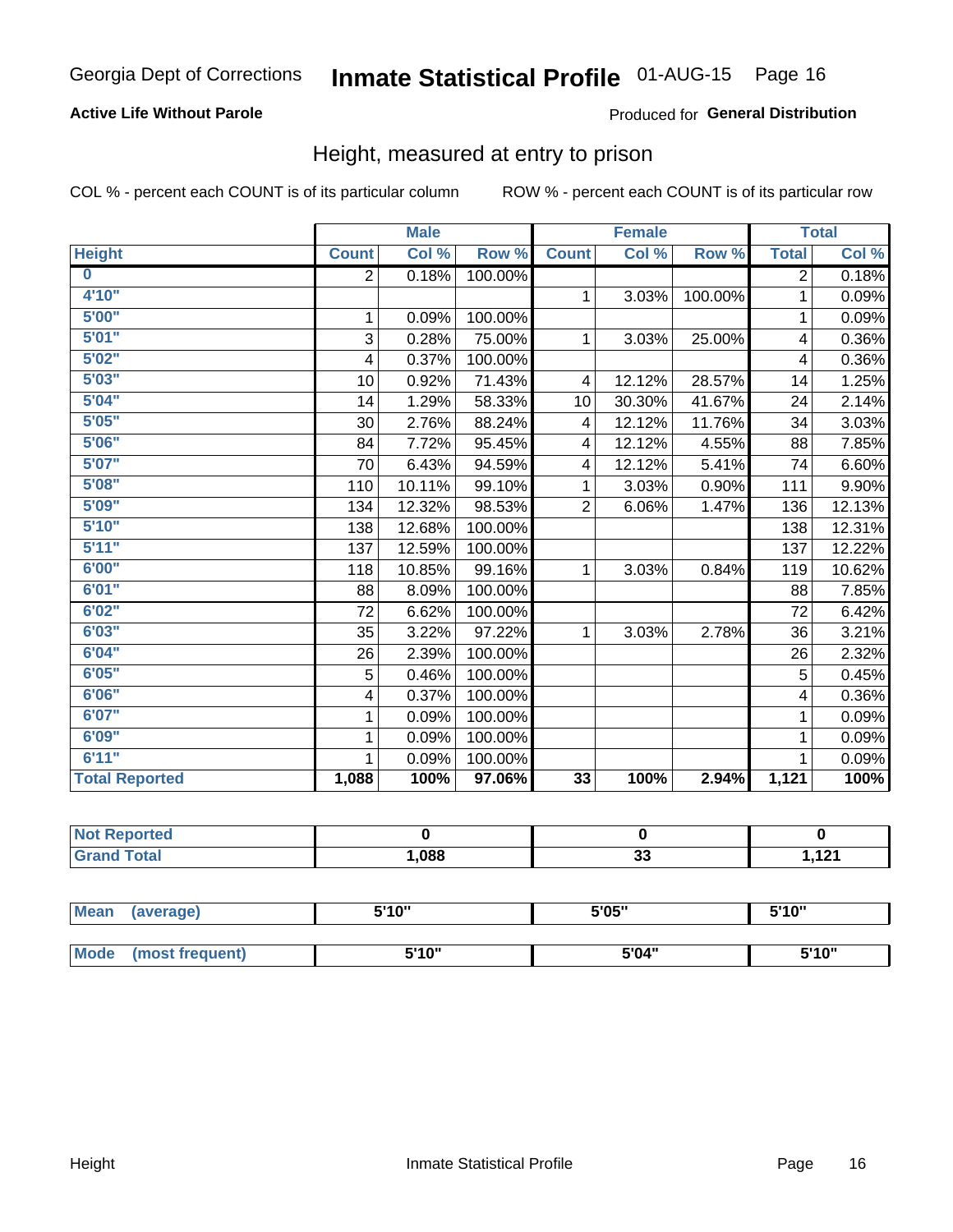Georgia Dept of Corrections **Inmate Statistical Profile** 01-AUG-15

**Active Life Without Parole**

Produced for **General Distribution**

## Height, measured at entry to prison

COL % - percent each COUNT is of its particular column ROW % - percent each COUNT is of its particular row

| | Male | | | Female | | | Total | |
|---|---|---|---|---|---|---|---|---|
| **Height** | **Count** | **Col %** | **Row %** | **Count** | **Col %** | **Row %** | **Total** | **Col %** |
| **0** | 2 | 0.18% | 100.00% | | | | 2 | 0.18% |
| **4'10"** | | | | 1 | 3.03% | 100.00% | 1 | 0.09% |
| **5'00"** | 1 | 0.09% | 100.00% | | | | 1 | 0.09% |
| **5'01"** | 3 | 0.28% | 75.00% | 1 | 3.03% | 25.00% | 4 | 0.36% |
| **5'02"** | 4 | 0.37% | 100.00% | | | | 4 | 0.36% |
| **5'03"** | 10 | 0.92% | 71.43% | 4 | 12.12% | 28.57% | 14 | 1.25% |
| **5'04"** | 14 | 1.29% | 58.33% | 10 | 30.30% | 41.67% | 24 | 2.14% |
| **5'05"** | 30 | 2.76% | 88.24% | 4 | 12.12% | 11.76% | 34 | 3.03% |
| **5'06"** | 84 | 7.72% | 95.45% | 4 | 12.12% | 4.55% | 88 | 7.85% |
| **5'07"** | 70 | 6.43% | 94.59% | 4 | 12.12% | 5.41% | 74 | 6.60% |
| **5'08"** | 110 | 10.11% | 99.10% | 1 | 3.03% | 0.90% | 111 | 9.90% |
| **5'09"** | 134 | 12.32% | 98.53% | 2 | 6.06% | 1.47% | 136 | 12.13% |
| **5'10"** | 138 | 12.68% | 100.00% | | | | 138 | 12.31% |
| **5'11"** | 137 | 12.59% | 100.00% | | | | 137 | 12.22% |
| **6'00"** | 118 | 10.85% | 99.16% | 1 | 3.03% | 0.84% | 119 | 10.62% |
| **6'01"** | 88 | 8.09% | 100.00% | | | | 88 | 7.85% |
| **6'02"** | 72 | 6.62% | 100.00% | | | | 72 | 6.42% |
| **6'03"** | 35 | 3.22% | 97.22% | 1 | 3.03% | 2.78% | 36 | 3.21% |
| **6'04"** | 26 | 2.39% | 100.00% | | | | 26 | 2.32% |
| **6'05"** | 5 | 0.46% | 100.00% | | | | 5 | 0.45% |
| **6'06"** | 4 | 0.37% | 100.00% | | | | 4 | 0.36% |
| **6'07"** | 1 | 0.09% | 100.00% | | | | 1 | 0.09% |
| **6'09"** | 1 | 0.09% | 100.00% | | | | 1 | 0.09% |
| **6'11"** | 1 | 0.09% | 100.00% | | | | 1 | 0.09% |
| **Total Reported** | **1,088** | **100%** | **97.06%** | **33** | **100%** | **2.94%** | **1,121** | **100%** |

| | Male | Female | Total |
|---|---|---|---|
| **Not Reported** | **0** | **0** | **0** |
| **Grand Total** | **1,088** | **33** | **1,121** |

| | Male | Female | Total |
|---|---|---|---|
| **Mean (average)** | **5'10"** | **5'05"** | **5'10"** |
| **Mode (most frequent)** | **5'10"** | **5'04"** | **5'10"** |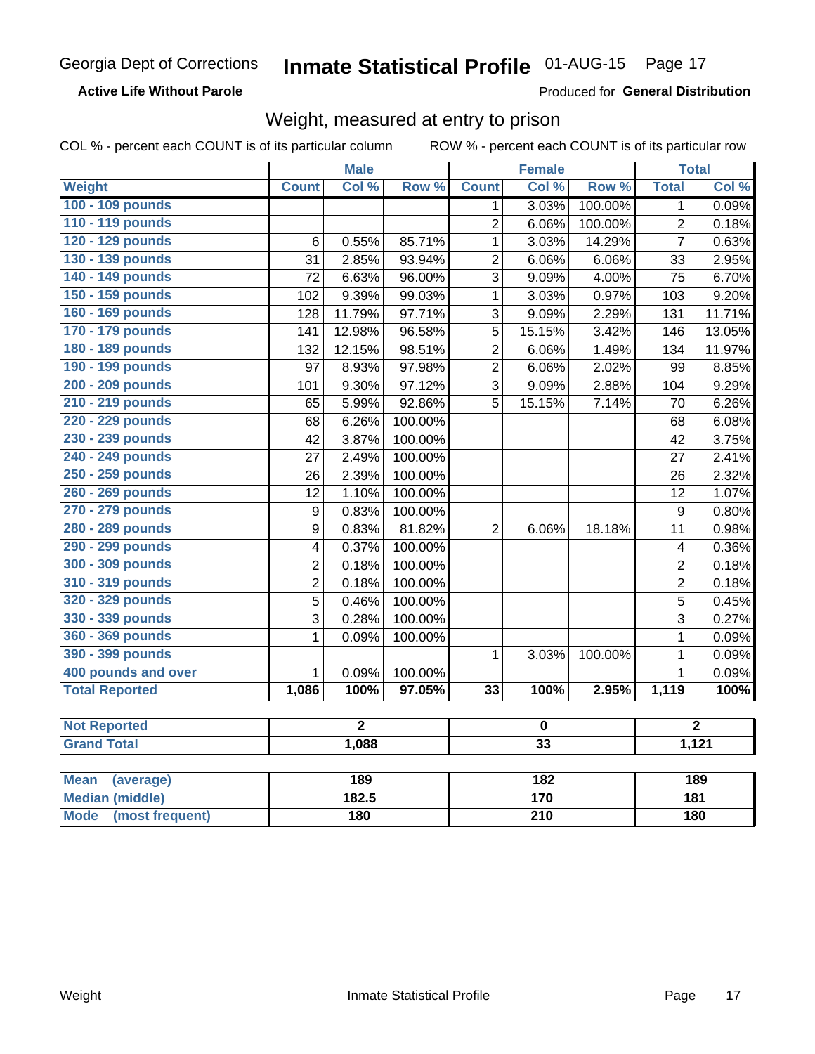Georgia Dept of Corrections **Inmate Statistical Profile** 01-AUG-15

**Active Life Without Parole**

Produced for **General Distribution**

## Weight, measured at entry to prison

COL % - percent each COUNT is of its particular column ROW % - percent each COUNT is of its particular row

| | Male | | | Female | | | Total | |
|---|---|---|---|---|---|---|---|---|
| **Weight** | **Count** | **Col %** | **Row %** | **Count** | **Col %** | **Row %** | **Total** | **Col %** |
| 100 - 109 pounds | | | | 1 | 3.03% | 100.00% | 1 | 0.09% |
| 110 - 119 pounds | | | | 2 | 6.06% | 100.00% | 2 | 0.18% |
| 120 - 129 pounds | 6 | 0.55% | 85.71% | 1 | 3.03% | 14.29% | 7 | 0.63% |
| 130 - 139 pounds | 31 | 2.85% | 93.94% | 2 | 6.06% | 6.06% | 33 | 2.95% |
| 140 - 149 pounds | 72 | 6.63% | 96.00% | 3 | 9.09% | 4.00% | 75 | 6.70% |
| 150 - 159 pounds | 102 | 9.39% | 99.03% | 1 | 3.03% | 0.97% | 103 | 9.20% |
| 160 - 169 pounds | 128 | 11.79% | 97.71% | 3 | 9.09% | 2.29% | 131 | 11.71% |
| 170 - 179 pounds | 141 | 12.98% | 96.58% | 5 | 15.15% | 3.42% | 146 | 13.05% |
| 180 - 189 pounds | 132 | 12.15% | 98.51% | 2 | 6.06% | 1.49% | 134 | 11.97% |
| 190 - 199 pounds | 97 | 8.93% | 97.98% | 2 | 6.06% | 2.02% | 99 | 8.85% |
| 200 - 209 pounds | 101 | 9.30% | 97.12% | 3 | 9.09% | 2.88% | 104 | 9.29% |
| 210 - 219 pounds | 65 | 5.99% | 92.86% | 5 | 15.15% | 7.14% | 70 | 6.26% |
| 220 - 229 pounds | 68 | 6.26% | 100.00% | | | | 68 | 6.08% |
| 230 - 239 pounds | 42 | 3.87% | 100.00% | | | | 42 | 3.75% |
| 240 - 249 pounds | 27 | 2.49% | 100.00% | | | | 27 | 2.41% |
| 250 - 259 pounds | 26 | 2.39% | 100.00% | | | | 26 | 2.32% |
| 260 - 269 pounds | 12 | 1.10% | 100.00% | | | | 12 | 1.07% |
| 270 - 279 pounds | 9 | 0.83% | 100.00% | | | | 9 | 0.80% |
| 280 - 289 pounds | 9 | 0.83% | 81.82% | 2 | 6.06% | 18.18% | 11 | 0.98% |
| 290 - 299 pounds | 4 | 0.37% | 100.00% | | | | 4 | 0.36% |
| 300 - 309 pounds | 2 | 0.18% | 100.00% | | | | 2 | 0.18% |
| 310 - 319 pounds | 2 | 0.18% | 100.00% | | | | 2 | 0.18% |
| 320 - 329 pounds | 5 | 0.46% | 100.00% | | | | 5 | 0.45% |
| 330 - 339 pounds | 3 | 0.28% | 100.00% | | | | 3 | 0.27% |
| 360 - 369 pounds | 1 | 0.09% | 100.00% | | | | 1 | 0.09% |
| 390 - 399 pounds | | | | 1 | 3.03% | 100.00% | 1 | 0.09% |
| 400 pounds and over | 1 | 0.09% | 100.00% | | | | 1 | 0.09% |
| **Total Reported** | **1,086** | **100%** | **97.05%** | **33** | **100%** | **2.95%** | **1,119** | **100%** |

| | Male | Female | Total |
|---|---|---|---|
| **Not Reported** | **2** | **0** | **2** |
| **Grand Total** | **1,088** | **33** | **1,121** |

| | Male | Female | Total |
|---|---|---|---|
| **Mean (average)** | **189** | **182** | **189** |
| **Median (middle)** | **182.5** | **170** | **181** |
| **Mode (most frequent)** | **180** | **210** | **180** |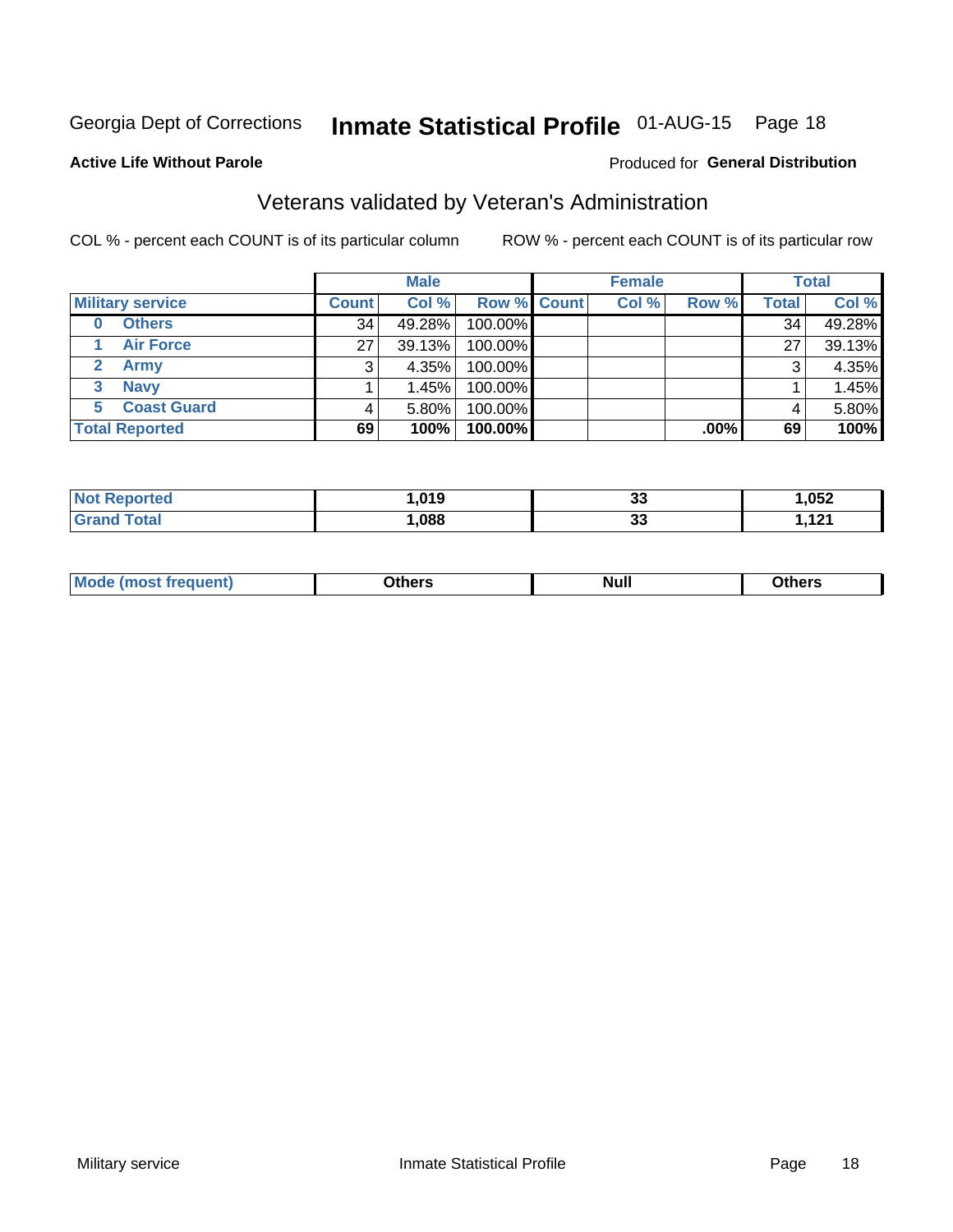Georgia Dept of Corrections **Inmate Statistical Profile** 01-AUG-15 Page 18

**Active Life Without Parole**

Produced for **General Distribution**

## Veterans validated by Veteran's Administration

COL % - percent each COUNT is of its particular column

ROW % - percent each COUNT is of its particular row

| | Male | | | Female | | | Total | |
|---|---|---|---|---|---|---|---|---|
| **Military service** | **Count** | **Col %** | **Row %** | **Count** | **Col %** | **Row %** | **Total** | **Col %** |
| 0 Others | 34 | 49.28% | 100.00% | | | | 34 | 49.28% |
| 1 Air Force | 27 | 39.13% | 100.00% | | | | 27 | 39.13% |
| 2 Army | 3 | 4.35% | 100.00% | | | | 3 | 4.35% |
| 3 Navy | 1 | 1.45% | 100.00% | | | | 1 | 1.45% |
| 5 Coast Guard | 4 | 5.80% | 100.00% | | | | 4 | 5.80% |
| **Total Reported** | **69** | **100%** | **100.00%** | | | **.00%** | **69** | **100%** |

| | Male | Female | Total |
|---|---|---|---|
| **Not Reported** | **1,019** | **33** | **1,052** |
| **Grand Total** | **1,088** | **33** | **1,121** |

| | Male | Female | Total |
|---|---|---|---|
| **Mode (most frequent)** | **Others** | **Null** | **Others** |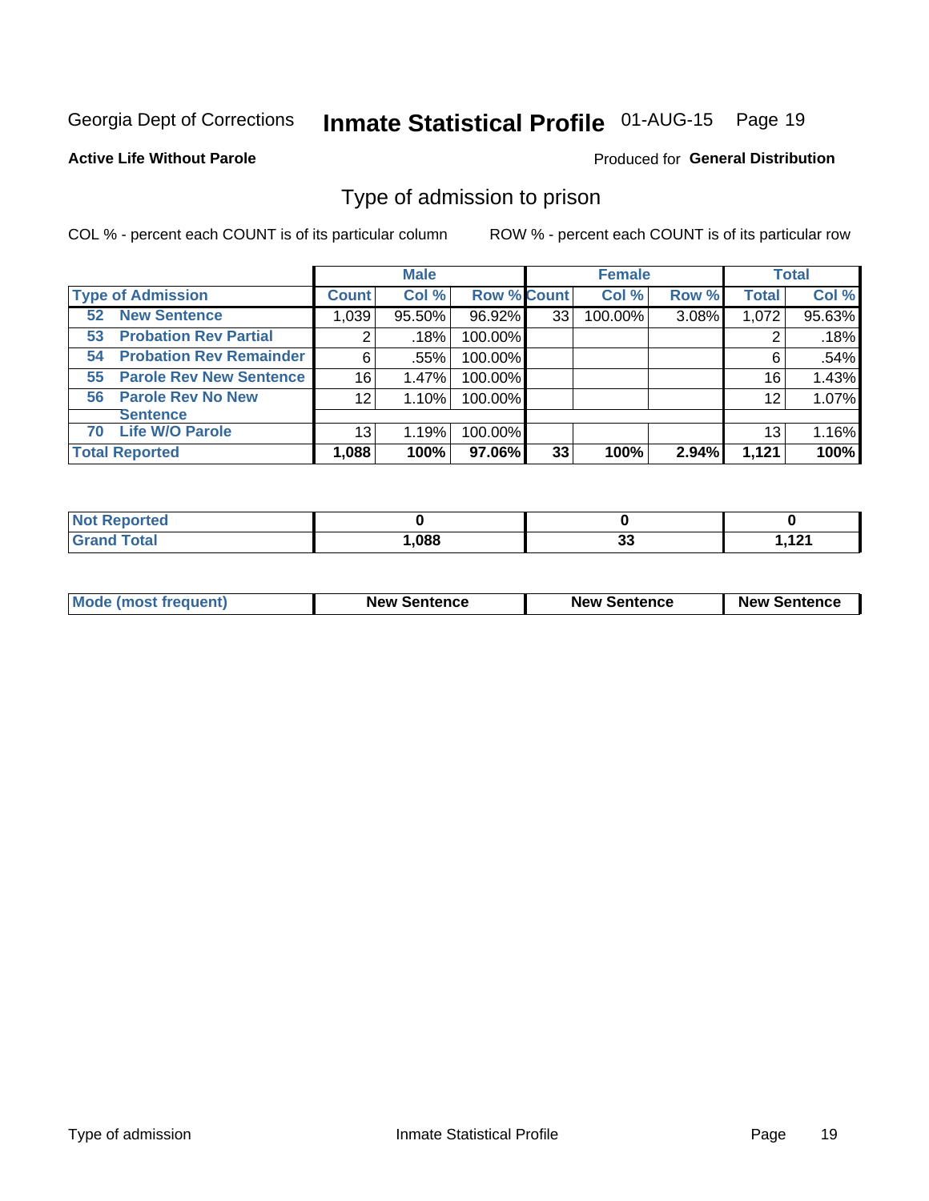Georgia Dept of Corrections **Inmate Statistical Profile** 01-AUG-15

**Active Life Without Parole**

Produced for **General Distribution**

## Type of admission to prison

COL % - percent each COUNT is of its particular column    ROW % - percent each COUNT is of its particular row

| | Male | | | Female | | | Total | |
|---|---|---|---|---|---|---|---|---|
| **Type of Admission** | **Count** | **Col %** | **Row %** | **Count** | **Col %** | **Row %** | **Total** | **Col %** |
| **52 New Sentence** | 1,039 | 95.50% | 96.92% | 33 | 100.00% | 3.08% | 1,072 | 95.63% |
| **53 Probation Rev Partial** | 2 | .18% | 100.00% | | | | 2 | .18% |
| **54 Probation Rev Remainder** | 6 | .55% | 100.00% | | | | 6 | .54% |
| **55 Parole Rev New Sentence** | 16 | 1.47% | 100.00% | | | | 16 | 1.43% |
| **56 Parole Rev No New Sentence** | 12 | 1.10% | 100.00% | | | | 12 | 1.07% |
| **70 Life W/O Parole** | 13 | 1.19% | 100.00% | | | | 13 | 1.16% |
| **Total Reported** | **1,088** | **100%** | **97.06%** | **33** | **100%** | **2.94%** | **1,121** | **100%** |

| | Male | Female | Total |
|---|---|---|---|
| **Not Reported** | **0** | **0** | **0** |
| **Grand Total** | **1,088** | **33** | **1,121** |

| | Male | Female | Total |
|---|---|---|---|
| **Mode (most frequent)** | **New Sentence** | **New Sentence** | **New Sentence** |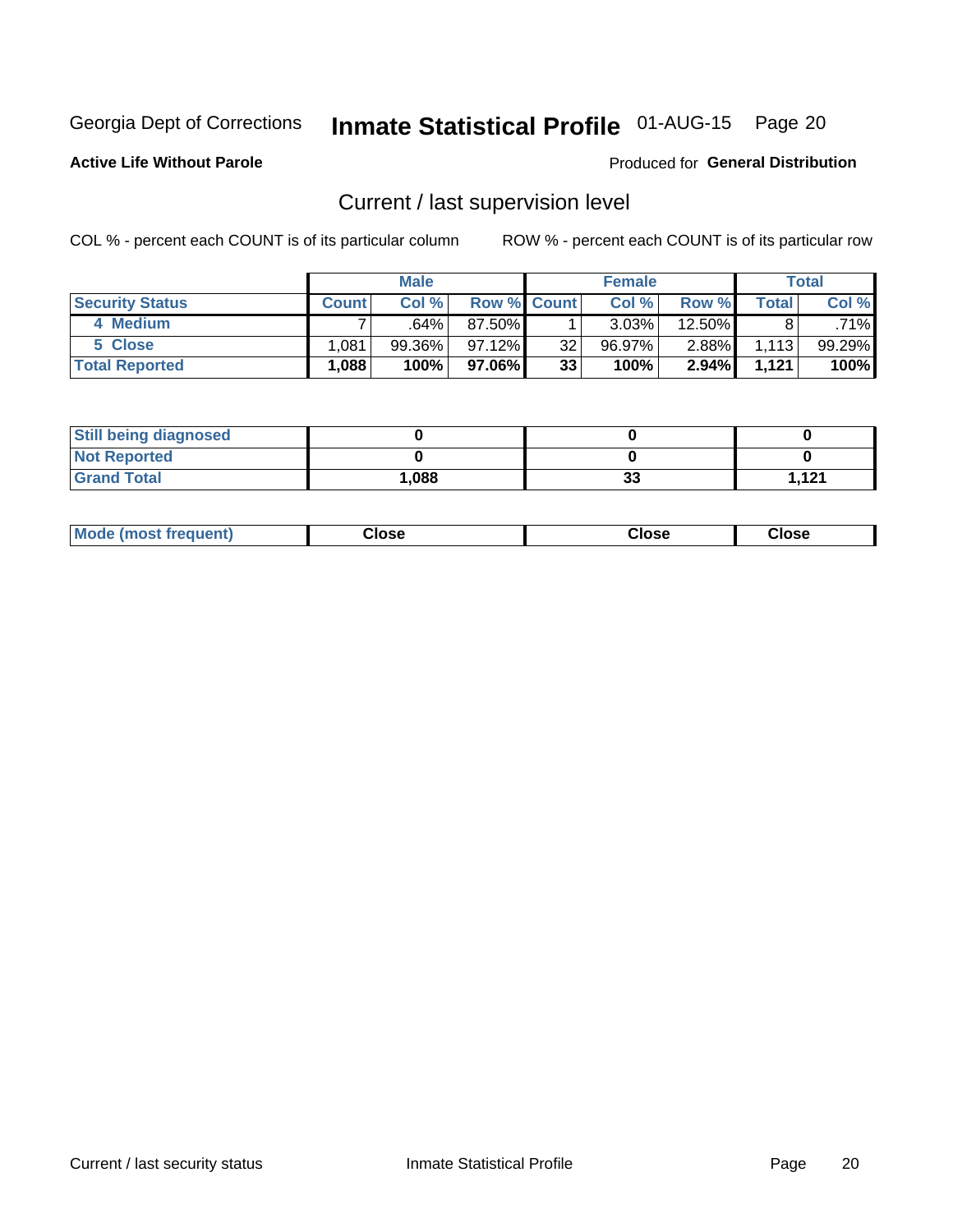Georgia Dept of Corrections **Inmate Statistical Profile** 01-AUG-15

**Active Life Without Parole**

Produced for **General Distribution**

## Current / last supervision level

COL % - percent each COUNT is of its particular column

ROW % - percent each COUNT is of its particular row

| | Male | | | Female | | | Total | |
|---|---|---|---|---|---|---|---|---|
| **Security Status** | **Count** | **Col %** | **Row %** | **Count** | **Col %** | **Row %** | **Total** | **Col %** |
| 4 Medium | 7 | .64% | 87.50% | 1 | 3.03% | 12.50% | 8 | .71% |
| 5 Close | 1,081 | 99.36% | 97.12% | 32 | 96.97% | 2.88% | 1,113 | 99.29% |
| **Total Reported** | **1,088** | **100%** | **97.06%** | **33** | **100%** | **2.94%** | **1,121** | **100%** |

| | | | |
|---|---|---|---|
| **Still being diagnosed** | **0** | **0** | **0** |
| **Not Reported** | **0** | **0** | **0** |
| **Grand Total** | **1,088** | **33** | **1,121** |

| | | | |
|---|---|---|---|
| **Mode (most frequent)** | **Close** | **Close** | **Close** |

Current / last security status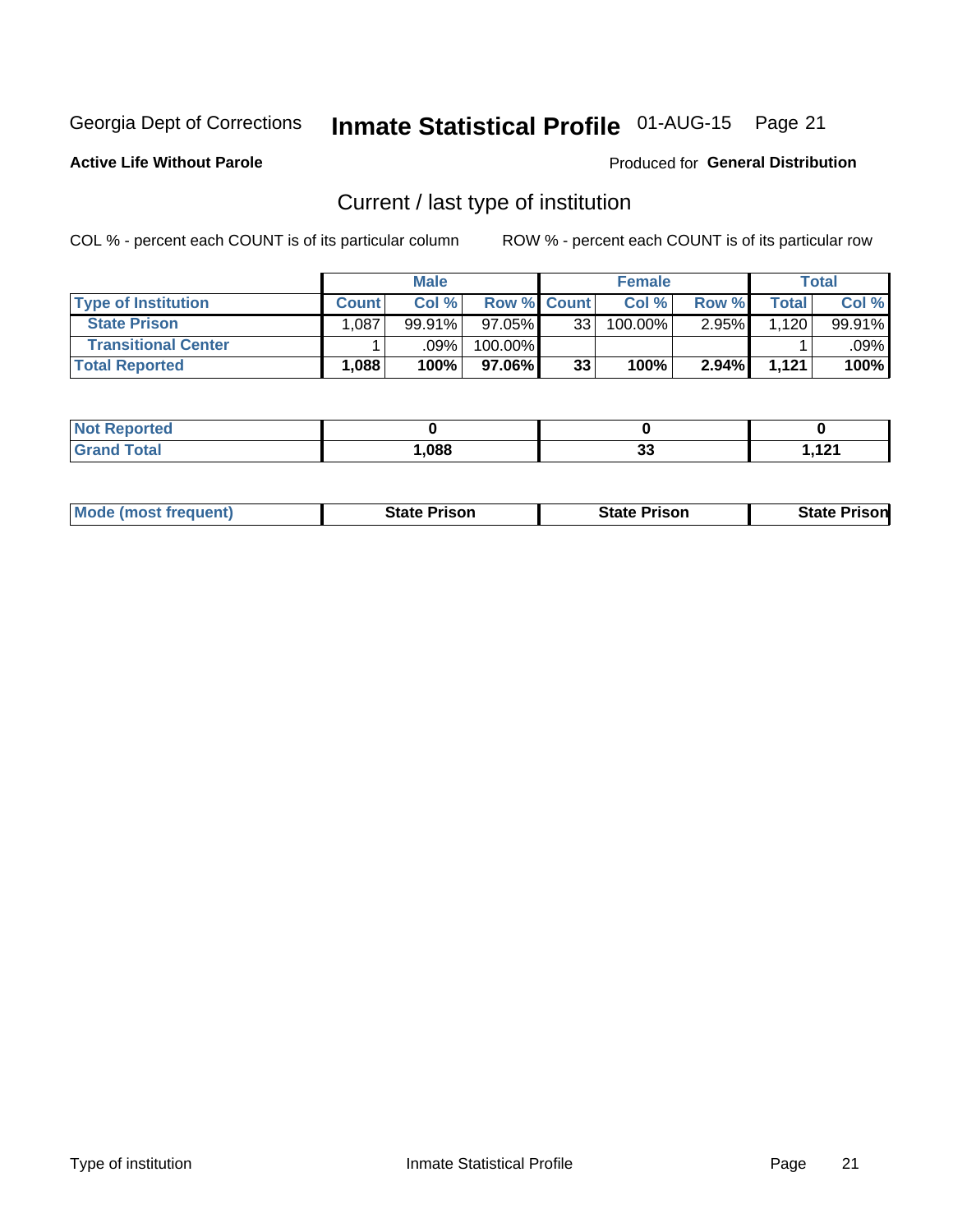Georgia Dept of Corrections **Inmate Statistical Profile** 01-AUG-15

**Active Life Without Parole**

Produced for **General Distribution**

## Current / last type of institution

COL % - percent each COUNT is of its particular column

ROW % - percent each COUNT is of its particular row

| | Male | | | Female | | | Total | |
|---|---|---|---|---|---|---|---|---|
| **Type of Institution** | **Count** | **Col %** | **Row %** | **Count** | **Col %** | **Row %** | **Total** | **Col %** |
| **State Prison** | 1,087 | 99.91% | 97.05% | 33 | 100.00% | 2.95% | 1,120 | 99.91% |
| **Transitional Center** | 1 | .09% | 100.00% | | | | 1 | .09% |
| **Total Reported** | **1,088** | **100%** | **97.06%** | **33** | **100%** | **2.94%** | **1,121** | **100%** |

| | Male | Female | Total |
|---|---|---|---|
| **Not Reported** | **0** | **0** | **0** |
| **Grand Total** | **1,088** | **33** | **1,121** |

| | Male | Female | Total |
|---|---|---|---|
| **Mode (most frequent)** | **State Prison** | **State Prison** | **State Prison** |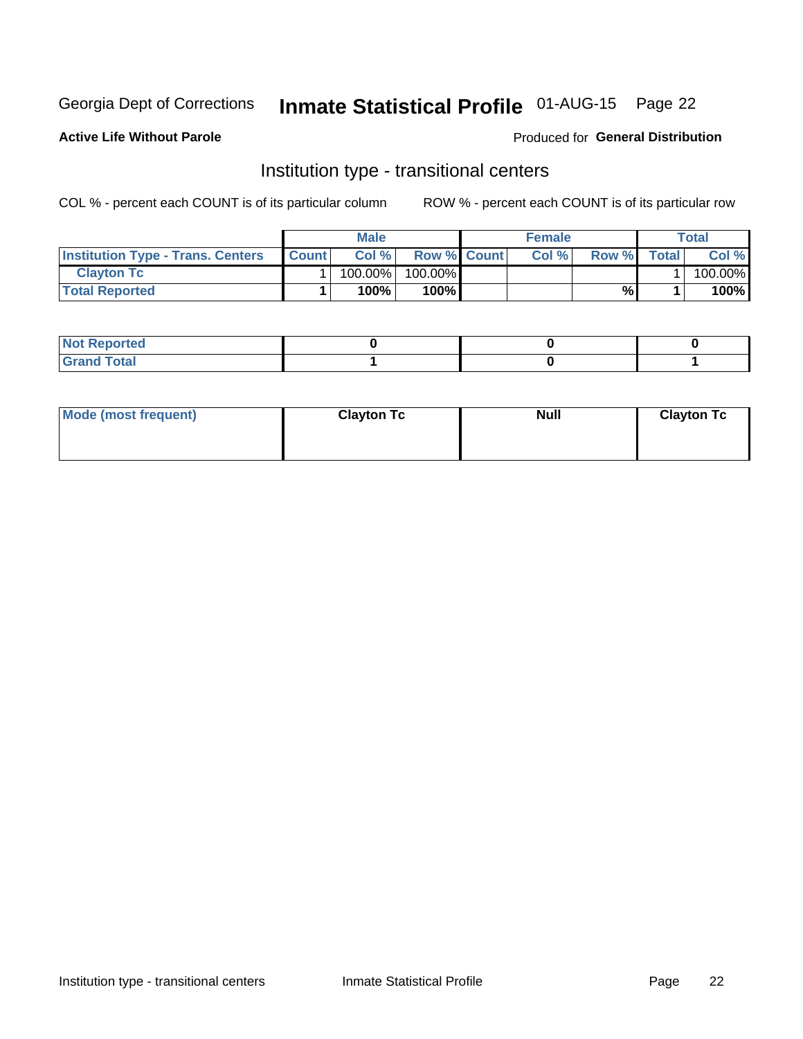Georgia Dept of Corrections **Inmate Statistical Profile** 01-AUG-15

**Active Life Without Parole**

Produced for **General Distribution**

## Institution type - transitional centers

COL % - percent each COUNT is of its particular column

ROW % - percent each COUNT is of its particular row

| | Male | | | Female | | | Total | |
|---|---|---|---|---|---|---|---|---|
| **Institution Type - Trans. Centers** | **Count** | **Col %** | **Row %** | **Count** | **Col %** | **Row %** | **Total** | **Col %** |
| **Clayton Tc** | 1 | 100.00% | 100.00% | | | | 1 | 100.00% |
| **Total Reported** | **1** | **100%** | **100%** | | | **%** | **1** | **100%** |

| | | | |
|---|---|---|---|
| **Not Reported** | **0** | **0** | **0** |
| **Grand Total** | **1** | **0** | **1** |

| | | | |
|---|---|---|---|
| **Mode (most frequent)** | **Clayton Tc** | **Null** | **Clayton Tc** |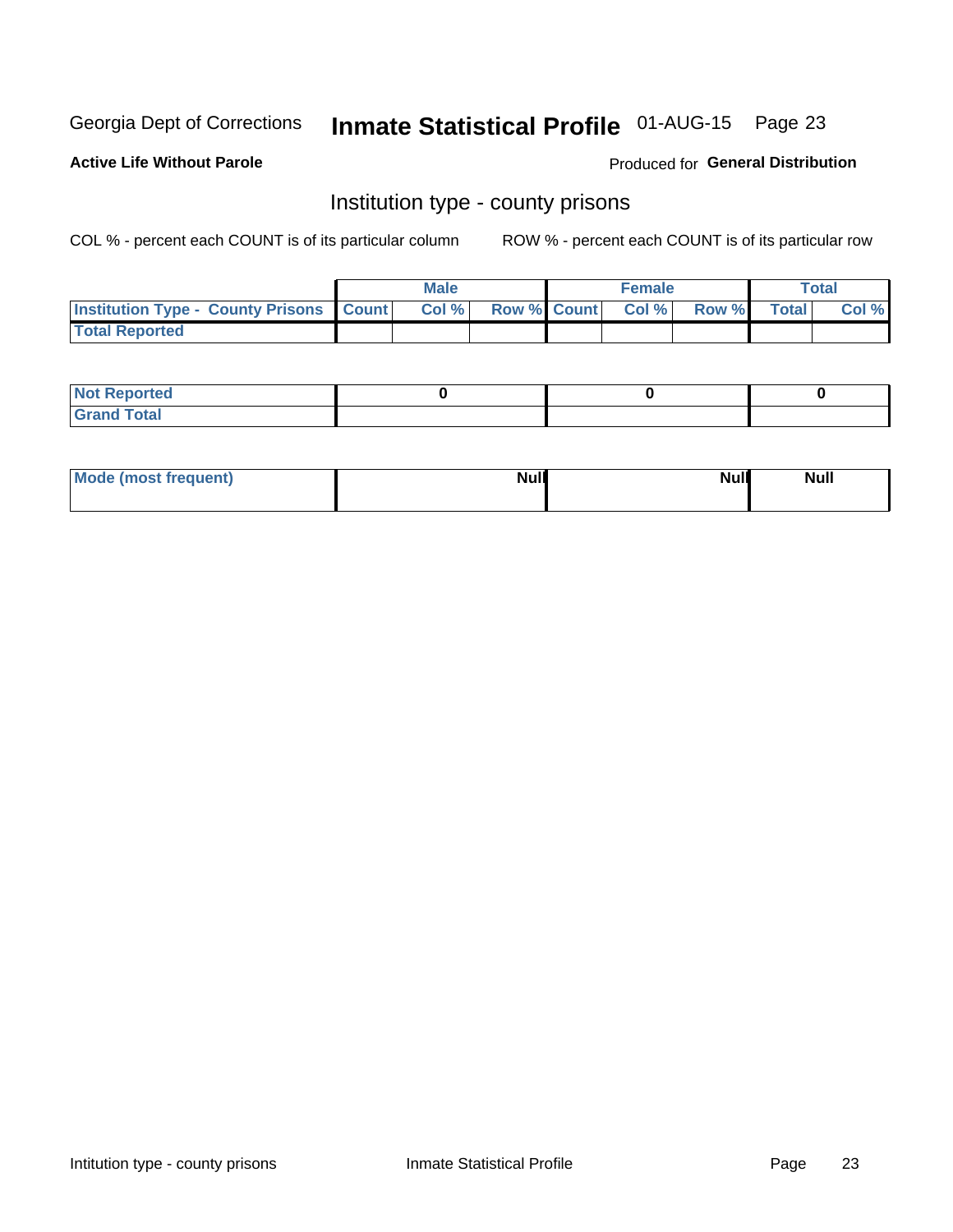Georgia Dept of Corrections **Inmate Statistical Profile** 01-AUG-15

**Active Life Without Parole**

Produced for **General Distribution**

## Institution type - county prisons

COL % - percent each COUNT is of its particular column    ROW % - percent each COUNT is of its particular row

| | Male | | | Female | | | Total | |
|---|---|---|---|---|---|---|---|---|
| **Institution Type - County Prisons** | **Count** | **Col %** | **Row %** | **Count** | **Col %** | **Row %** | **Total** | **Col %** |
| **Total Reported** | | | | | | | | |

| | Male | Female | Total |
|---|---|---|---|
| **Not Reported** | **0** | **0** | **0** |
| **Grand Total** | | | |

| | Male | Female | Total |
|---|---|---|---|
| **Mode (most frequent)** | **Null** | **Null** | **Null** |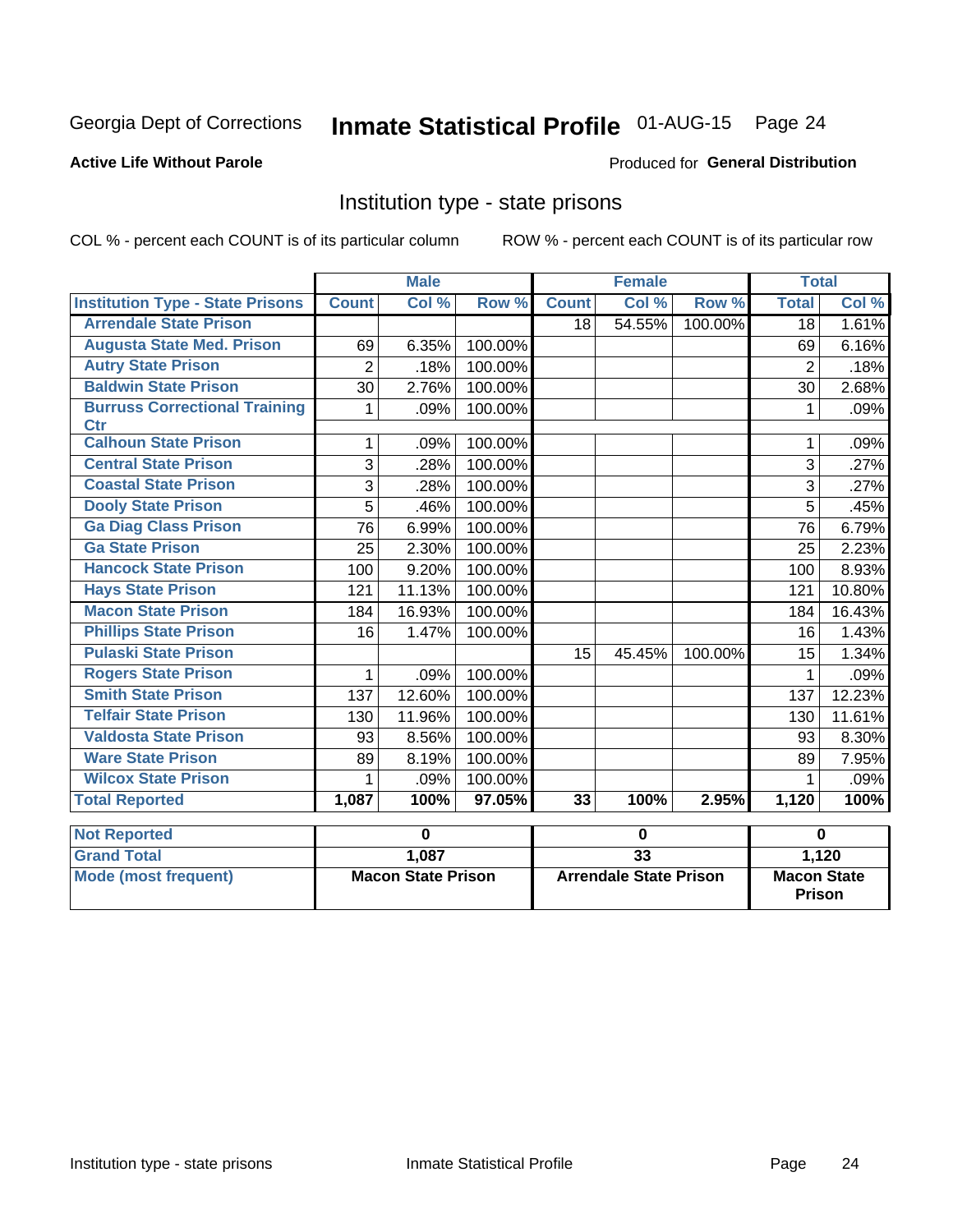Georgia Dept of Corrections **Inmate Statistical Profile** 01-AUG-15

**Active Life Without Parole**

Produced for **General Distribution**

## Institution type - state prisons

COL % - percent each COUNT is of its particular column

ROW % - percent each COUNT is of its particular row

| | Male | | | Female | | | Total | |
|---|---|---|---|---|---|---|---|---|
| **Institution Type - State Prisons** | **Count** | **Col %** | **Row %** | **Count** | **Col %** | **Row %** | **Total** | **Col %** |
| **Arrendale State Prison** | | | | 18 | 54.55% | 100.00% | 18 | 1.61% |
| **Augusta State Med. Prison** | 69 | 6.35% | 100.00% | | | | 69 | 6.16% |
| **Autry State Prison** | 2 | .18% | 100.00% | | | | 2 | .18% |
| **Baldwin State Prison** | 30 | 2.76% | 100.00% | | | | 30 | 2.68% |
| **Burruss Correctional Training Ctr** | 1 | .09% | 100.00% | | | | 1 | .09% |
| **Calhoun State Prison** | 1 | .09% | 100.00% | | | | 1 | .09% |
| **Central State Prison** | 3 | .28% | 100.00% | | | | 3 | .27% |
| **Coastal State Prison** | 3 | .28% | 100.00% | | | | 3 | .27% |
| **Dooly State Prison** | 5 | .46% | 100.00% | | | | 5 | .45% |
| **Ga Diag Class Prison** | 76 | 6.99% | 100.00% | | | | 76 | 6.79% |
| **Ga State Prison** | 25 | 2.30% | 100.00% | | | | 25 | 2.23% |
| **Hancock State Prison** | 100 | 9.20% | 100.00% | | | | 100 | 8.93% |
| **Hays State Prison** | 121 | 11.13% | 100.00% | | | | 121 | 10.80% |
| **Macon State Prison** | 184 | 16.93% | 100.00% | | | | 184 | 16.43% |
| **Phillips State Prison** | 16 | 1.47% | 100.00% | | | | 16 | 1.43% |
| **Pulaski State Prison** | | | | 15 | 45.45% | 100.00% | 15 | 1.34% |
| **Rogers State Prison** | 1 | .09% | 100.00% | | | | 1 | .09% |
| **Smith State Prison** | 137 | 12.60% | 100.00% | | | | 137 | 12.23% |
| **Telfair State Prison** | 130 | 11.96% | 100.00% | | | | 130 | 11.61% |
| **Valdosta State Prison** | 93 | 8.56% | 100.00% | | | | 93 | 8.30% |
| **Ware State Prison** | 89 | 8.19% | 100.00% | | | | 89 | 7.95% |
| **Wilcox State Prison** | 1 | .09% | 100.00% | | | | 1 | .09% |
| **Total Reported** | **1,087** | **100%** | **97.05%** | **33** | **100%** | **2.95%** | **1,120** | **100%** |

| | Male | Female | Total |
|---|---|---|---|
| **Not Reported** | **0** | **0** | **0** |
| **Grand Total** | **1,087** | **33** | **1,120** |
| **Mode (most frequent)** | **Macon State Prison** | **Arrendale State Prison** | **Macon State Prison** |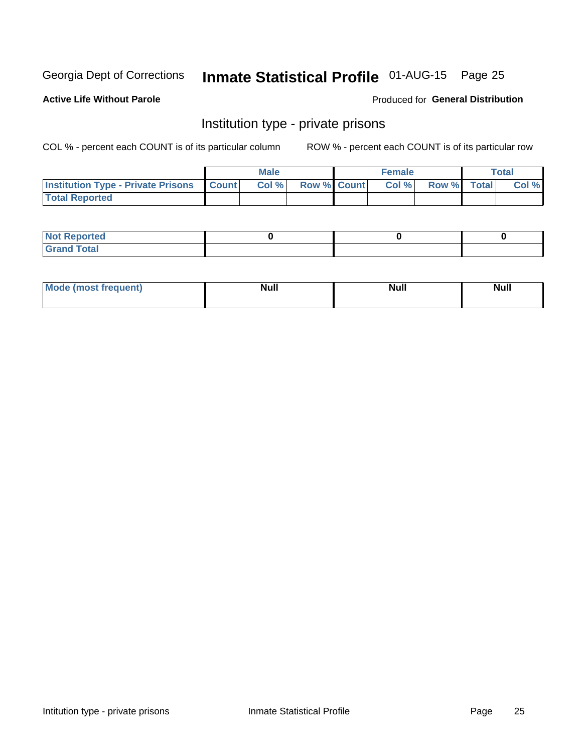Georgia Dept of Corrections **Inmate Statistical Profile** 01-AUG-15

**Active Life Without Parole**

Produced for **General Distribution**

## Institution type - private prisons

COL % - percent each COUNT is of its particular column

ROW % - percent each COUNT is of its particular row

| | Male | | | Female | | | Total | |
|---|---|---|---|---|---|---|---|---|
| **Institution Type - Private Prisons** | **Count** | **Col %** | **Row %** | **Count** | **Col %** | **Row %** | **Total** | **Col %** |
| **Total Reported** | | | | | | | | |

| | Male | Female | Total |
|---|---|---|---|
| **Not Reported** | 0 | 0 | 0 |
| **Grand Total** | | | |

| | Male | Female | Total |
|---|---|---|---|
| **Mode (most frequent)** | Null | Null | Null |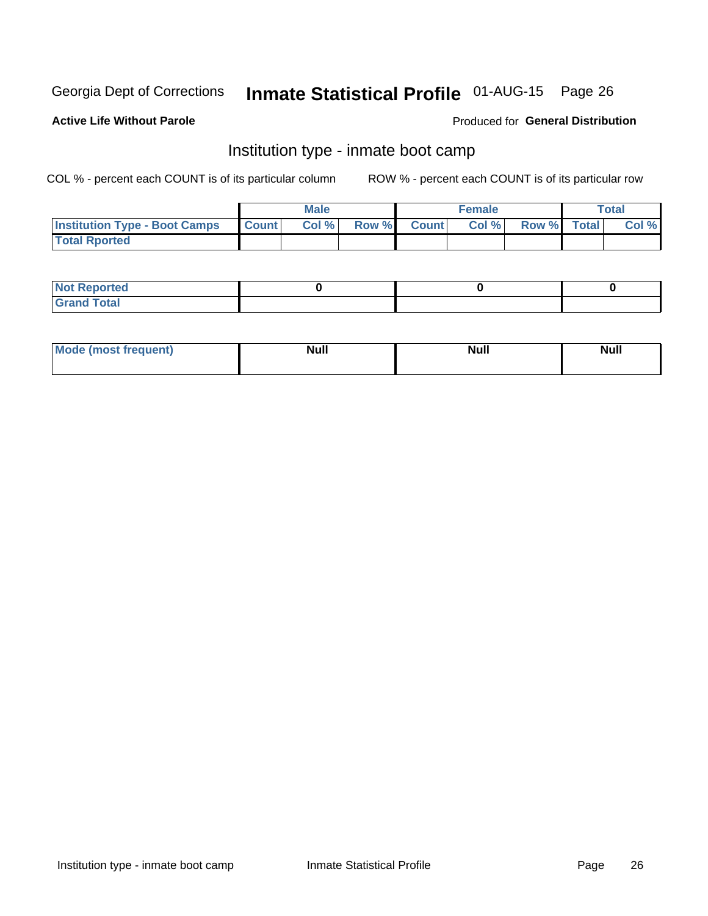Georgia Dept of Corrections **Inmate Statistical Profile** 01-AUG-15

**Active Life Without Parole**

Produced for **General Distribution**

## Institution type - inmate boot camp

COL % - percent each COUNT is of its particular column

ROW % - percent each COUNT is of its particular row

| | Male | | | Female | | | Total | |
|---|---|---|---|---|---|---|---|---|
| **Institution Type - Boot Camps** | **Count** | **Col %** | **Row %** | **Count** | **Col %** | **Row %** | **Total** | **Col %** |
| **Total Rported** | | | | | | | | |

| | Male | Female | Total |
|---|---|---|---|
| **Not Reported** | 0 | 0 | 0 |
| **Grand Total** | | | |

| | Male | Female | Total |
|---|---|---|---|
| **Mode (most frequent)** | Null | Null | Null |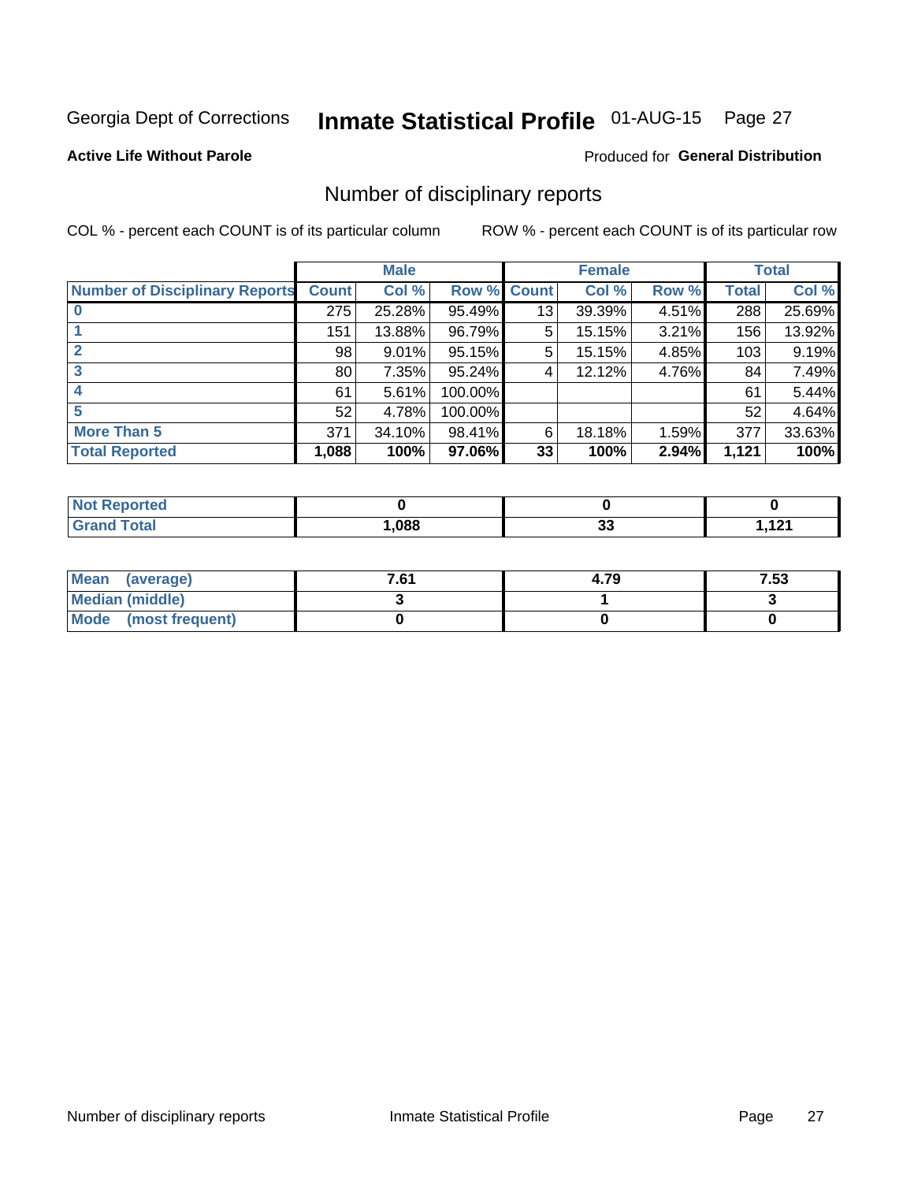Georgia Dept of Corrections **Inmate Statistical Profile** 01-AUG-15

**Active Life Without Parole**

Produced for **General Distribution**

## Number of disciplinary reports

COL % - percent each COUNT is of its particular column    ROW % - percent each COUNT is of its particular row

| | Male | | | Female | | | Total | |
|---|---|---|---|---|---|---|---|---|
| **Number of Disciplinary Reports** | **Count** | **Col %** | **Row %** | **Count** | **Col %** | **Row %** | **Total** | **Col %** |
| **0** | 275 | 25.28% | 95.49% | 13 | 39.39% | 4.51% | 288 | 25.69% |
| **1** | 151 | 13.88% | 96.79% | 5 | 15.15% | 3.21% | 156 | 13.92% |
| **2** | 98 | 9.01% | 95.15% | 5 | 15.15% | 4.85% | 103 | 9.19% |
| **3** | 80 | 7.35% | 95.24% | 4 | 12.12% | 4.76% | 84 | 7.49% |
| **4** | 61 | 5.61% | 100.00% | | | | 61 | 5.44% |
| **5** | 52 | 4.78% | 100.00% | | | | 52 | 4.64% |
| **More Than 5** | 371 | 34.10% | 98.41% | 6 | 18.18% | 1.59% | 377 | 33.63% |
| **Total Reported** | **1,088** | **100%** | **97.06%** | **33** | **100%** | **2.94%** | **1,121** | **100%** |

| | Male | Female | Total |
|---|---|---|---|
| **Not Reported** | **0** | **0** | **0** |
| **Grand Total** | **1,088** | **33** | **1,121** |

| | Male | Female | Total |
|---|---|---|---|
| **Mean (average)** | **7.61** | **4.79** | **7.53** |
| **Median (middle)** | **3** | **1** | **3** |
| **Mode (most frequent)** | **0** | **0** | **0** |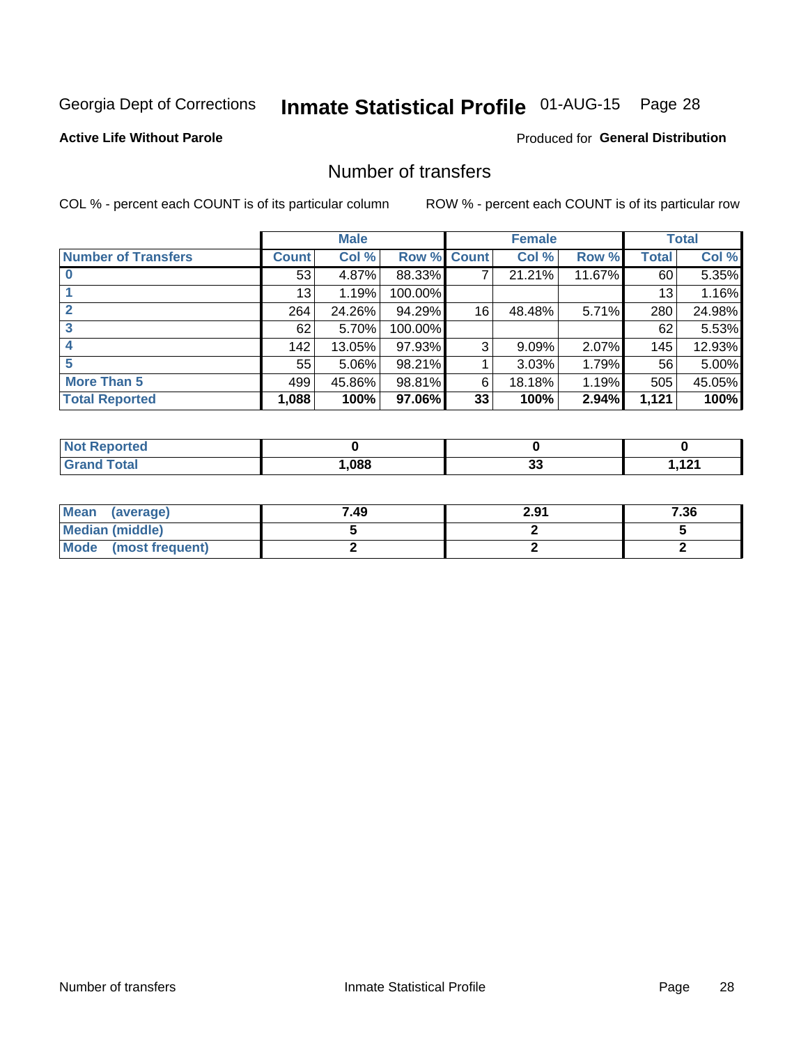Georgia Dept of Corrections **Inmate Statistical Profile** 01-AUG-15

**Active Life Without Parole**

Produced for **General Distribution**

## Number of transfers

COL % - percent each COUNT is of its particular column

ROW % - percent each COUNT is of its particular row

| | Male | | | Female | | | Total | |
|---|---|---|---|---|---|---|---|---|
| **Number of Transfers** | **Count** | **Col %** | **Row %** | **Count** | **Col %** | **Row %** | **Total** | **Col %** |
| **0** | 53 | 4.87% | 88.33% | 7 | 21.21% | 11.67% | 60 | 5.35% |
| **1** | 13 | 1.19% | 100.00% | | | | 13 | 1.16% |
| **2** | 264 | 24.26% | 94.29% | 16 | 48.48% | 5.71% | 280 | 24.98% |
| **3** | 62 | 5.70% | 100.00% | | | | 62 | 5.53% |
| **4** | 142 | 13.05% | 97.93% | 3 | 9.09% | 2.07% | 145 | 12.93% |
| **5** | 55 | 5.06% | 98.21% | 1 | 3.03% | 1.79% | 56 | 5.00% |
| **More Than 5** | 499 | 45.86% | 98.81% | 6 | 18.18% | 1.19% | 505 | 45.05% |
| **Total Reported** | **1,088** | **100%** | **97.06%** | **33** | **100%** | **2.94%** | **1,121** | **100%** |

| | Male | Female | Total |
|---|---|---|---|
| **Not Reported** | **0** | **0** | **0** |
| **Grand Total** | **1,088** | **33** | **1,121** |

| | Male | Female | Total |
|---|---|---|---|
| **Mean (average)** | **7.49** | **2.91** | **7.36** |
| **Median (middle)** | **5** | **2** | **5** |
| **Mode (most frequent)** | **2** | **2** | **2** |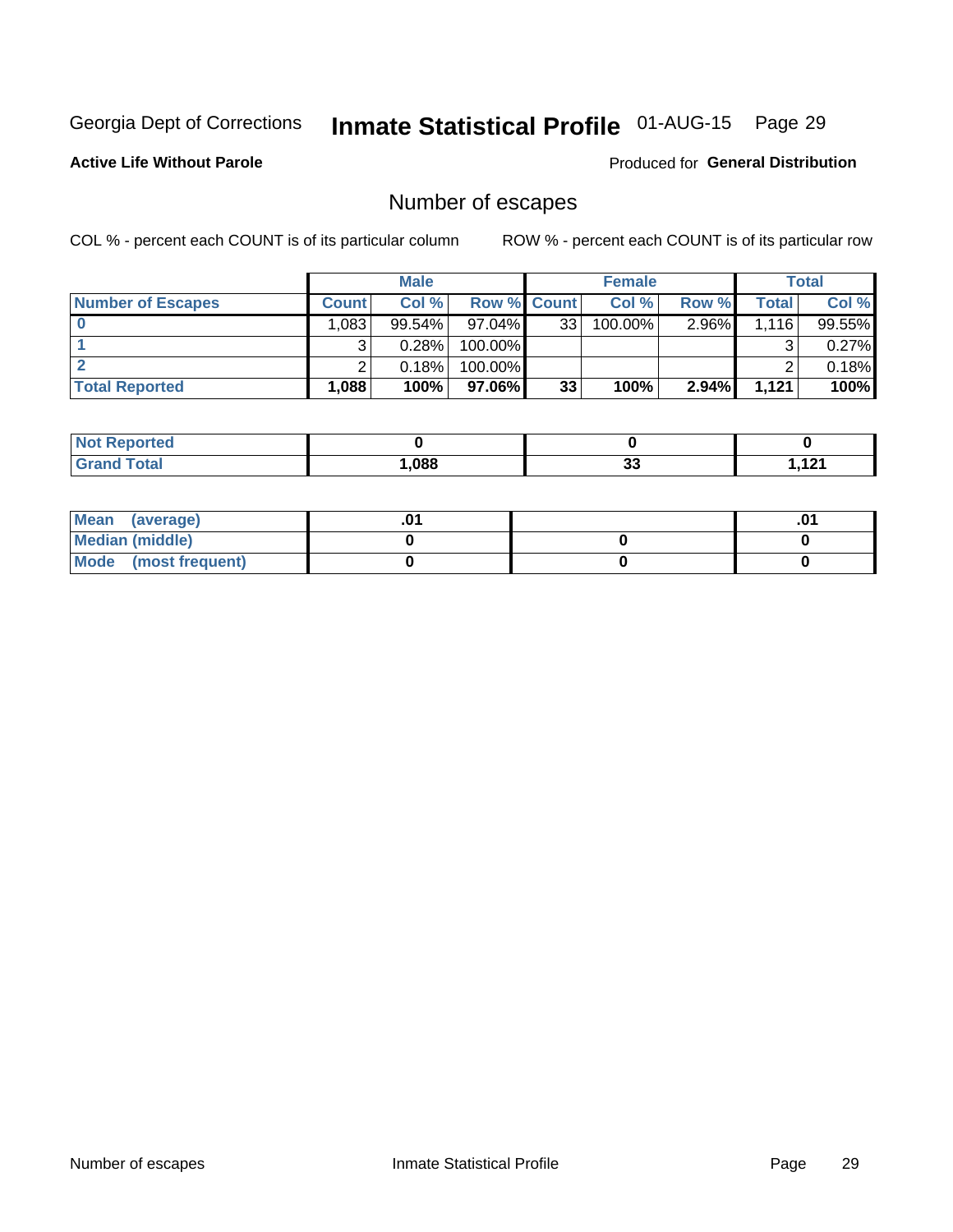Georgia Dept of Corrections **Inmate Statistical Profile** 01-AUG-15

**Active Life Without Parole**

Produced for **General Distribution**

## Number of escapes

COL % - percent each COUNT is of its particular column

ROW % - percent each COUNT is of its particular row

| | Male | | | Female | | | Total | |
|---|---|---|---|---|---|---|---|---|
| **Number of Escapes** | **Count** | **Col %** | **Row %** | **Count** | **Col %** | **Row %** | **Total** | **Col %** |
| **0** | 1,083 | 99.54% | 97.04% | 33 | 100.00% | 2.96% | 1,116 | 99.55% |
| **1** | 3 | 0.28% | 100.00% | | | | 3 | 0.27% |
| **2** | 2 | 0.18% | 100.00% | | | | 2 | 0.18% |
| **Total Reported** | **1,088** | **100%** | **97.06%** | **33** | **100%** | **2.94%** | **1,121** | **100%** |

| | Male | Female | Total |
|---|---|---|---|
| **Not Reported** | **0** | **0** | **0** |
| **Grand Total** | **1,088** | **33** | **1,121** |

| | Male | Female | Total |
|---|---|---|---|
| **Mean (average)** | **.01** | | **.01** |
| **Median (middle)** | **0** | **0** | **0** |
| **Mode (most frequent)** | **0** | **0** | **0** |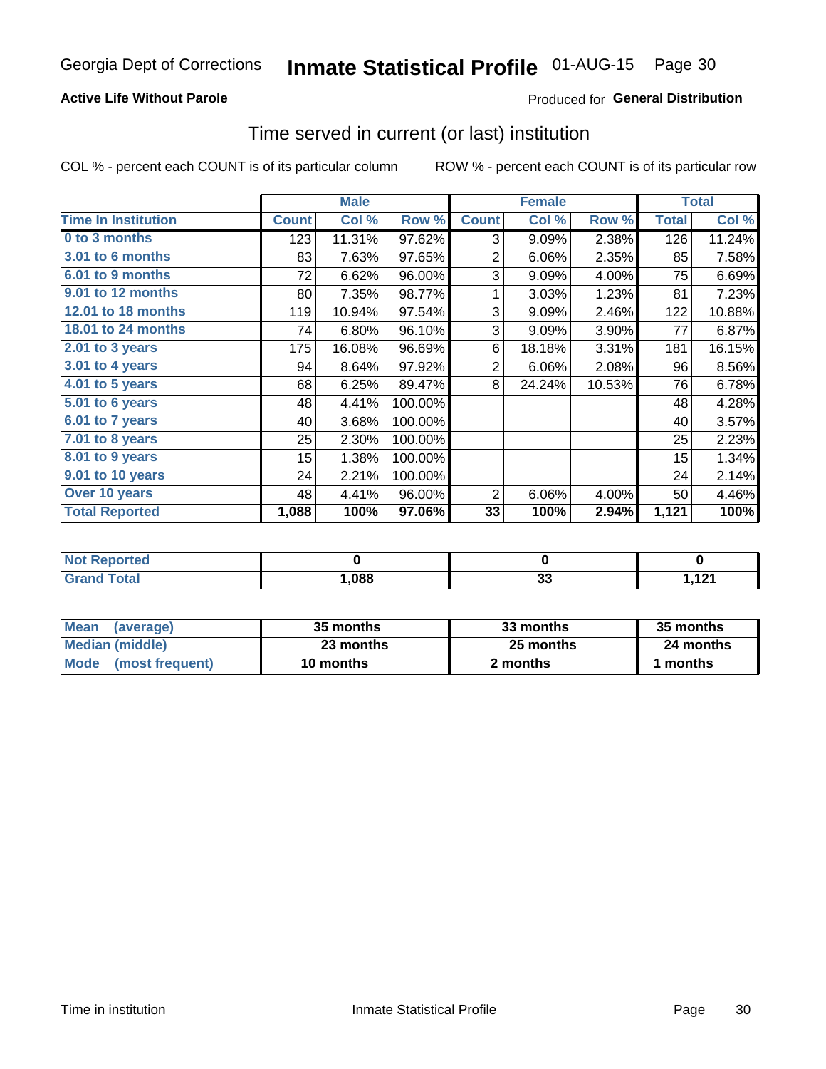Georgia Dept of Corrections **Inmate Statistical Profile** 01-AUG-15

**Active Life Without Parole**

Produced for **General Distribution**

## Time served in current (or last) institution

COL % - percent each COUNT is of its particular column

ROW % - percent each COUNT is of its particular row

| | Male | | | Female | | | Total | |
|---|---|---|---|---|---|---|---|---|
| **Time In Institution** | **Count** | **Col %** | **Row %** | **Count** | **Col %** | **Row %** | **Total** | **Col %** |
| **0 to 3 months** | 123 | 11.31% | 97.62% | 3 | 9.09% | 2.38% | 126 | 11.24% |
| **3.01 to 6 months** | 83 | 7.63% | 97.65% | 2 | 6.06% | 2.35% | 85 | 7.58% |
| **6.01 to 9 months** | 72 | 6.62% | 96.00% | 3 | 9.09% | 4.00% | 75 | 6.69% |
| **9.01 to 12 months** | 80 | 7.35% | 98.77% | 1 | 3.03% | 1.23% | 81 | 7.23% |
| **12.01 to 18 months** | 119 | 10.94% | 97.54% | 3 | 9.09% | 2.46% | 122 | 10.88% |
| **18.01 to 24 months** | 74 | 6.80% | 96.10% | 3 | 9.09% | 3.90% | 77 | 6.87% |
| **2.01 to 3 years** | 175 | 16.08% | 96.69% | 6 | 18.18% | 3.31% | 181 | 16.15% |
| **3.01 to 4 years** | 94 | 8.64% | 97.92% | 2 | 6.06% | 2.08% | 96 | 8.56% |
| **4.01 to 5 years** | 68 | 6.25% | 89.47% | 8 | 24.24% | 10.53% | 76 | 6.78% |
| **5.01 to 6 years** | 48 | 4.41% | 100.00% | | | | 48 | 4.28% |
| **6.01 to 7 years** | 40 | 3.68% | 100.00% | | | | 40 | 3.57% |
| **7.01 to 8 years** | 25 | 2.30% | 100.00% | | | | 25 | 2.23% |
| **8.01 to 9 years** | 15 | 1.38% | 100.00% | | | | 15 | 1.34% |
| **9.01 to 10 years** | 24 | 2.21% | 100.00% | | | | 24 | 2.14% |
| **Over 10 years** | 48 | 4.41% | 96.00% | 2 | 6.06% | 4.00% | 50 | 4.46% |
| **Total Reported** | **1,088** | **100%** | **97.06%** | **33** | **100%** | **2.94%** | **1,121** | **100%** |

| | Male | Female | Total |
|---|---|---|---|
| **Not Reported** | **0** | **0** | **0** |
| **Grand Total** | **1,088** | **33** | **1,121** |

| | Male | Female | Total |
|---|---|---|---|
| **Mean (average)** | **35 months** | **33 months** | **35 months** |
| **Median (middle)** | **23 months** | **25 months** | **24 months** |
| **Mode (most frequent)** | **10 months** | **2 months** | **1 months** |

Time in institution Inmate Statistical Profile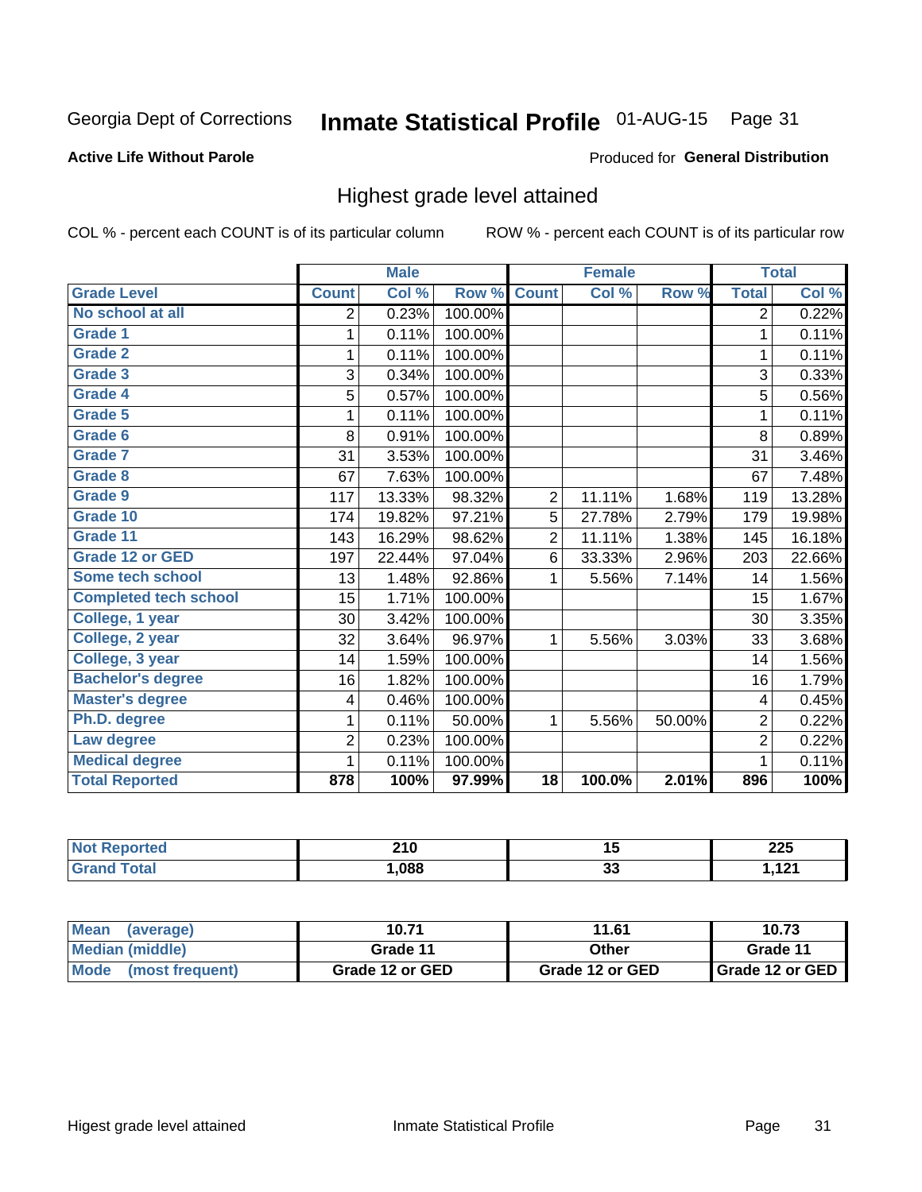Georgia Dept of Corrections **Inmate Statistical Profile** 01-AUG-15

**Active Life Without Parole**

Produced for **General Distribution**

## Highest grade level attained

COL % - percent each COUNT is of its particular column ROW % - percent each COUNT is of its particular row

| | Male | | | Female | | | Total | |
|---|---|---|---|---|---|---|---|---|
| **Grade Level** | **Count** | **Col %** | **Row %** | **Count** | **Col %** | **Row %** | **Total** | **Col %** |
| No school at all | 2 | 0.23% | 100.00% | | | | 2 | 0.22% |
| Grade 1 | 1 | 0.11% | 100.00% | | | | 1 | 0.11% |
| Grade 2 | 1 | 0.11% | 100.00% | | | | 1 | 0.11% |
| Grade 3 | 3 | 0.34% | 100.00% | | | | 3 | 0.33% |
| Grade 4 | 5 | 0.57% | 100.00% | | | | 5 | 0.56% |
| Grade 5 | 1 | 0.11% | 100.00% | | | | 1 | 0.11% |
| Grade 6 | 8 | 0.91% | 100.00% | | | | 8 | 0.89% |
| Grade 7 | 31 | 3.53% | 100.00% | | | | 31 | 3.46% |
| Grade 8 | 67 | 7.63% | 100.00% | | | | 67 | 7.48% |
| Grade 9 | 117 | 13.33% | 98.32% | 2 | 11.11% | 1.68% | 119 | 13.28% |
| Grade 10 | 174 | 19.82% | 97.21% | 5 | 27.78% | 2.79% | 179 | 19.98% |
| Grade 11 | 143 | 16.29% | 98.62% | 2 | 11.11% | 1.38% | 145 | 16.18% |
| Grade 12 or GED | 197 | 22.44% | 97.04% | 6 | 33.33% | 2.96% | 203 | 22.66% |
| Some tech school | 13 | 1.48% | 92.86% | 1 | 5.56% | 7.14% | 14 | 1.56% |
| Completed tech school | 15 | 1.71% | 100.00% | | | | 15 | 1.67% |
| College, 1 year | 30 | 3.42% | 100.00% | | | | 30 | 3.35% |
| College, 2 year | 32 | 3.64% | 96.97% | 1 | 5.56% | 3.03% | 33 | 3.68% |
| College, 3 year | 14 | 1.59% | 100.00% | | | | 14 | 1.56% |
| Bachelor's degree | 16 | 1.82% | 100.00% | | | | 16 | 1.79% |
| Master's degree | 4 | 0.46% | 100.00% | | | | 4 | 0.45% |
| Ph.D. degree | 1 | 0.11% | 50.00% | 1 | 5.56% | 50.00% | 2 | 0.22% |
| Law degree | 2 | 0.23% | 100.00% | | | | 2 | 0.22% |
| Medical degree | 1 | 0.11% | 100.00% | | | | 1 | 0.11% |
| **Total Reported** | **878** | **100%** | **97.99%** | **18** | **100.0%** | **2.01%** | **896** | **100%** |

| | Male | Female | Total |
|---|---|---|---|
| Not Reported | 210 | 15 | 225 |
| Grand Total | 1,088 | 33 | 1,121 |

| | Male | Female | Total |
|---|---|---|---|
| Mean (average) | 10.71 | 11.61 | 10.73 |
| Median (middle) | Grade 11 | Other | Grade 11 |
| Mode (most frequent) | Grade 12 or GED | Grade 12 or GED | Grade 12 or GED |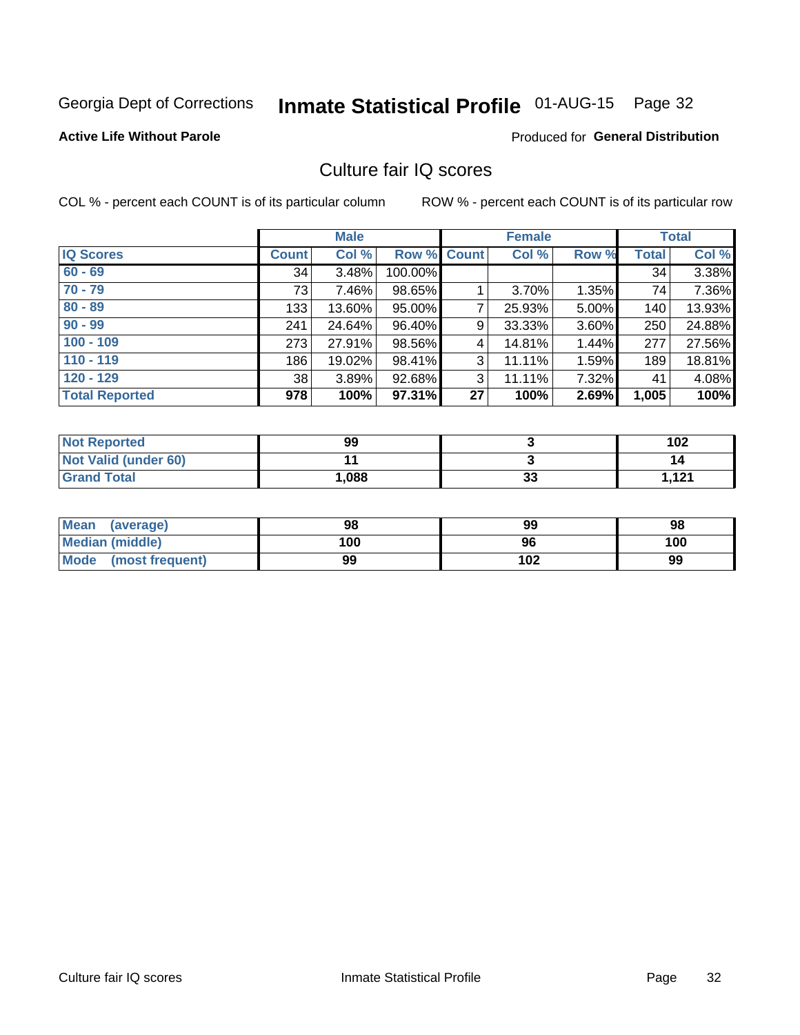Georgia Dept of Corrections **Inmate Statistical Profile** 01-AUG-15 Page 32

**Active Life Without Parole**

Produced for **General Distribution**

## Culture fair IQ scores

COL % - percent each COUNT is of its particular column

ROW % - percent each COUNT is of its particular row

| | Male | | | Female | | | Total | |
|---|---|---|---|---|---|---|---|---|
| **IQ Scores** | **Count** | **Col %** | **Row %** | **Count** | **Col %** | **Row %** | **Total** | **Col %** |
| **60 - 69** | 34 | 3.48% | 100.00% | | | | 34 | 3.38% |
| **70 - 79** | 73 | 7.46% | 98.65% | 1 | 3.70% | 1.35% | 74 | 7.36% |
| **80 - 89** | 133 | 13.60% | 95.00% | 7 | 25.93% | 5.00% | 140 | 13.93% |
| **90 - 99** | 241 | 24.64% | 96.40% | 9 | 33.33% | 3.60% | 250 | 24.88% |
| **100 - 109** | 273 | 27.91% | 98.56% | 4 | 14.81% | 1.44% | 277 | 27.56% |
| **110 - 119** | 186 | 19.02% | 98.41% | 3 | 11.11% | 1.59% | 189 | 18.81% |
| **120 - 129** | 38 | 3.89% | 92.68% | 3 | 11.11% | 7.32% | 41 | 4.08% |
| **Total Reported** | **978** | **100%** | **97.31%** | **27** | **100%** | **2.69%** | **1,005** | **100%** |

| | Male | Female | Total |
|---|---|---|---|
| **Not Reported** | **99** | **3** | **102** |
| **Not Valid (under 60)** | **11** | **3** | **14** |
| **Grand Total** | **1,088** | **33** | **1,121** |

| | Male | Female | Total |
|---|---|---|---|
| **Mean (average)** | **98** | **99** | **98** |
| **Median (middle)** | **100** | **96** | **100** |
| **Mode (most frequent)** | **99** | **102** | **99** |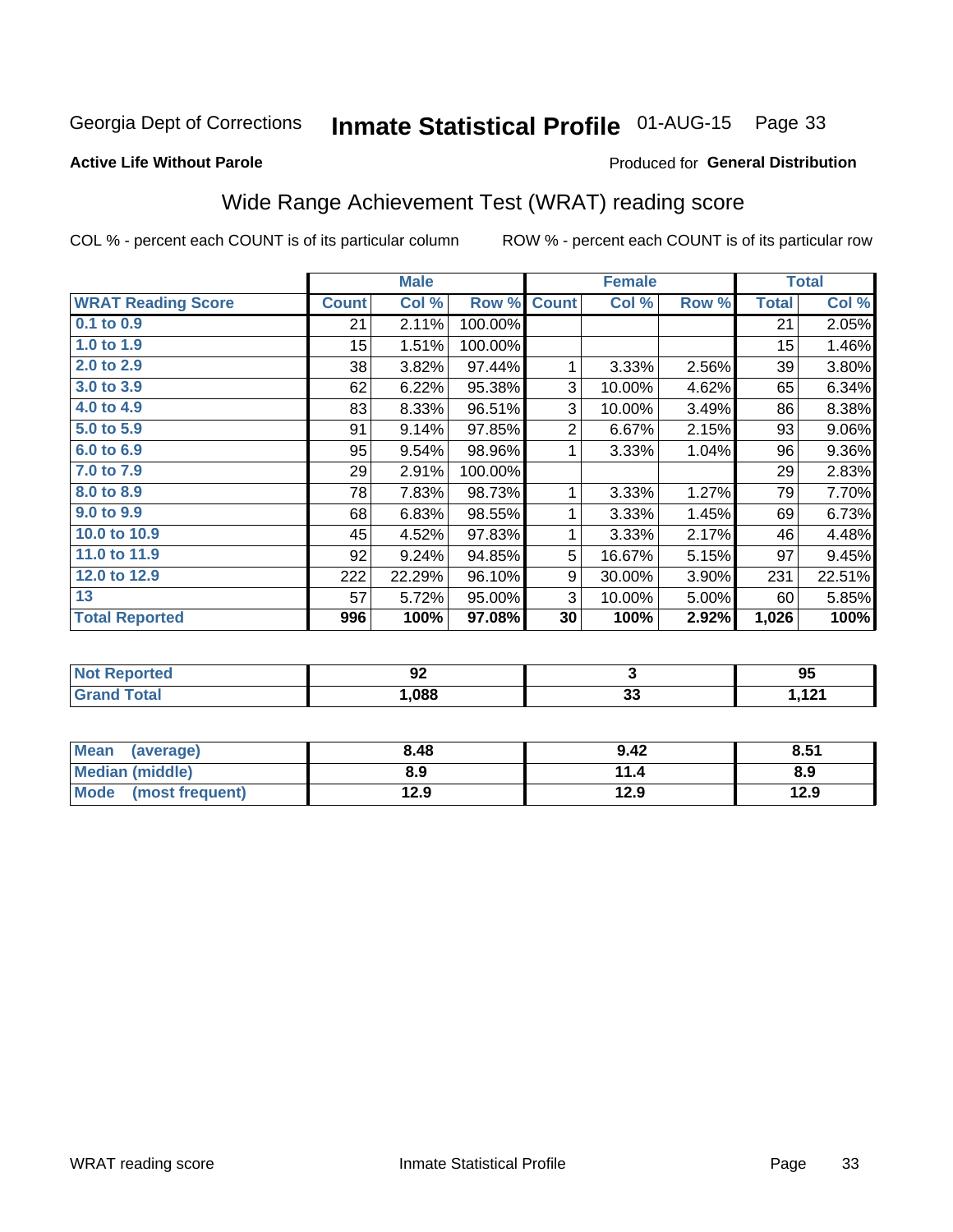Georgia Dept of Corrections **Inmate Statistical Profile** 01-AUG-15 Page 33

**Active Life Without Parole**

Produced for **General Distribution**

## Wide Range Achievement Test (WRAT) reading score

COL % - percent each COUNT is of its particular column ROW % - percent each COUNT is of its particular row

| | Male | | | Female | | | Total | |
|---|---|---|---|---|---|---|---|---|
| **WRAT Reading Score** | **Count** | **Col %** | **Row %** | **Count** | **Col %** | **Row %** | **Total** | **Col %** |
| 0.1 to 0.9 | 21 | 2.11% | 100.00% | | | | 21 | 2.05% |
| 1.0 to 1.9 | 15 | 1.51% | 100.00% | | | | 15 | 1.46% |
| 2.0 to 2.9 | 38 | 3.82% | 97.44% | 1 | 3.33% | 2.56% | 39 | 3.80% |
| 3.0 to 3.9 | 62 | 6.22% | 95.38% | 3 | 10.00% | 4.62% | 65 | 6.34% |
| 4.0 to 4.9 | 83 | 8.33% | 96.51% | 3 | 10.00% | 3.49% | 86 | 8.38% |
| 5.0 to 5.9 | 91 | 9.14% | 97.85% | 2 | 6.67% | 2.15% | 93 | 9.06% |
| 6.0 to 6.9 | 95 | 9.54% | 98.96% | 1 | 3.33% | 1.04% | 96 | 9.36% |
| 7.0 to 7.9 | 29 | 2.91% | 100.00% | | | | 29 | 2.83% |
| 8.0 to 8.9 | 78 | 7.83% | 98.73% | 1 | 3.33% | 1.27% | 79 | 7.70% |
| 9.0 to 9.9 | 68 | 6.83% | 98.55% | 1 | 3.33% | 1.45% | 69 | 6.73% |
| 10.0 to 10.9 | 45 | 4.52% | 97.83% | 1 | 3.33% | 2.17% | 46 | 4.48% |
| 11.0 to 11.9 | 92 | 9.24% | 94.85% | 5 | 16.67% | 5.15% | 97 | 9.45% |
| 12.0 to 12.9 | 222 | 22.29% | 96.10% | 9 | 30.00% | 3.90% | 231 | 22.51% |
| 13 | 57 | 5.72% | 95.00% | 3 | 10.00% | 5.00% | 60 | 5.85% |
| **Total Reported** | **996** | **100%** | **97.08%** | **30** | **100%** | **2.92%** | **1,026** | **100%** |

| | Male | Female | Total |
|---|---|---|---|
| Not Reported | 92 | 3 | 95 |
| Grand Total | 1,088 | 33 | 1,121 |

| | Male | Female | Total |
|---|---|---|---|
| Mean (average) | 8.48 | 9.42 | 8.51 |
| Median (middle) | 8.9 | 11.4 | 8.9 |
| Mode (most frequent) | 12.9 | 12.9 | 12.9 |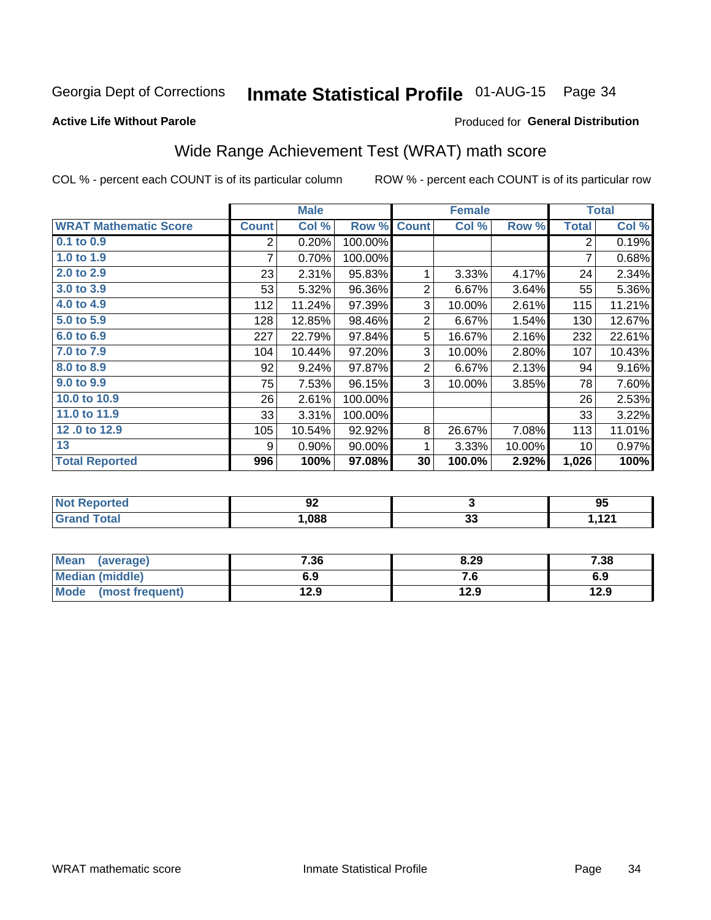Georgia Dept of Corrections **Inmate Statistical Profile** 01-AUG-15

**Active Life Without Parole**

Produced for **General Distribution**

## Wide Range Achievement Test (WRAT) math score

COL % - percent each COUNT is of its particular column

ROW % - percent each COUNT is of its particular row

| | Male | | | Female | | | Total | |
|---|---|---|---|---|---|---|---|---|
| **WRAT Mathematic Score** | **Count** | **Col %** | **Row %** | **Count** | **Col %** | **Row %** | **Total** | **Col %** |
| 0.1 to 0.9 | 2 | 0.20% | 100.00% | | | | 2 | 0.19% |
| 1.0 to 1.9 | 7 | 0.70% | 100.00% | | | | 7 | 0.68% |
| 2.0 to 2.9 | 23 | 2.31% | 95.83% | 1 | 3.33% | 4.17% | 24 | 2.34% |
| 3.0 to 3.9 | 53 | 5.32% | 96.36% | 2 | 6.67% | 3.64% | 55 | 5.36% |
| 4.0 to 4.9 | 112 | 11.24% | 97.39% | 3 | 10.00% | 2.61% | 115 | 11.21% |
| 5.0 to 5.9 | 128 | 12.85% | 98.46% | 2 | 6.67% | 1.54% | 130 | 12.67% |
| 6.0 to 6.9 | 227 | 22.79% | 97.84% | 5 | 16.67% | 2.16% | 232 | 22.61% |
| 7.0 to 7.9 | 104 | 10.44% | 97.20% | 3 | 10.00% | 2.80% | 107 | 10.43% |
| 8.0 to 8.9 | 92 | 9.24% | 97.87% | 2 | 6.67% | 2.13% | 94 | 9.16% |
| 9.0 to 9.9 | 75 | 7.53% | 96.15% | 3 | 10.00% | 3.85% | 78 | 7.60% |
| 10.0 to 10.9 | 26 | 2.61% | 100.00% | | | | 26 | 2.53% |
| 11.0 to 11.9 | 33 | 3.31% | 100.00% | | | | 33 | 3.22% |
| 12 .0 to 12.9 | 105 | 10.54% | 92.92% | 8 | 26.67% | 7.08% | 113 | 11.01% |
| 13 | 9 | 0.90% | 90.00% | 1 | 3.33% | 10.00% | 10 | 0.97% |
| **Total Reported** | **996** | **100%** | **97.08%** | **30** | **100.0%** | **2.92%** | **1,026** | **100%** |

| | Male | Female | Total |
|---|---|---|---|
| Not Reported | 92 | 3 | 95 |
| Grand Total | 1,088 | 33 | 1,121 |

| | Male | Female | Total |
|---|---|---|---|
| Mean (average) | 7.36 | 8.29 | 7.38 |
| Median (middle) | 6.9 | 7.6 | 6.9 |
| Mode (most frequent) | 12.9 | 12.9 | 12.9 |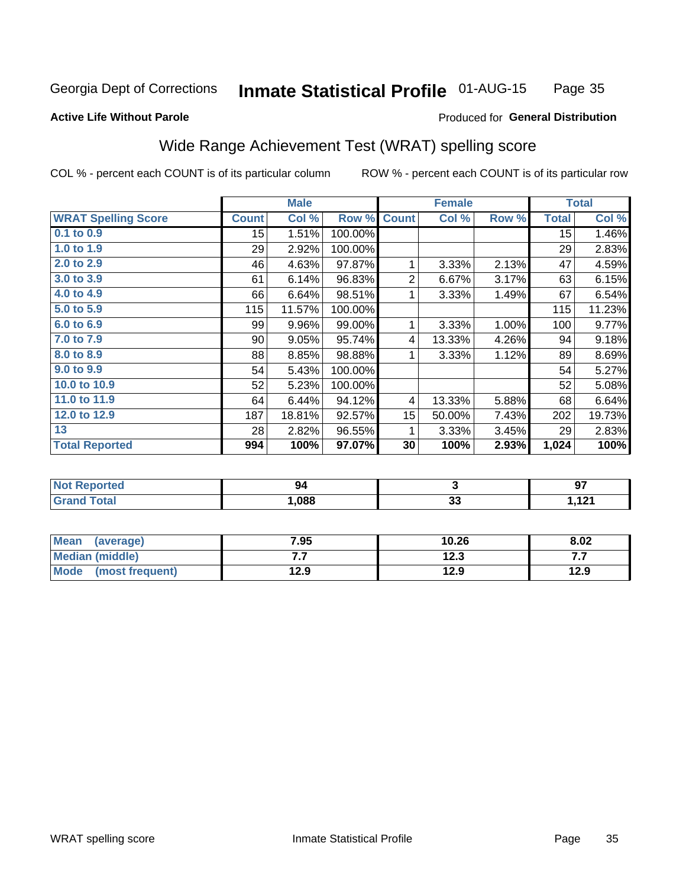Georgia Dept of Corrections **Inmate Statistical Profile** 01-AUG-15

**Active Life Without Parole**

Produced for **General Distribution**

## Wide Range Achievement Test (WRAT) spelling score

COL % - percent each COUNT is of its particular column ROW % - percent each COUNT is of its particular row

| | Male | | | Female | | | Total | |
|---|---|---|---|---|---|---|---|---|
| **WRAT Spelling Score** | **Count** | **Col %** | **Row %** | **Count** | **Col %** | **Row %** | **Total** | **Col %** |
| 0.1 to 0.9 | 15 | 1.51% | 100.00% | | | | 15 | 1.46% |
| 1.0 to 1.9 | 29 | 2.92% | 100.00% | | | | 29 | 2.83% |
| 2.0 to 2.9 | 46 | 4.63% | 97.87% | 1 | 3.33% | 2.13% | 47 | 4.59% |
| 3.0 to 3.9 | 61 | 6.14% | 96.83% | 2 | 6.67% | 3.17% | 63 | 6.15% |
| 4.0 to 4.9 | 66 | 6.64% | 98.51% | 1 | 3.33% | 1.49% | 67 | 6.54% |
| 5.0 to 5.9 | 115 | 11.57% | 100.00% | | | | 115 | 11.23% |
| 6.0 to 6.9 | 99 | 9.96% | 99.00% | 1 | 3.33% | 1.00% | 100 | 9.77% |
| 7.0 to 7.9 | 90 | 9.05% | 95.74% | 4 | 13.33% | 4.26% | 94 | 9.18% |
| 8.0 to 8.9 | 88 | 8.85% | 98.88% | 1 | 3.33% | 1.12% | 89 | 8.69% |
| 9.0 to 9.9 | 54 | 5.43% | 100.00% | | | | 54 | 5.27% |
| 10.0 to 10.9 | 52 | 5.23% | 100.00% | | | | 52 | 5.08% |
| 11.0 to 11.9 | 64 | 6.44% | 94.12% | 4 | 13.33% | 5.88% | 68 | 6.64% |
| 12.0 to 12.9 | 187 | 18.81% | 92.57% | 15 | 50.00% | 7.43% | 202 | 19.73% |
| 13 | 28 | 2.82% | 96.55% | 1 | 3.33% | 3.45% | 29 | 2.83% |
| **Total Reported** | **994** | **100%** | **97.07%** | **30** | **100%** | **2.93%** | **1,024** | **100%** |

| | Male | Female | Total |
|---|---|---|---|
| **Not Reported** | **94** | **3** | **97** |
| **Grand Total** | **1,088** | **33** | **1,121** |

| | Male | Female | Total |
|---|---|---|---|
| **Mean (average)** | **7.95** | **10.26** | **8.02** |
| **Median (middle)** | **7.7** | **12.3** | **7.7** |
| **Mode (most frequent)** | **12.9** | **12.9** | **12.9** |

WRAT spelling score Inmate Statistical Profile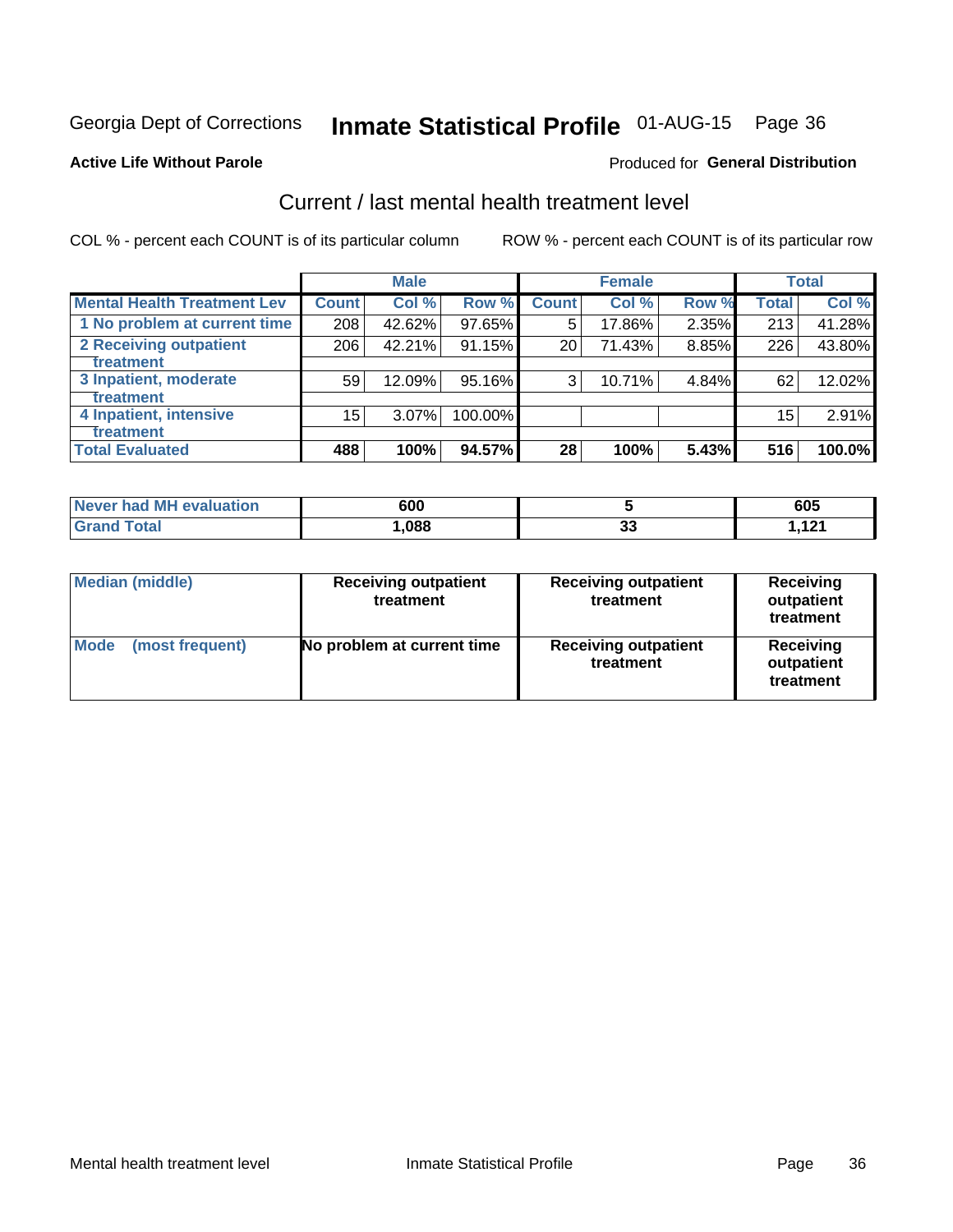Georgia Dept of Corrections **Inmate Statistical Profile** 01-AUG-15

**Active Life Without Parole**

Produced for **General Distribution**

## Current / last mental health treatment level

COL % - percent each COUNT is of its particular column

ROW % - percent each COUNT is of its particular row

| | Male | | | Female | | | Total | |
|---|---|---|---|---|---|---|---|---|
| **Mental Health Treatment Lev** | **Count** | **Col %** | **Row %** | **Count** | **Col %** | **Row %** | **Total** | **Col %** |
| 1 No problem at current time | 208 | 42.62% | 97.65% | 5 | 17.86% | 2.35% | 213 | 41.28% |
| 2 Receiving outpatient treatment | 206 | 42.21% | 91.15% | 20 | 71.43% | 8.85% | 226 | 43.80% |
| 3 Inpatient, moderate treatment | 59 | 12.09% | 95.16% | 3 | 10.71% | 4.84% | 62 | 12.02% |
| 4 Inpatient, intensive treatment | 15 | 3.07% | 100.00% | | | | 15 | 2.91% |
| **Total Evaluated** | **488** | **100%** | **94.57%** | **28** | **100%** | **5.43%** | **516** | **100.0%** |

| | Male | Female | Total |
|---|---|---|---|
| Never had MH evaluation | 600 | 5 | 605 |
| Grand Total | 1,088 | 33 | 1,121 |

| | Male | Female | Total |
|---|---|---|---|
| Median (middle) | Receiving outpatient treatment | Receiving outpatient treatment | Receiving outpatient treatment |
| Mode (most frequent) | No problem at current time | Receiving outpatient treatment | Receiving outpatient treatment |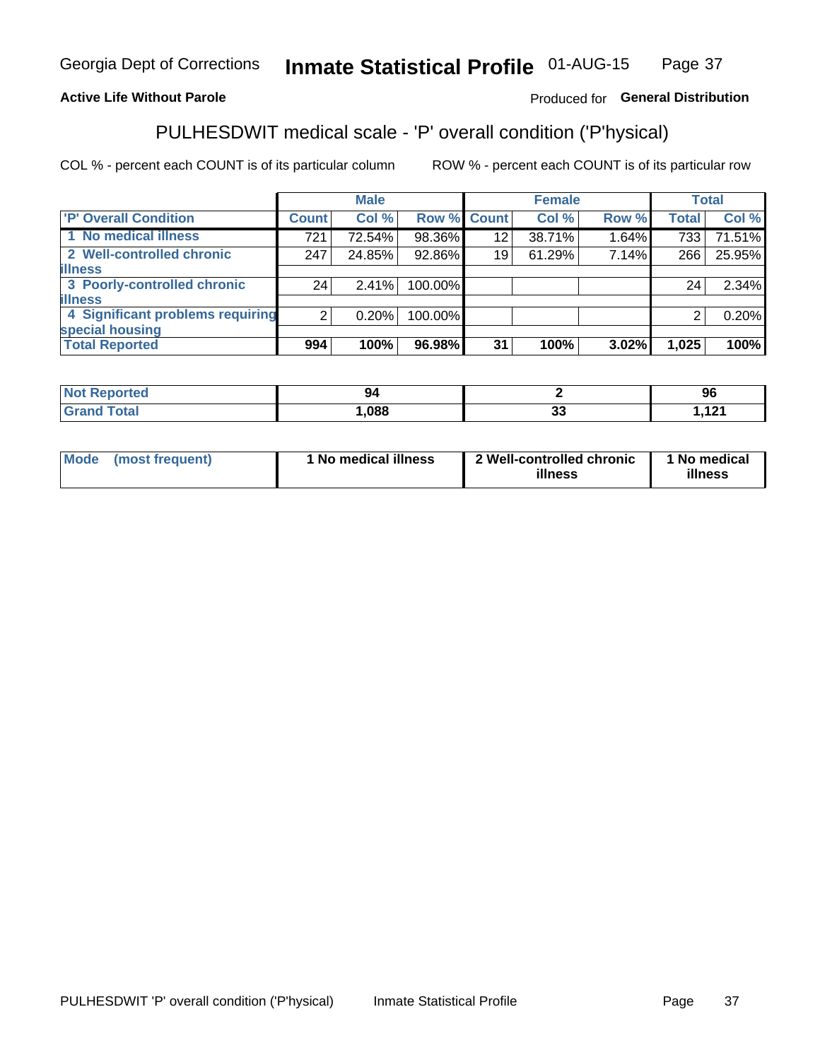Georgia Dept of Corrections **Inmate Statistical Profile** 01-AUG-15

**Active Life Without Parole**

Produced for **General Distribution**

## PULHESDWIT medical scale - 'P' overall condition ('P'hysical)

COL % - percent each COUNT is of its particular column

ROW % - percent each COUNT is of its particular row

| | Male | | | Female | | | Total | |
|---|---|---|---|---|---|---|---|---|
| 'P' Overall Condition | Count | Col % | Row % | Count | Col % | Row % | Total | Col % |
| 1 No medical illness | 721 | 72.54% | 98.36% | 12 | 38.71% | 1.64% | 733 | 71.51% |
| 2 Well-controlled chronic illness | 247 | 24.85% | 92.86% | 19 | 61.29% | 7.14% | 266 | 25.95% |
| 3 Poorly-controlled chronic illness | 24 | 2.41% | 100.00% | | | | 24 | 2.34% |
| 4 Significant problems requiring special housing | 2 | 0.20% | 100.00% | | | | 2 | 0.20% |
| **Total Reported** | **994** | **100%** | **96.98%** | **31** | **100%** | **3.02%** | **1,025** | **100%** |

| | Male | Female | Total |
|---|---|---|---|
| Not Reported | 94 | 2 | 96 |
| Grand Total | 1,088 | 33 | 1,121 |

| | Male | Female | Total |
|---|---|---|---|
| Mode (most frequent) | 1 No medical illness | 2 Well-controlled chronic illness | 1 No medical illness |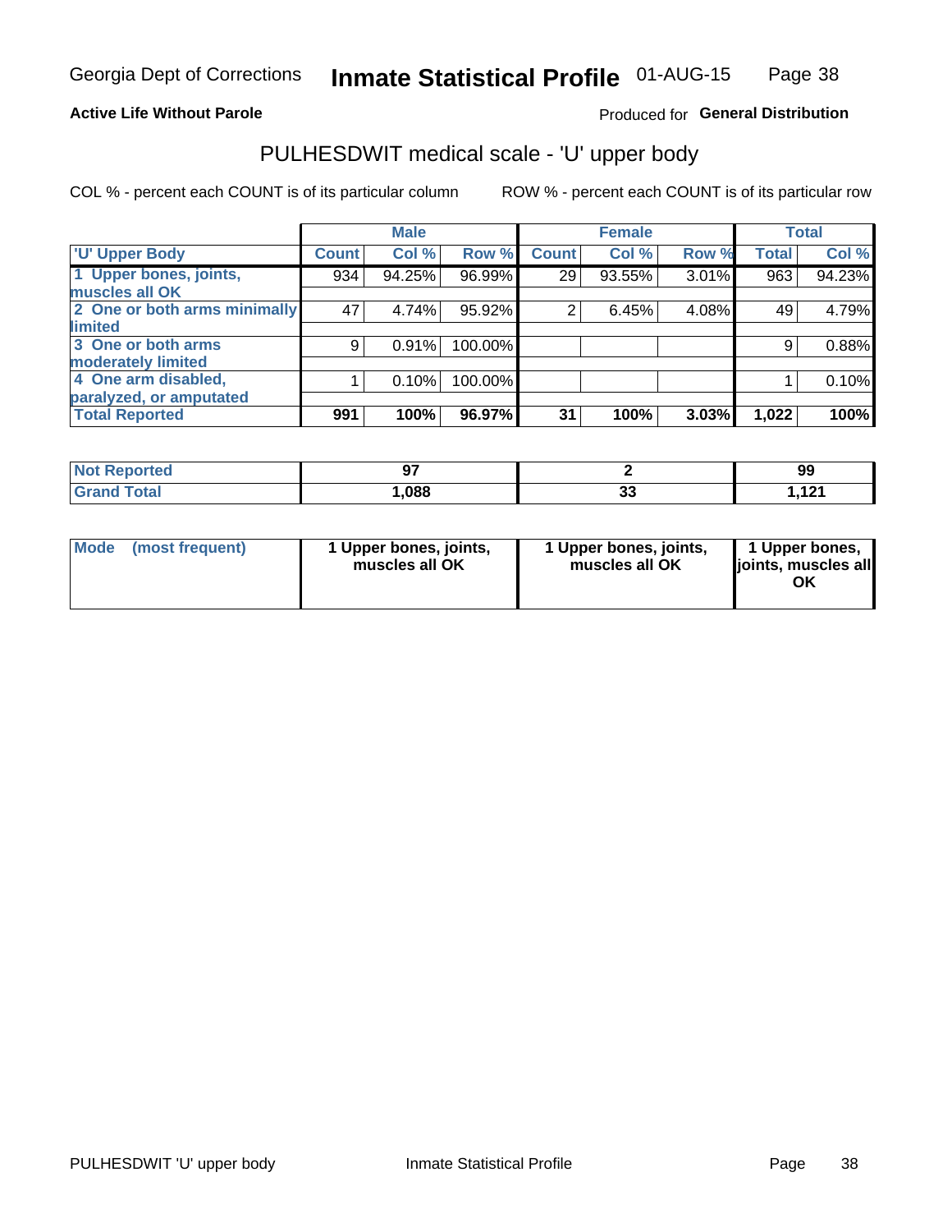Georgia Dept of Corrections **Inmate Statistical Profile** 01-AUG-15

**Active Life Without Parole**

Produced for **General Distribution**

## PULHESDWIT medical scale - 'U' upper body

COL % - percent each COUNT is of its particular column ROW % - percent each COUNT is of its particular row

| | Male | | | Female | | | Total | |
|---|---|---|---|---|---|---|---|---|
| 'U' Upper Body | Count | Col % | Row % | Count | Col % | Row % | Total | Col % |
| 1 Upper bones, joints, muscles all OK | 934 | 94.25% | 96.99% | 29 | 93.55% | 3.01% | 963 | 94.23% |
| 2 One or both arms minimally limited | 47 | 4.74% | 95.92% | 2 | 6.45% | 4.08% | 49 | 4.79% |
| 3 One or both arms moderately limited | 9 | 0.91% | 100.00% | | | | 9 | 0.88% |
| 4 One arm disabled, paralyzed, or amputated | 1 | 0.10% | 100.00% | | | | 1 | 0.10% |
| **Total Reported** | **991** | **100%** | **96.97%** | **31** | **100%** | **3.03%** | **1,022** | **100%** |

| | Male | Female | Total |
|---|---|---|---|
| Not Reported | 97 | 2 | 99 |
| Grand Total | 1,088 | 33 | 1,121 |

| | Male | Female | Total |
|---|---|---|---|
| Mode (most frequent) | 1 Upper bones, joints, muscles all OK | 1 Upper bones, joints, muscles all OK | 1 Upper bones, joints, muscles all OK |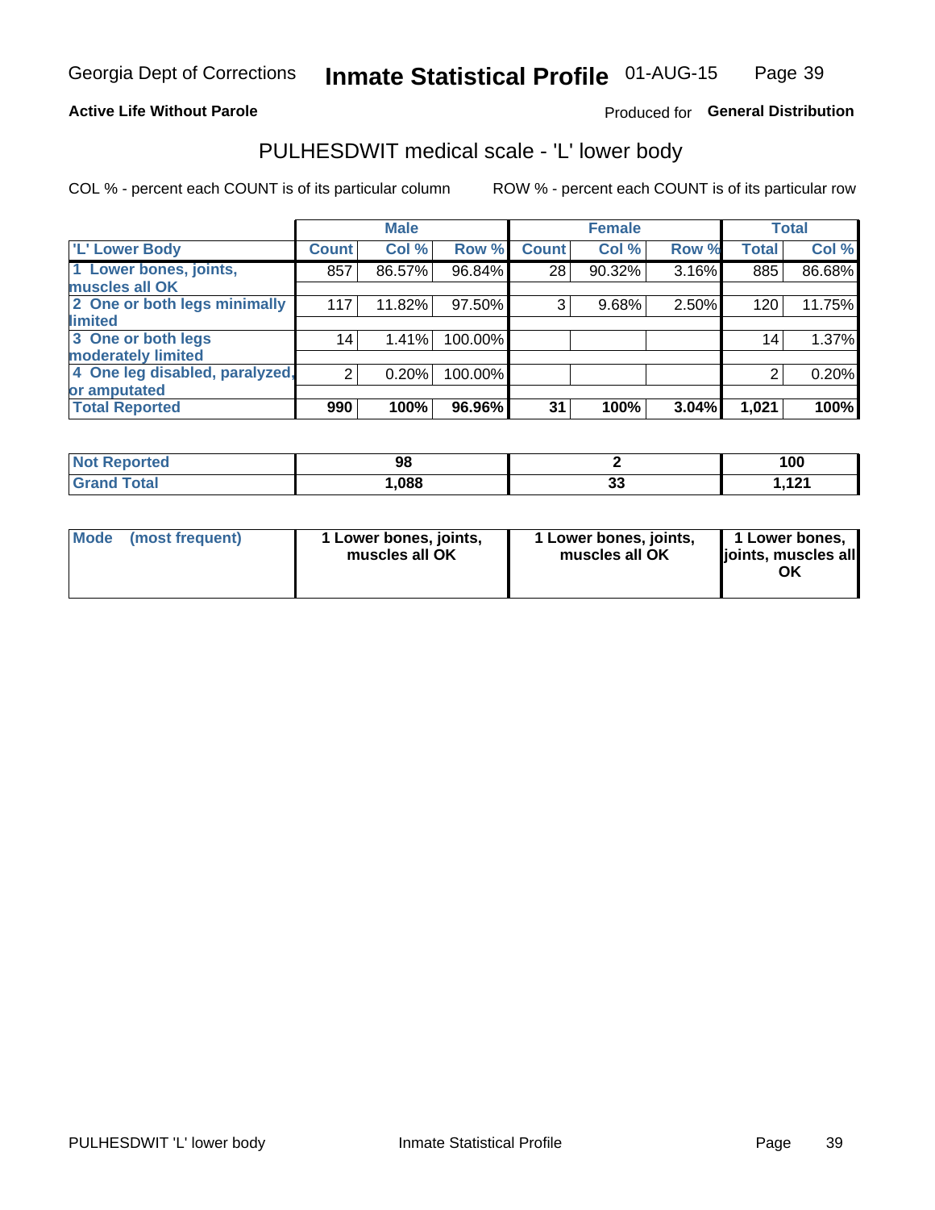Georgia Dept of Corrections **Inmate Statistical Profile** 01-AUG-15

**Active Life Without Parole**

Produced for **General Distribution**

## PULHESDWIT medical scale - 'L' lower body

COL % - percent each COUNT is of its particular column ROW % - percent each COUNT is of its particular row

| | Male | | | Female | | | Total | |
|---|---|---|---|---|---|---|---|---|
| 'L' Lower Body | Count | Col % | Row % | Count | Col % | Row % | Total | Col % |
| 1 Lower bones, joints, muscles all OK | 857 | 86.57% | 96.84% | 28 | 90.32% | 3.16% | 885 | 86.68% |
| 2 One or both legs minimally limited | 117 | 11.82% | 97.50% | 3 | 9.68% | 2.50% | 120 | 11.75% |
| 3 One or both legs moderately limited | 14 | 1.41% | 100.00% | | | | 14 | 1.37% |
| 4 One leg disabled, paralyzed, or amputated | 2 | 0.20% | 100.00% | | | | 2 | 0.20% |
| **Total Reported** | **990** | **100%** | **96.96%** | **31** | **100%** | **3.04%** | **1,021** | **100%** |

| | Male | Female | Total |
|---|---|---|---|
| Not Reported | 98 | 2 | 100 |
| Grand Total | 1,088 | 33 | 1,121 |

| | Male | Female | Total |
|---|---|---|---|
| Mode (most frequent) | 1 Lower bones, joints, muscles all OK | 1 Lower bones, joints, muscles all OK | 1 Lower bones, joints, muscles all OK |

PULHESDWIT 'L' lower body Inmate Statistical Profile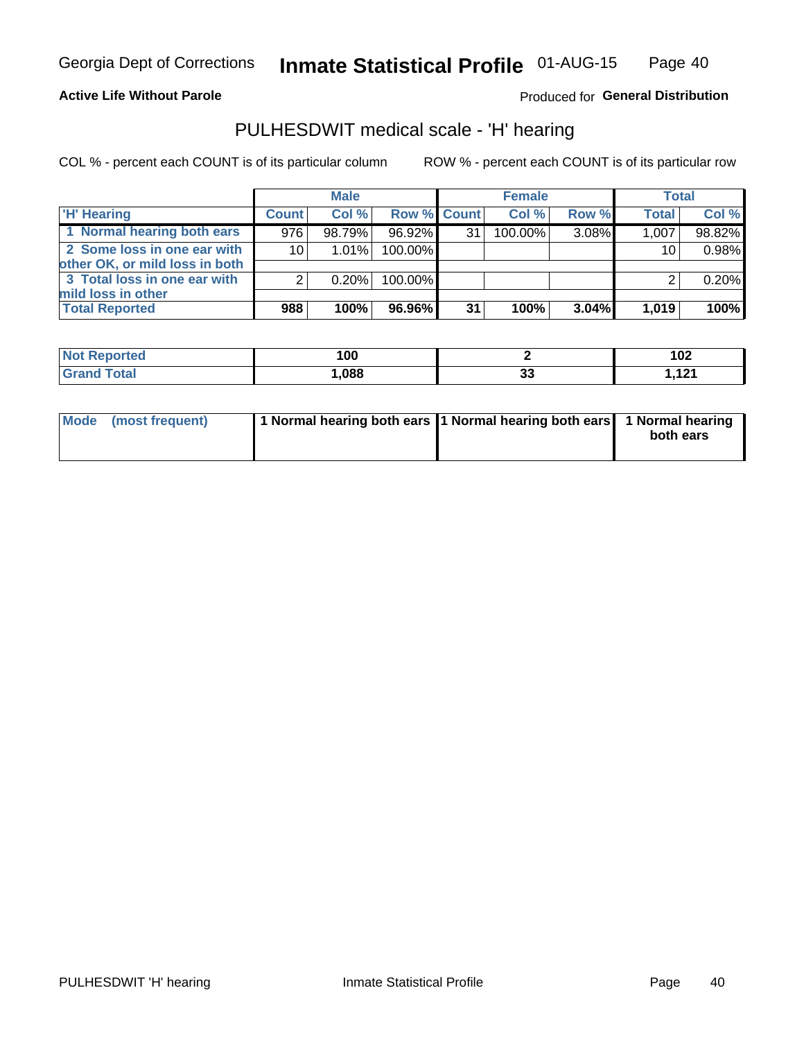Georgia Dept of Corrections **Inmate Statistical Profile** 01-AUG-15

**Active Life Without Parole**

Produced for **General Distribution**

## PULHESDWIT medical scale - 'H' hearing

COL % - percent each COUNT is of its particular column

ROW % - percent each COUNT is of its particular row

| | Male | | | Female | | | Total | |
|---|---|---|---|---|---|---|---|---|
| 'H' Hearing | Count | Col % | Row % | Count | Col % | Row % | Total | Col % |
| 1 Normal hearing both ears | 976 | 98.79% | 96.92% | 31 | 100.00% | 3.08% | 1,007 | 98.82% |
| 2 Some loss in one ear with other OK, or mild loss in both | 10 | 1.01% | 100.00% | | | | 10 | 0.98% |
| 3 Total loss in one ear with mild loss in other | 2 | 0.20% | 100.00% | | | | 2 | 0.20% |
| **Total Reported** | **988** | **100%** | **96.96%** | **31** | **100%** | **3.04%** | **1,019** | **100%** |

| | Male | Female | Total |
|---|---|---|---|
| Not Reported | 100 | 2 | 102 |
| Grand Total | 1,088 | 33 | 1,121 |

| | Male | Female | Total |
|---|---|---|---|
| Mode (most frequent) | 1 Normal hearing both ears | 1 Normal hearing both ears | 1 Normal hearing both ears |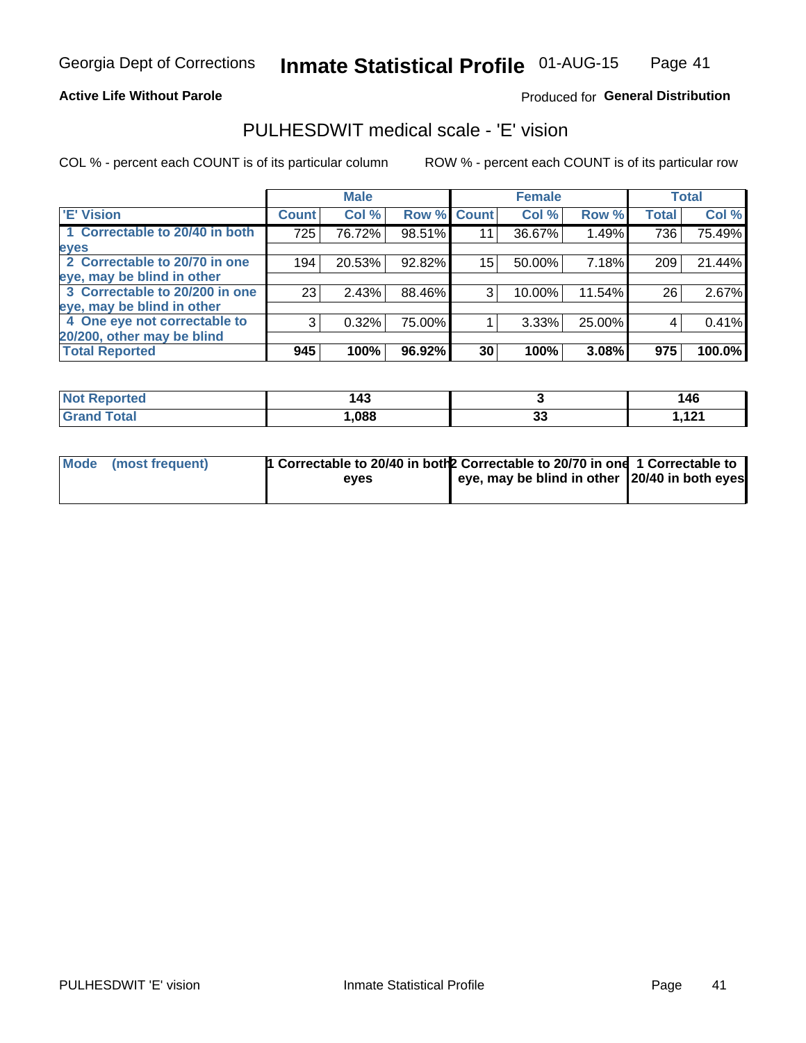Georgia Dept of Corrections **Inmate Statistical Profile** 01-AUG-15

**Active Life Without Parole**

Produced for **General Distribution**

## PULHESDWIT medical scale - 'E' vision

COL % - percent each COUNT is of its particular column

ROW % - percent each COUNT is of its particular row

| | Male | | | Female | | | Total | |
|---|---|---|---|---|---|---|---|---|
| **'E' Vision** | **Count** | **Col %** | **Row %** | **Count** | **Col %** | **Row %** | **Total** | **Col %** |
| **1 Correctable to 20/40 in both eyes** | 725 | 76.72% | 98.51% | 11 | 36.67% | 1.49% | 736 | 75.49% |
| **2 Correctable to 20/70 in one eye, may be blind in other** | 194 | 20.53% | 92.82% | 15 | 50.00% | 7.18% | 209 | 21.44% |
| **3 Correctable to 20/200 in one eye, may be blind in other** | 23 | 2.43% | 88.46% | 3 | 10.00% | 11.54% | 26 | 2.67% |
| **4 One eye not correctable to 20/200, other may be blind** | 3 | 0.32% | 75.00% | 1 | 3.33% | 25.00% | 4 | 0.41% |
| **Total Reported** | **945** | **100%** | **96.92%** | **30** | **100%** | **3.08%** | **975** | **100.0%** |

| | Male | Female | Total |
|---|---|---|---|
| **Not Reported** | **143** | **3** | **146** |
| **Grand Total** | **1,088** | **33** | **1,121** |

| | Male | Female | Total |
|---|---|---|---|
| **Mode (most frequent)** | **1 Correctable to 20/40 in both eyes** | **2 Correctable to 20/70 in one eye, may be blind in other** | **1 Correctable to 20/40 in both eyes** |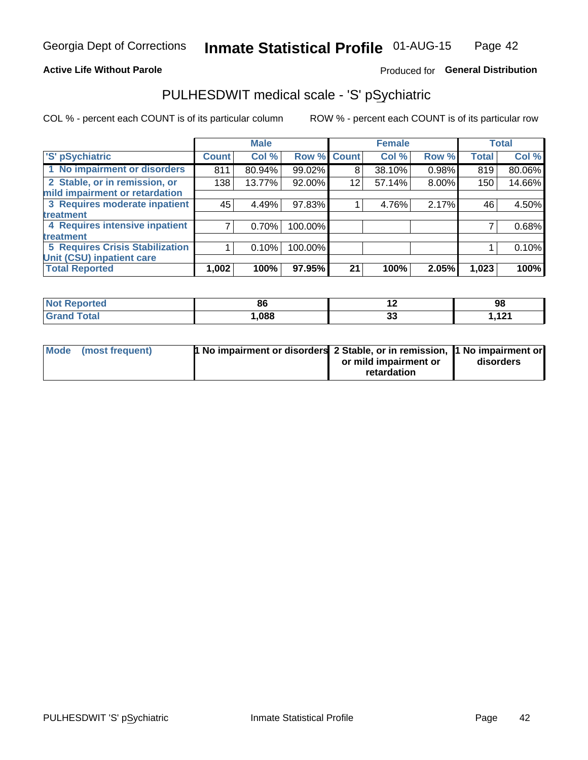Georgia Dept of Corrections **Inmate Statistical Profile** 01-AUG-15

**Active Life Without Parole**

Produced for **General Distribution**

## PULHESDWIT medical scale - 'S' pSychiatric

COL % - percent each COUNT is of its particular column     ROW % - percent each COUNT is of its particular row

| | Male | | | Female | | | Total | |
|---|---|---|---|---|---|---|---|---|
| 'S' pSychiatric | Count | Col % | Row % | Count | Col % | Row % | Total | Col % |
| 1 No impairment or disorders | 811 | 80.94% | 99.02% | 8 | 38.10% | 0.98% | 819 | 80.06% |
| 2 Stable, or in remission, or mild impairment or retardation | 138 | 13.77% | 92.00% | 12 | 57.14% | 8.00% | 150 | 14.66% |
| 3 Requires moderate inpatient treatment | 45 | 4.49% | 97.83% | 1 | 4.76% | 2.17% | 46 | 4.50% |
| 4 Requires intensive inpatient treatment | 7 | 0.70% | 100.00% | | | | 7 | 0.68% |
| 5 Requires Crisis Stabilization Unit (CSU) inpatient care | 1 | 0.10% | 100.00% | | | | 1 | 0.10% |
| **Total Reported** | **1,002** | **100%** | **97.95%** | **21** | **100%** | **2.05%** | **1,023** | **100%** |

| | Male | Female | Total |
|---|---|---|---|
| Not Reported | 86 | 12 | 98 |
| Grand Total | 1,088 | 33 | 1,121 |

| | Male | Female | Total |
|---|---|---|---|
| Mode (most frequent) | 1 No impairment or disorders | 2 Stable, or in remission, or mild impairment or retardation | 1 No impairment or disorders |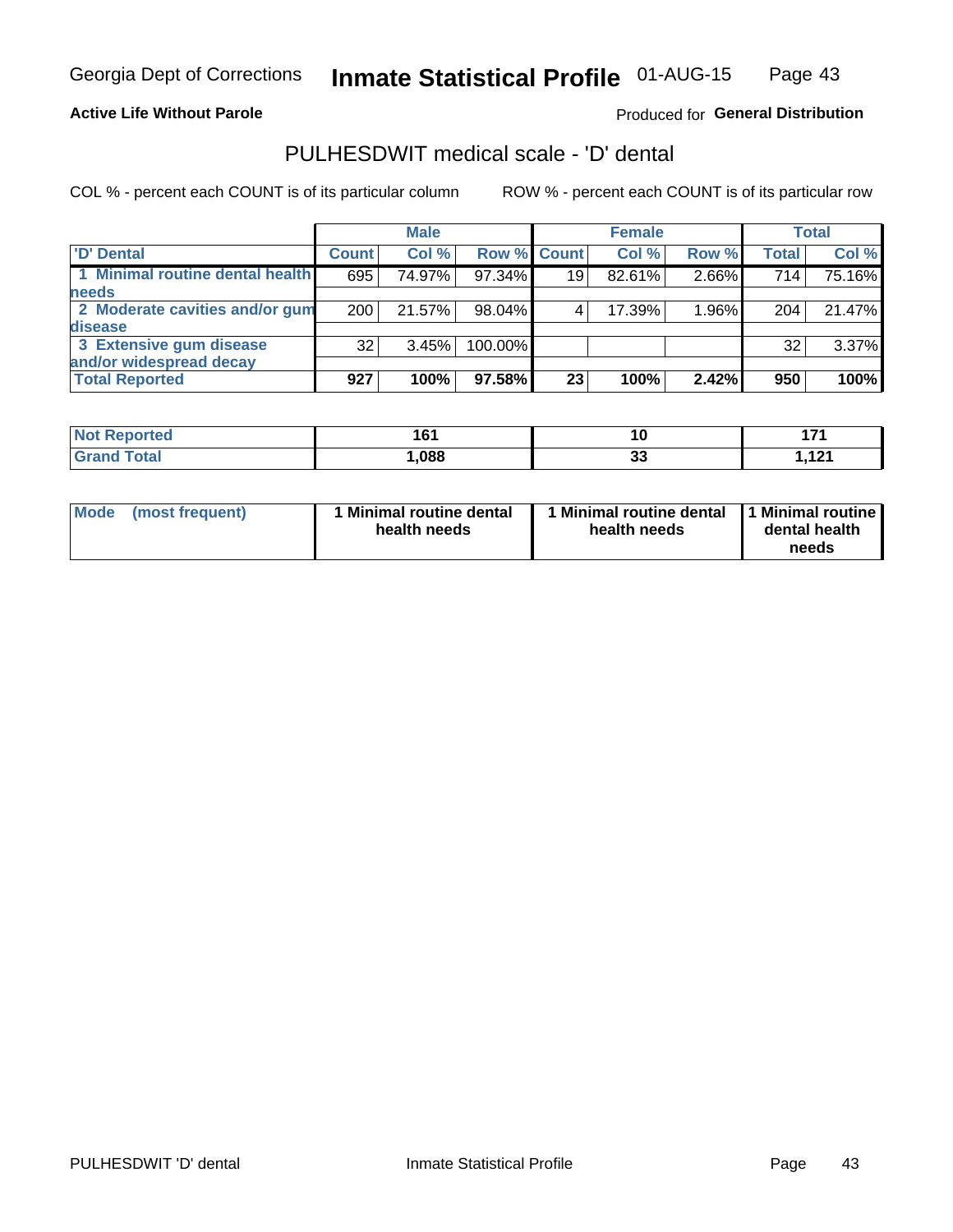Georgia Dept of Corrections **Inmate Statistical Profile** 01-AUG-15

**Active Life Without Parole**

Produced for **General Distribution**

## PULHESDWIT medical scale - 'D' dental

COL % - percent each COUNT is of its particular column ROW % - percent each COUNT is of its particular row

| | Male | | | Female | | | Total | |
|---|---|---|---|---|---|---|---|---|
| 'D' Dental | Count | Col % | Row % | Count | Col % | Row % | Total | Col % |
| 1 Minimal routine dental health needs | 695 | 74.97% | 97.34% | 19 | 82.61% | 2.66% | 714 | 75.16% |
| 2 Moderate cavities and/or gum disease | 200 | 21.57% | 98.04% | 4 | 17.39% | 1.96% | 204 | 21.47% |
| 3 Extensive gum disease and/or widespread decay | 32 | 3.45% | 100.00% | | | | 32 | 3.37% |
| **Total Reported** | **927** | **100%** | **97.58%** | **23** | **100%** | **2.42%** | **950** | **100%** |

| | Male | Female | Total |
|---|---|---|---|
| Not Reported | 161 | 10 | 171 |
| Grand Total | 1,088 | 33 | 1,121 |

| | Male | Female | Total |
|---|---|---|---|
| Mode (most frequent) | 1 Minimal routine dental health needs | 1 Minimal routine dental health needs | 1 Minimal routine dental health needs |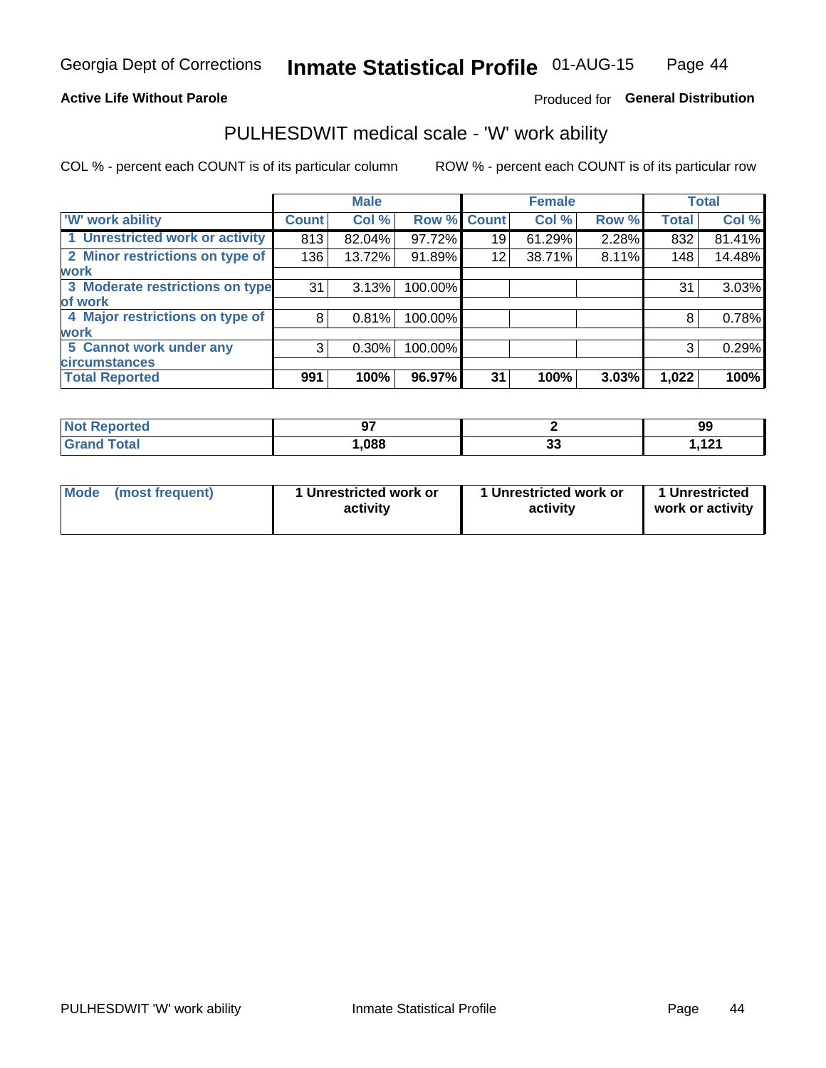Georgia Dept of Corrections **Inmate Statistical Profile** 01-AUG-15

**Active Life Without Parole**

Produced for **General Distribution**

## PULHESDWIT medical scale - 'W' work ability

COL % - percent each COUNT is of its particular column ROW % - percent each COUNT is of its particular row

| | Male | | | Female | | | Total | |
|---|---|---|---|---|---|---|---|---|
| 'W' work ability | Count | Col % | Row % | Count | Col % | Row % | Total | Col % |
| 1 Unrestricted work or activity | 813 | 82.04% | 97.72% | 19 | 61.29% | 2.28% | 832 | 81.41% |
| 2 Minor restrictions on type of work | 136 | 13.72% | 91.89% | 12 | 38.71% | 8.11% | 148 | 14.48% |
| 3 Moderate restrictions on type of work | 31 | 3.13% | 100.00% | | | | 31 | 3.03% |
| 4 Major restrictions on type of work | 8 | 0.81% | 100.00% | | | | 8 | 0.78% |
| 5 Cannot work under any circumstances | 3 | 0.30% | 100.00% | | | | 3 | 0.29% |
| **Total Reported** | **991** | **100%** | **96.97%** | **31** | **100%** | **3.03%** | **1,022** | **100%** |

| | Male | Female | Total |
|---|---|---|---|
| Not Reported | 97 | 2 | 99 |
| Grand Total | 1,088 | 33 | 1,121 |

| | Male | Female | Total |
|---|---|---|---|
| Mode (most frequent) | 1 Unrestricted work or activity | 1 Unrestricted work or activity | 1 Unrestricted work or activity |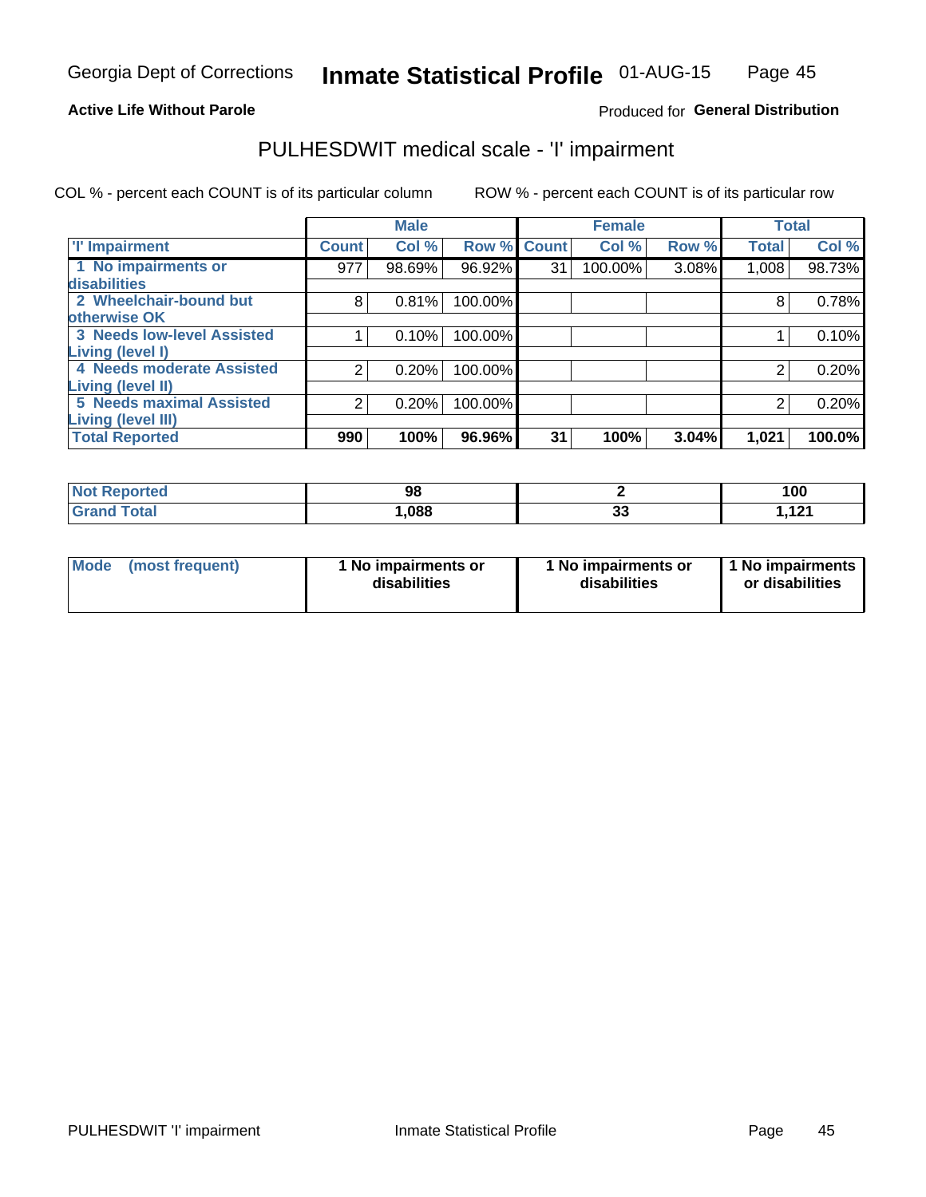Georgia Dept of Corrections **Inmate Statistical Profile** 01-AUG-15

**Active Life Without Parole**

Produced for **General Distribution**

## PULHESDWIT medical scale - 'I' impairment

COL % - percent each COUNT is of its particular column

ROW % - percent each COUNT is of its particular row

| | Male | | | Female | | | Total | |
|---|---|---|---|---|---|---|---|---|
| 'I' Impairment | Count | Col % | Row % | Count | Col % | Row % | Total | Col % |
| 1 No impairments or disabilities | 977 | 98.69% | 96.92% | 31 | 100.00% | 3.08% | 1,008 | 98.73% |
| 2 Wheelchair-bound but otherwise OK | 8 | 0.81% | 100.00% | | | | 8 | 0.78% |
| 3 Needs low-level Assisted Living (level I) | 1 | 0.10% | 100.00% | | | | 1 | 0.10% |
| 4 Needs moderate Assisted Living (level II) | 2 | 0.20% | 100.00% | | | | 2 | 0.20% |
| 5 Needs maximal Assisted Living (level III) | 2 | 0.20% | 100.00% | | | | 2 | 0.20% |
| **Total Reported** | **990** | **100%** | **96.96%** | **31** | **100%** | **3.04%** | **1,021** | **100.0%** |

| | Male | Female | Total |
|---|---|---|---|
| **Not Reported** | **98** | **2** | **100** |
| **Grand Total** | **1,088** | **33** | **1,121** |

| | Male | Female | Total |
|---|---|---|---|
| **Mode (most frequent)** | **1 No impairments or disabilities** | **1 No impairments or disabilities** | **1 No impairments or disabilities** |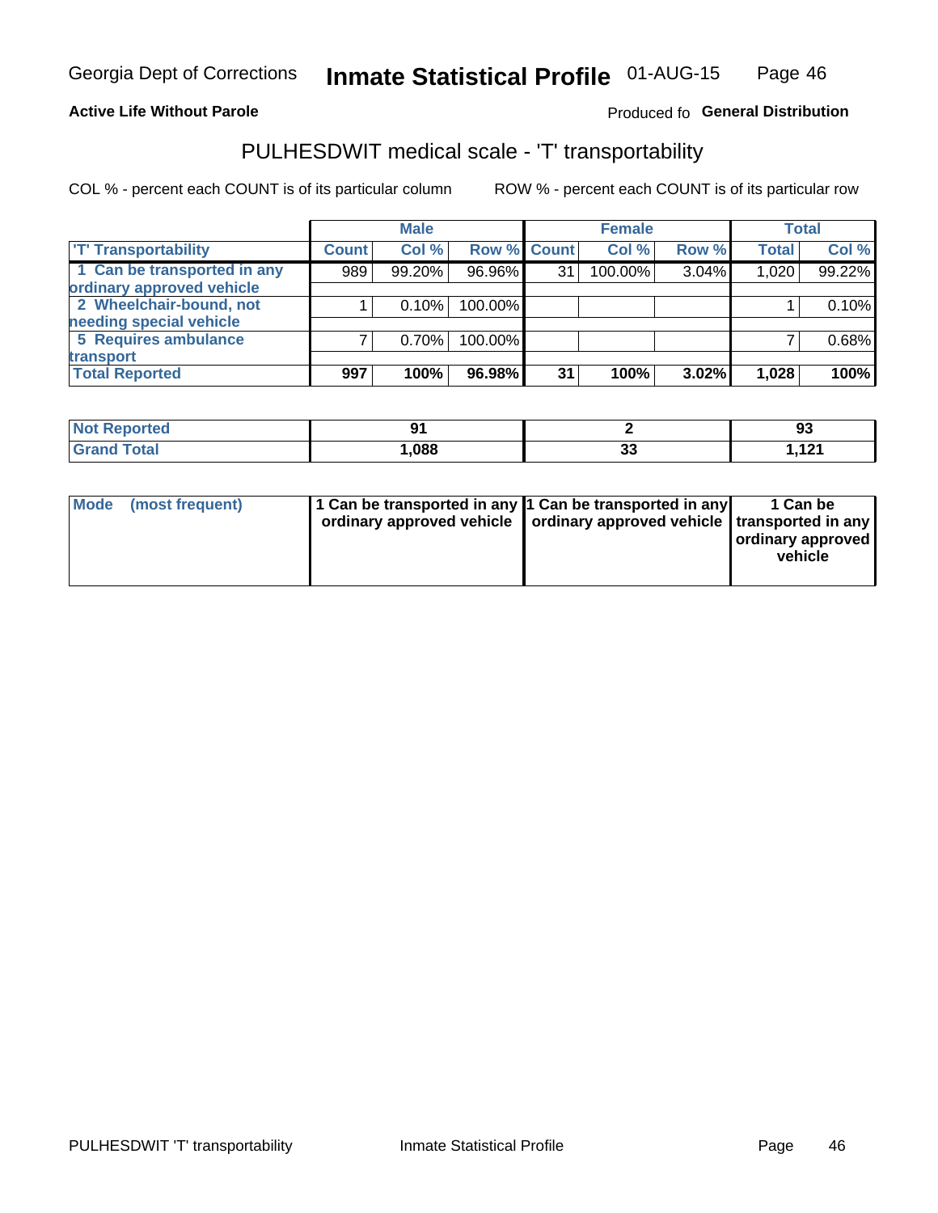Active Life Without Parole

Produced fo **General Distribution**

## PULHESDWIT medical scale - 'T' transportability

COL % - percent each COUNT is of its particular column

ROW % - percent each COUNT is of its particular row

| | Male | | | Female | | | Total | |
|---|---|---|---|---|---|---|---|---|
| 'T' Transportability | Count | Col % | Row % | Count | Col % | Row % | Total | Col % |
| 1 Can be transported in any ordinary approved vehicle | 989 | 99.20% | 96.96% | 31 | 100.00% | 3.04% | 1,020 | 99.22% |
| 2 Wheelchair-bound, not needing special vehicle | 1 | 0.10% | 100.00% | | | | 1 | 0.10% |
| 5 Requires ambulance transport | 7 | 0.70% | 100.00% | | | | 7 | 0.68% |
| **Total Reported** | **997** | **100%** | **96.98%** | **31** | **100%** | **3.02%** | **1,028** | **100%** |

| | Male | Female | Total |
|---|---|---|---|
| Not Reported | 91 | 2 | 93 |
| Grand Total | 1,088 | 33 | 1,121 |

| | Male | Female | Total |
|---|---|---|---|
| Mode (most frequent) | 1 Can be transported in any ordinary approved vehicle | 1 Can be transported in any ordinary approved vehicle | 1 Can be transported in any ordinary approved vehicle |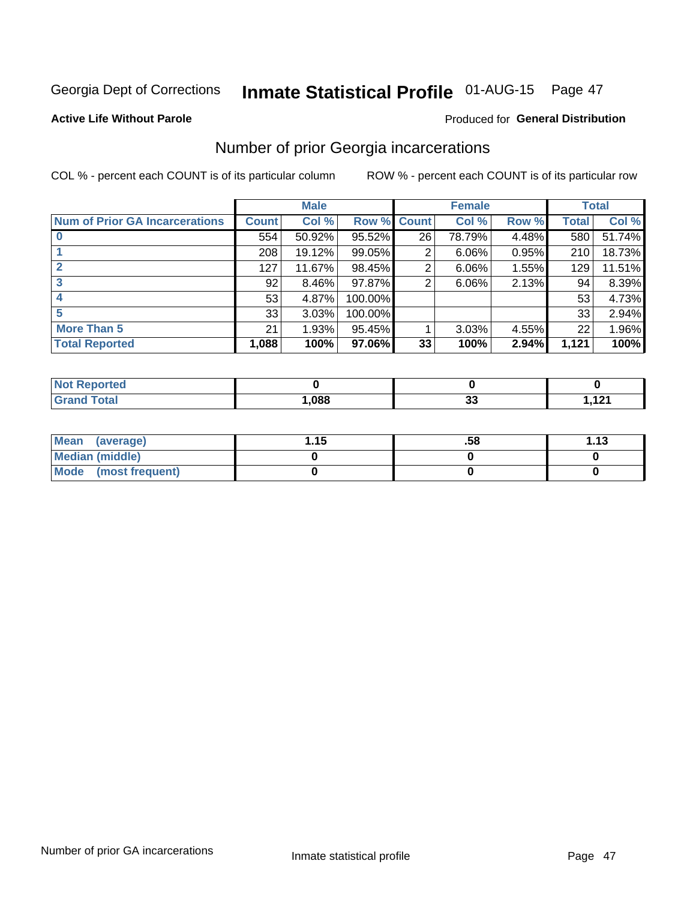Georgia Dept of Corrections **Inmate Statistical Profile** 01-AUG-15

**Active Life Without Parole**

Produced for **General Distribution**

## Number of prior Georgia incarcerations

COL % - percent each COUNT is of its particular column

ROW % - percent each COUNT is of its particular row

| | Male | | | Female | | | Total | |
|---|---|---|---|---|---|---|---|---|
| Num of Prior GA Incarcerations | Count | Col % | Row % | Count | Col % | Row % | Total | Col % |
| 0 | 554 | 50.92% | 95.52% | 26 | 78.79% | 4.48% | 580 | 51.74% |
| 1 | 208 | 19.12% | 99.05% | 2 | 6.06% | 0.95% | 210 | 18.73% |
| 2 | 127 | 11.67% | 98.45% | 2 | 6.06% | 1.55% | 129 | 11.51% |
| 3 | 92 | 8.46% | 97.87% | 2 | 6.06% | 2.13% | 94 | 8.39% |
| 4 | 53 | 4.87% | 100.00% | | | | 53 | 4.73% |
| 5 | 33 | 3.03% | 100.00% | | | | 33 | 2.94% |
| More Than 5 | 21 | 1.93% | 95.45% | 1 | 3.03% | 4.55% | 22 | 1.96% |
| **Total Reported** | **1,088** | **100%** | **97.06%** | **33** | **100%** | **2.94%** | **1,121** | **100%** |

| | Male | Female | Total |
|---|---|---|---|
| Not Reported | 0 | 0 | 0 |
| Grand Total | 1,088 | 33 | 1,121 |

| | Male | Female | Total |
|---|---|---|---|
| Mean (average) | 1.15 | .58 | 1.13 |
| Median (middle) | 0 | 0 | 0 |
| Mode (most frequent) | 0 | 0 | 0 |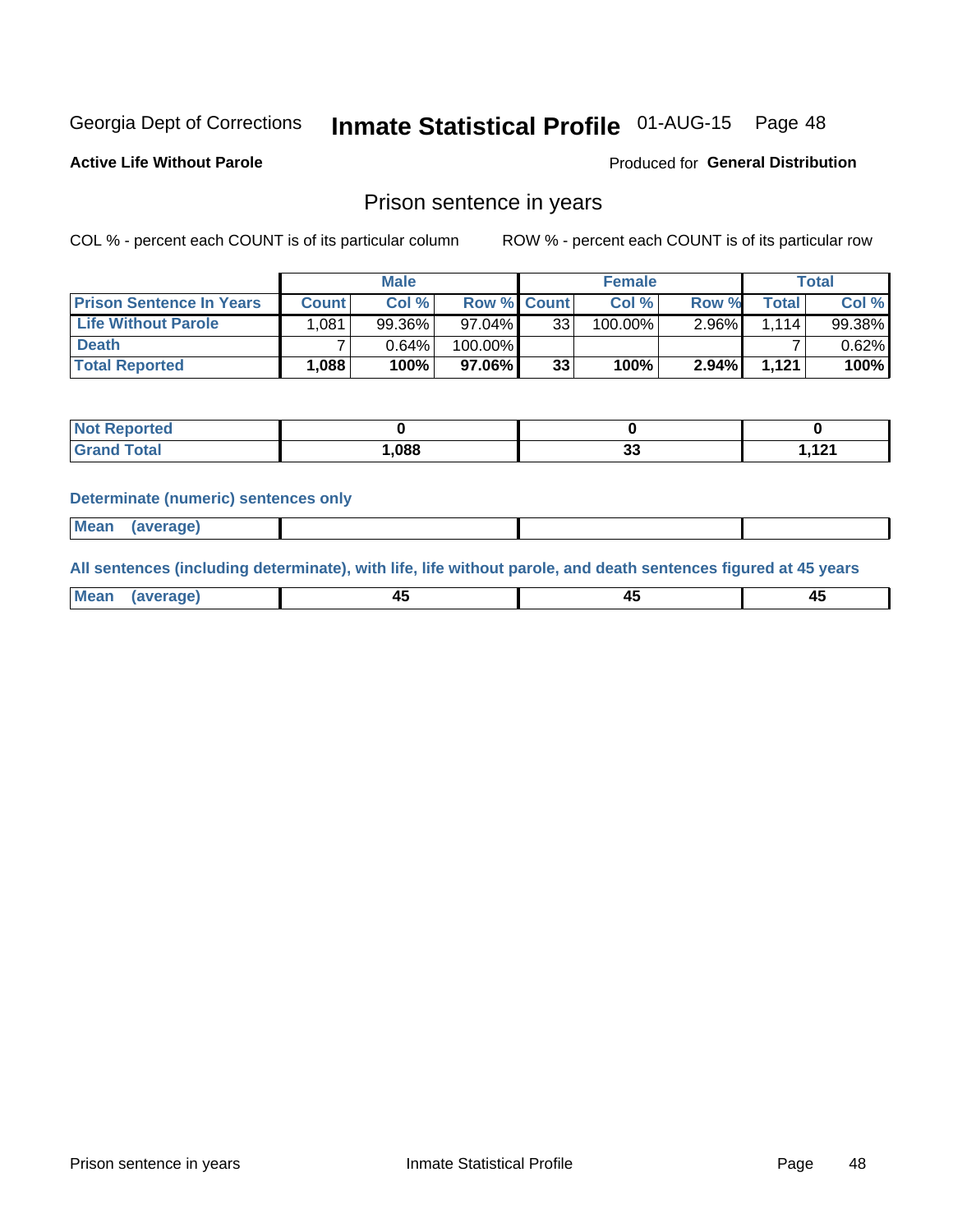Georgia Dept of Corrections **Inmate Statistical Profile** 01-AUG-15

**Active Life Without Parole**

Produced for **General Distribution**

## Prison sentence in years

COL % - percent each COUNT is of its particular column

ROW % - percent each COUNT is of its particular row

| | Male | | | Female | | | Total | |
|---|---|---|---|---|---|---|---|---|
| **Prison Sentence In Years** | **Count** | **Col %** | **Row %** | **Count** | **Col %** | **Row %** | **Total** | **Col %** |
| **Life Without Parole** | 1,081 | 99.36% | 97.04% | 33 | 100.00% | 2.96% | 1,114 | 99.38% |
| **Death** | 7 | 0.64% | 100.00% | | | | 7 | 0.62% |
| **Total Reported** | **1,088** | **100%** | **97.06%** | **33** | **100%** | **2.94%** | **1,121** | **100%** |

| | Male | Female | Total |
|---|---|---|---|
| **Not Reported** | **0** | **0** | **0** |
| **Grand Total** | **1,088** | **33** | **1,121** |

**Determinate (numeric) sentences only**

| | Male | Female | Total |
|---|---|---|---|
| **Mean (average)** | | | |

**All sentences (including determinate), with life, life without parole, and death sentences figured at 45 years**

| | Male | Female | Total |
|---|---|---|---|
| **Mean (average)** | **45** | **45** | **45** |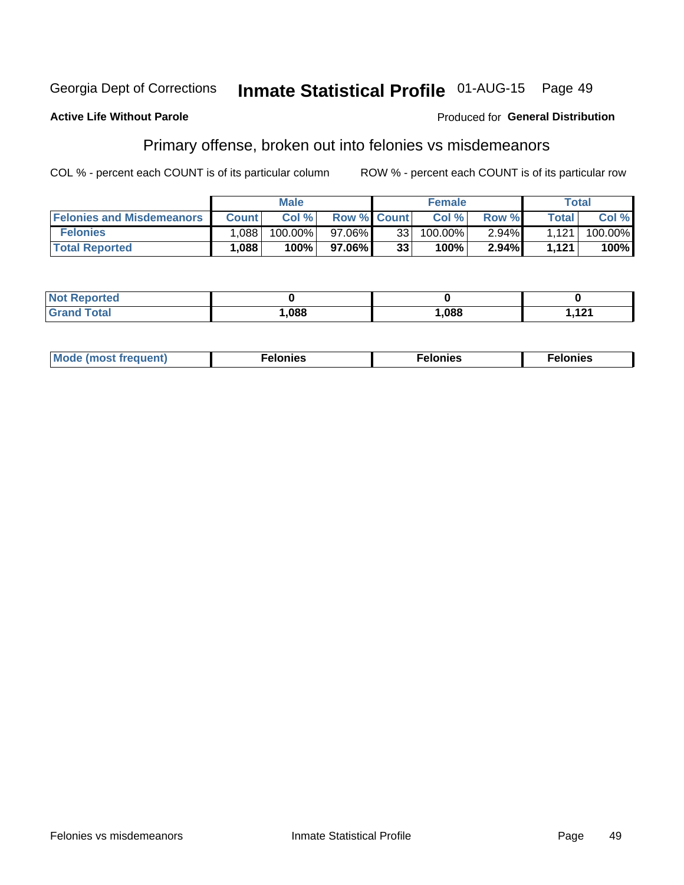Georgia Dept of Corrections **Inmate Statistical Profile** 01-AUG-15

**Active Life Without Parole**

Produced for **General Distribution**

## Primary offense, broken out into felonies vs misdemeanors

COL % - percent each COUNT is of its particular column

ROW % - percent each COUNT is of its particular row

| | Male | | | Female | | | Total | |
|---|---|---|---|---|---|---|---|---|
| Felonies and Misdemeanors | Count | Col % | Row % | Count | Col % | Row % | Total | Col % |
| Felonies | 1,088 | 100.00% | 97.06% | 33 | 100.00% | 2.94% | 1,121 | 100.00% |
| **Total Reported** | **1,088** | **100%** | **97.06%** | **33** | **100%** | **2.94%** | **1,121** | **100%** |

| | Male | Female | Total |
|---|---|---|---|
| Not Reported | **0** | **0** | **0** |
| Grand Total | **1,088** | **1,088** | **1,121** |

| | Male | Female | Total |
|---|---|---|---|
| Mode (most frequent) | **Felonies** | **Felonies** | **Felonies** |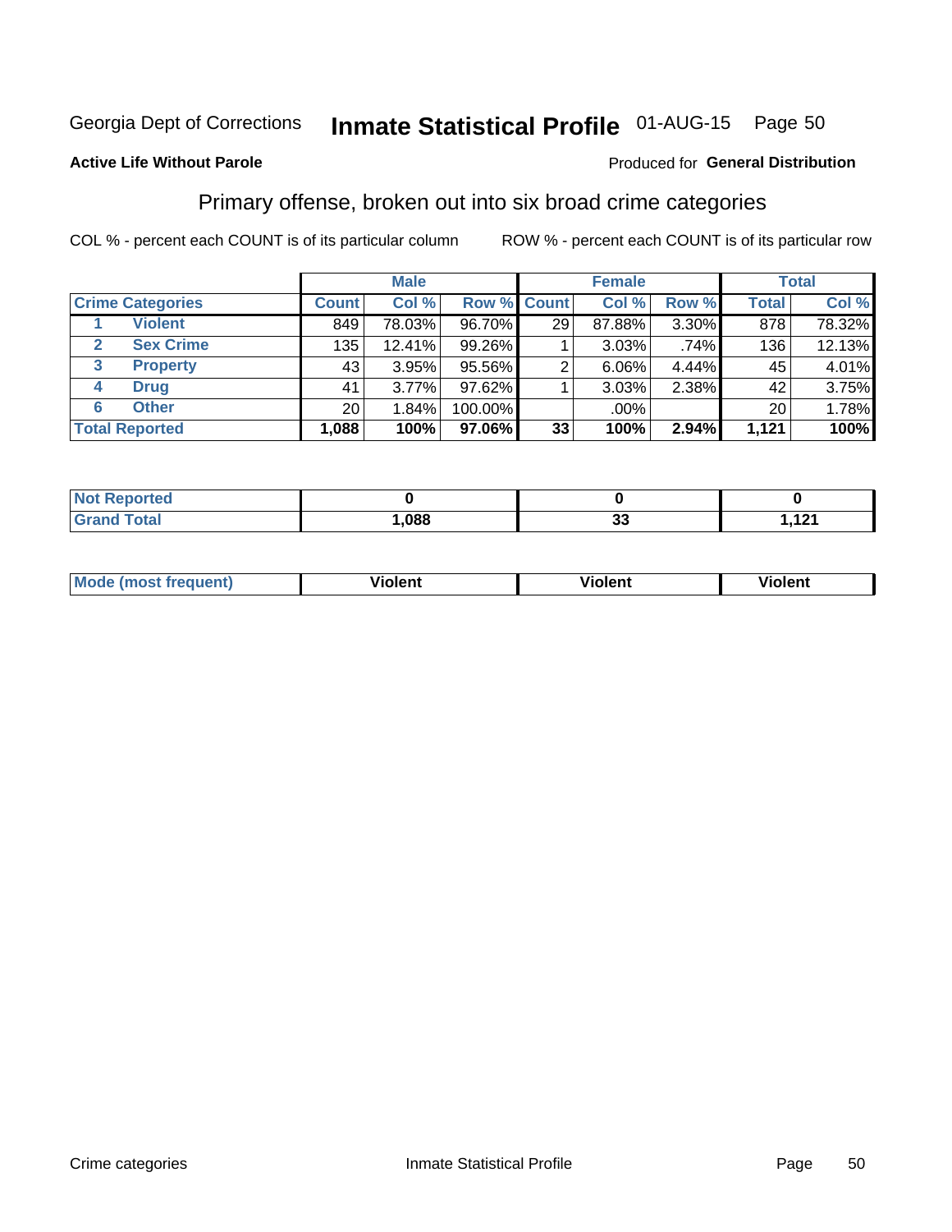Georgia Dept of Corrections **Inmate Statistical Profile** 01-AUG-15

**Active Life Without Parole**

Produced for **General Distribution**

## Primary offense, broken out into six broad crime categories

COL % - percent each COUNT is of its particular column

ROW % - percent each COUNT is of its particular row

| | | Male | | | Female | | | Total | |
|---|---|---|---|---|---|---|---|---|---|
| **Crime Categories** | | **Count** | **Col %** | **Row %** | **Count** | **Col %** | **Row %** | **Total** | **Col %** |
| 1 | **Violent** | 849 | 78.03% | 96.70% | 29 | 87.88% | 3.30% | 878 | 78.32% |
| 2 | **Sex Crime** | 135 | 12.41% | 99.26% | 1 | 3.03% | .74% | 136 | 12.13% |
| 3 | **Property** | 43 | 3.95% | 95.56% | 2 | 6.06% | 4.44% | 45 | 4.01% |
| 4 | **Drug** | 41 | 3.77% | 97.62% | 1 | 3.03% | 2.38% | 42 | 3.75% |
| 6 | **Other** | 20 | 1.84% | 100.00% | | .00% | | 20 | 1.78% |
| **Total Reported** | | **1,088** | **100%** | **97.06%** | **33** | **100%** | **2.94%** | **1,121** | **100%** |

| | | | |
|---|---|---|---|
| **Not Reported** | **0** | **0** | **0** |
| **Grand Total** | **1,088** | **33** | **1,121** |

| | | | |
|---|---|---|---|
| **Mode (most frequent)** | **Violent** | **Violent** | **Violent** |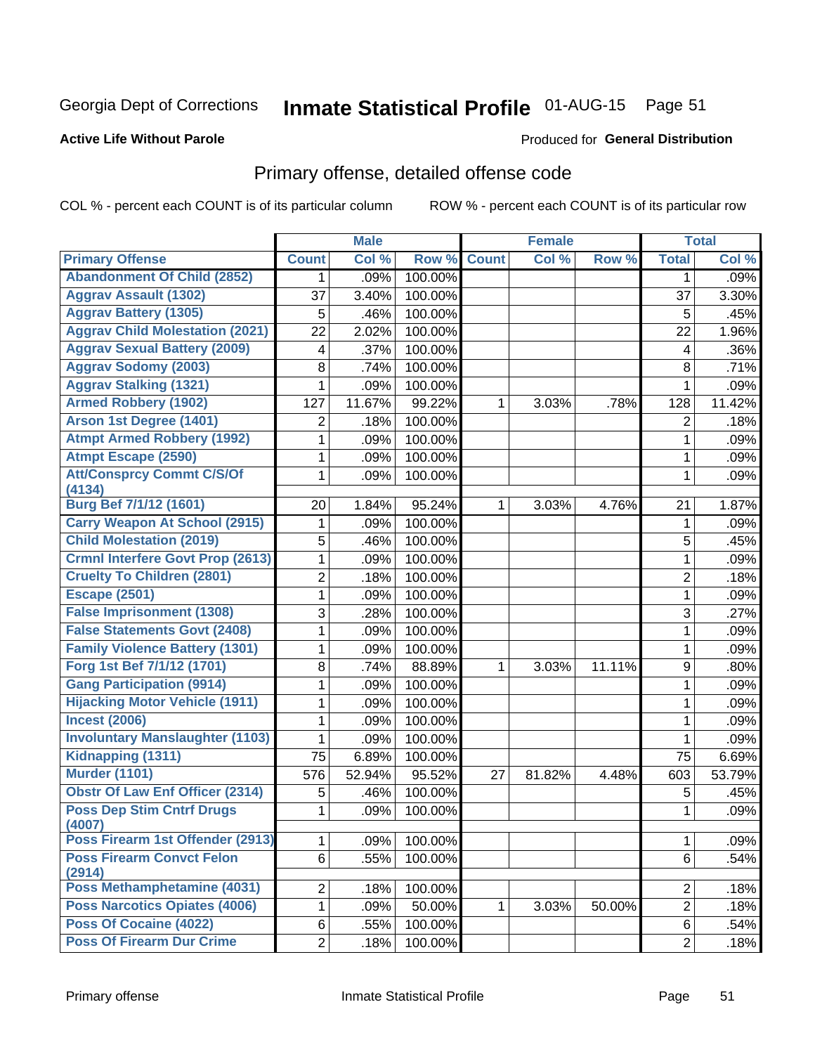Georgia Dept of Corrections **Inmate Statistical Profile** 01-AUG-15

**Active Life Without Parole**

Produced for **General Distribution**

## Primary offense, detailed offense code

COL % - percent each COUNT is of its particular column

ROW % - percent each COUNT is of its particular row

| | Male | | | Female | | | Total | |
|---|---|---|---|---|---|---|---|---|
| Primary Offense | Count | Col % | Row % | Count | Col % | Row % | Total | Col % |
| Abandonment Of Child (2852) | 1 | .09% | 100.00% | | | | 1 | .09% |
| Aggrav Assault (1302) | 37 | 3.40% | 100.00% | | | | 37 | 3.30% |
| Aggrav Battery (1305) | 5 | .46% | 100.00% | | | | 5 | .45% |
| Aggrav Child Molestation (2021) | 22 | 2.02% | 100.00% | | | | 22 | 1.96% |
| Aggrav Sexual Battery (2009) | 4 | .37% | 100.00% | | | | 4 | .36% |
| Aggrav Sodomy (2003) | 8 | .74% | 100.00% | | | | 8 | .71% |
| Aggrav Stalking (1321) | 1 | .09% | 100.00% | | | | 1 | .09% |
| Armed Robbery (1902) | 127 | 11.67% | 99.22% | 1 | 3.03% | .78% | 128 | 11.42% |
| Arson 1st Degree (1401) | 2 | .18% | 100.00% | | | | 2 | .18% |
| Atmpt Armed Robbery (1992) | 1 | .09% | 100.00% | | | | 1 | .09% |
| Atmpt Escape (2590) | 1 | .09% | 100.00% | | | | 1 | .09% |
| Att/Consprcy Commt C/S/Of (4134) | 1 | .09% | 100.00% | | | | 1 | .09% |
| Burg Bef 7/1/12 (1601) | 20 | 1.84% | 95.24% | 1 | 3.03% | 4.76% | 21 | 1.87% |
| Carry Weapon At School (2915) | 1 | .09% | 100.00% | | | | 1 | .09% |
| Child Molestation (2019) | 5 | .46% | 100.00% | | | | 5 | .45% |
| Crmnl Interfere Govt Prop (2613) | 1 | .09% | 100.00% | | | | 1 | .09% |
| Cruelty To Children (2801) | 2 | .18% | 100.00% | | | | 2 | .18% |
| Escape (2501) | 1 | .09% | 100.00% | | | | 1 | .09% |
| False Imprisonment (1308) | 3 | .28% | 100.00% | | | | 3 | .27% |
| False Statements Govt (2408) | 1 | .09% | 100.00% | | | | 1 | .09% |
| Family Violence Battery (1301) | 1 | .09% | 100.00% | | | | 1 | .09% |
| Forg 1st Bef 7/1/12 (1701) | 8 | .74% | 88.89% | 1 | 3.03% | 11.11% | 9 | .80% |
| Gang Participation (9914) | 1 | .09% | 100.00% | | | | 1 | .09% |
| Hijacking Motor Vehicle (1911) | 1 | .09% | 100.00% | | | | 1 | .09% |
| Incest (2006) | 1 | .09% | 100.00% | | | | 1 | .09% |
| Involuntary Manslaughter (1103) | 1 | .09% | 100.00% | | | | 1 | .09% |
| Kidnapping (1311) | 75 | 6.89% | 100.00% | | | | 75 | 6.69% |
| Murder (1101) | 576 | 52.94% | 95.52% | 27 | 81.82% | 4.48% | 603 | 53.79% |
| Obstr Of Law Enf Officer (2314) | 5 | .46% | 100.00% | | | | 5 | .45% |
| Poss Dep Stim Cntrf Drugs (4007) | 1 | .09% | 100.00% | | | | 1 | .09% |
| Poss Firearm 1st Offender (2913) | 1 | .09% | 100.00% | | | | 1 | .09% |
| Poss Firearm Convct Felon (2914) | 6 | .55% | 100.00% | | | | 6 | .54% |
| Poss Methamphetamine (4031) | 2 | .18% | 100.00% | | | | 2 | .18% |
| Poss Narcotics Opiates (4006) | 1 | .09% | 50.00% | 1 | 3.03% | 50.00% | 2 | .18% |
| Poss Of Cocaine (4022) | 6 | .55% | 100.00% | | | | 6 | .54% |
| Poss Of Firearm Dur Crime | 2 | .18% | 100.00% | | | | 2 | .18% |

Primary offense Inmate Statistical Profile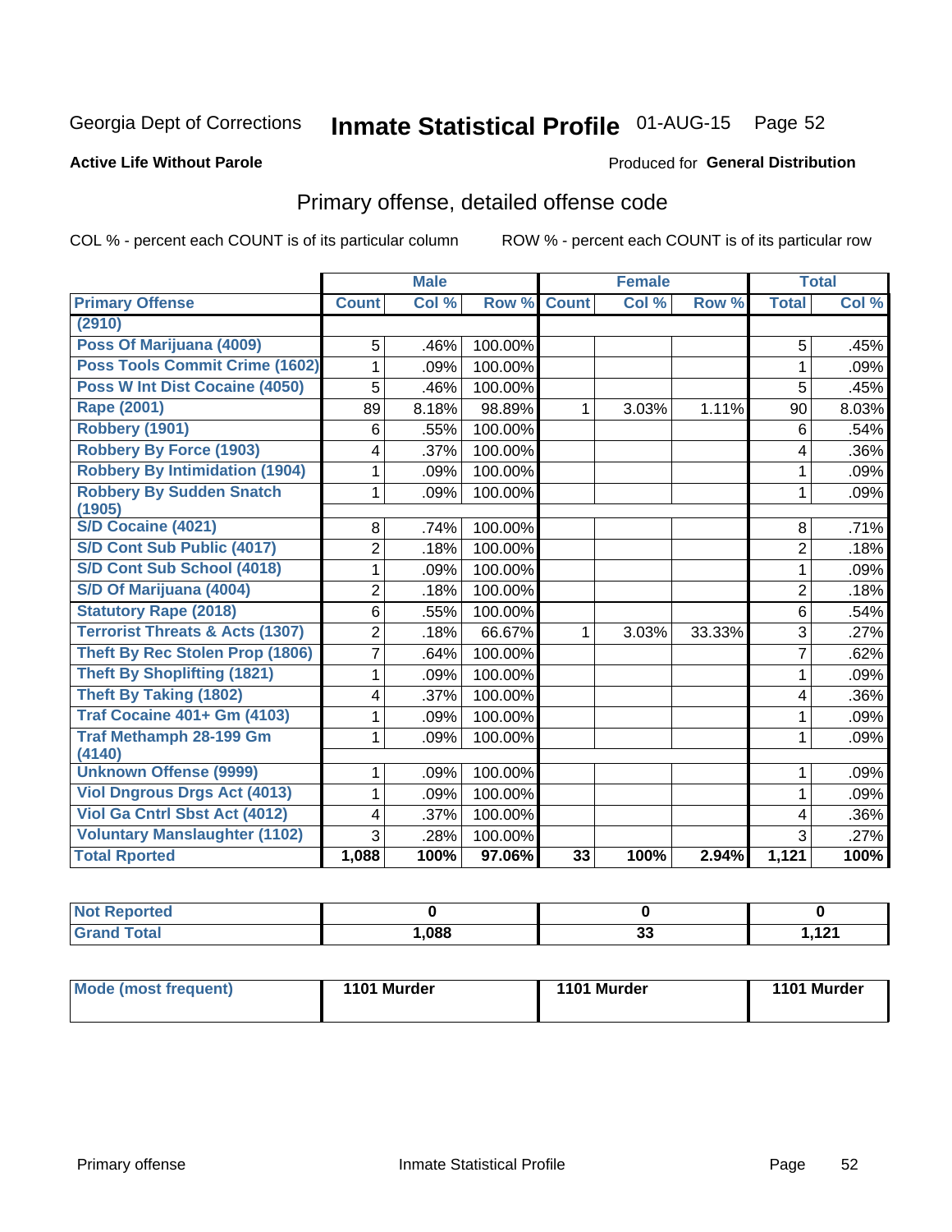Georgia Dept of Corrections

# Inmate Statistical Profile 01-AUG-15

**Active Life Without Parole**

Produced for **General Distribution**

## Primary offense, detailed offense code

COL % - percent each COUNT is of its particular column

ROW % - percent each COUNT is of its particular row

| | Male | | | Female | | | Total | |
|---|---|---|---|---|---|---|---|---|
| **Primary Offense** | **Count** | **Col %** | **Row %** | **Count** | **Col %** | **Row %** | **Total** | **Col %** |
| **(2910)** | | | | | | | | |
| **Poss Of Marijuana (4009)** | 5 | .46% | 100.00% | | | | 5 | .45% |
| **Poss Tools Commit Crime (1602)** | 1 | .09% | 100.00% | | | | 1 | .09% |
| **Poss W Int Dist Cocaine (4050)** | 5 | .46% | 100.00% | | | | 5 | .45% |
| **Rape (2001)** | 89 | 8.18% | 98.89% | 1 | 3.03% | 1.11% | 90 | 8.03% |
| **Robbery (1901)** | 6 | .55% | 100.00% | | | | 6 | .54% |
| **Robbery By Force (1903)** | 4 | .37% | 100.00% | | | | 4 | .36% |
| **Robbery By Intimidation (1904)** | 1 | .09% | 100.00% | | | | 1 | .09% |
| **Robbery By Sudden Snatch (1905)** | 1 | .09% | 100.00% | | | | 1 | .09% |
| **S/D Cocaine (4021)** | 8 | .74% | 100.00% | | | | 8 | .71% |
| **S/D Cont Sub Public (4017)** | 2 | .18% | 100.00% | | | | 2 | .18% |
| **S/D Cont Sub School (4018)** | 1 | .09% | 100.00% | | | | 1 | .09% |
| **S/D Of Marijuana (4004)** | 2 | .18% | 100.00% | | | | 2 | .18% |
| **Statutory Rape (2018)** | 6 | .55% | 100.00% | | | | 6 | .54% |
| **Terrorist Threats & Acts (1307)** | 2 | .18% | 66.67% | 1 | 3.03% | 33.33% | 3 | .27% |
| **Theft By Rec Stolen Prop (1806)** | 7 | .64% | 100.00% | | | | 7 | .62% |
| **Theft By Shoplifting (1821)** | 1 | .09% | 100.00% | | | | 1 | .09% |
| **Theft By Taking (1802)** | 4 | .37% | 100.00% | | | | 4 | .36% |
| **Traf Cocaine 401+ Gm (4103)** | 1 | .09% | 100.00% | | | | 1 | .09% |
| **Traf Methamph 28-199 Gm (4140)** | 1 | .09% | 100.00% | | | | 1 | .09% |
| **Unknown Offense (9999)** | 1 | .09% | 100.00% | | | | 1 | .09% |
| **Viol Dngrous Drgs Act (4013)** | 1 | .09% | 100.00% | | | | 1 | .09% |
| **Viol Ga Cntrl Sbst Act (4012)** | 4 | .37% | 100.00% | | | | 4 | .36% |
| **Voluntary Manslaughter (1102)** | 3 | .28% | 100.00% | | | | 3 | .27% |
| **Total Rported** | **1,088** | **100%** | **97.06%** | **33** | **100%** | **2.94%** | **1,121** | **100%** |

| | Male | Female | Total |
|---|---|---|---|
| **Not Reported** | **0** | **0** | **0** |
| **Grand Total** | **1,088** | **33** | **1,121** |

| | Male | Female | Total |
|---|---|---|---|
| **Mode (most frequent)** | **1101 Murder** | **1101 Murder** | **1101 Murder** |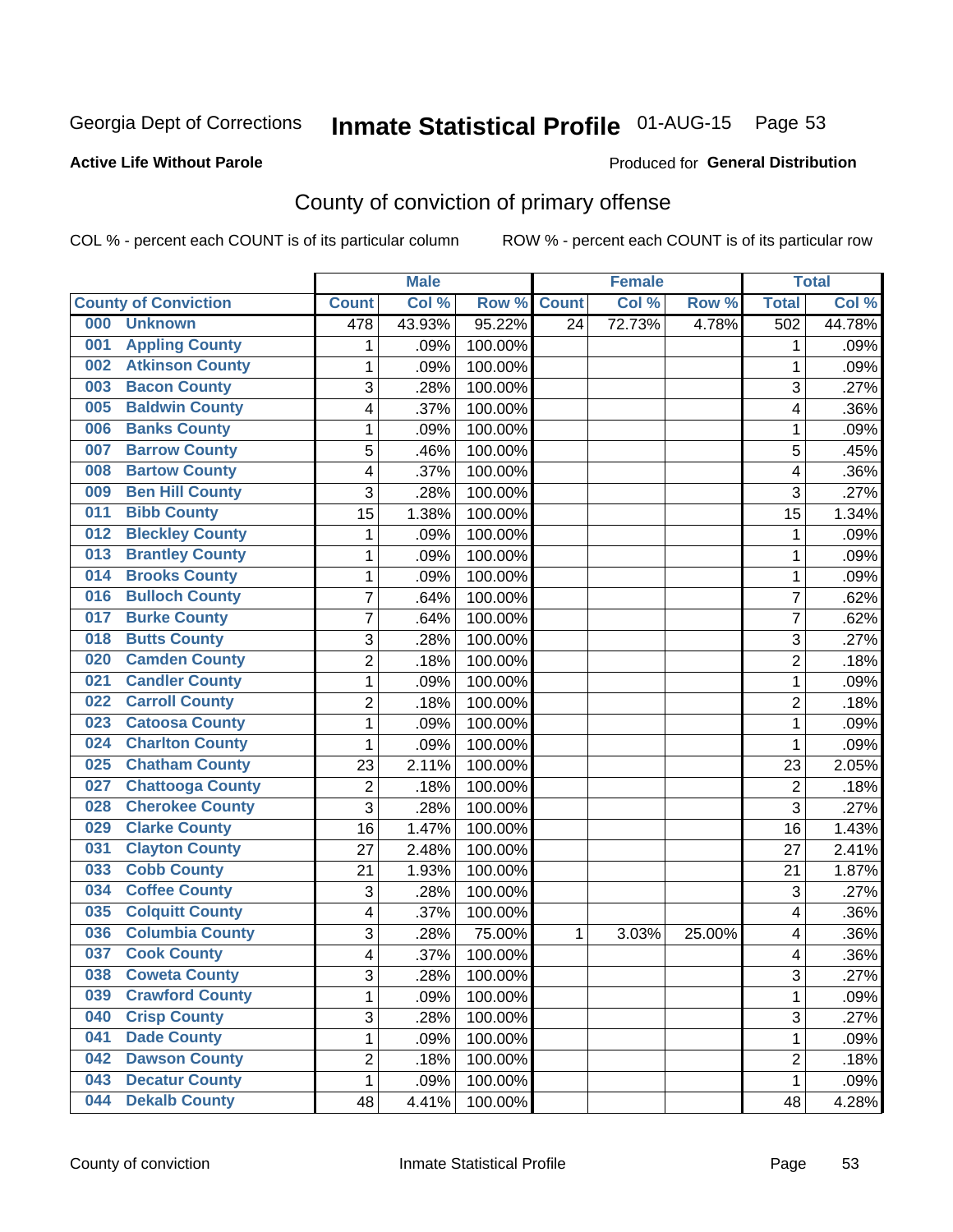Georgia Dept of Corrections **Inmate Statistical Profile** 01-AUG-15

**Active Life Without Parole**

Produced for **General Distribution**

## County of conviction of primary offense

COL % - percent each COUNT is of its particular column ROW % - percent each COUNT is of its particular row

| County of Conviction | Male | | | Female | | | Total | |
|---|---|---|---|---|---|---|---|---|
| | Count | Col % | Row % | Count | Col % | Row % | Total | Col % |
| 000 Unknown | 478 | 43.93% | 95.22% | 24 | 72.73% | 4.78% | 502 | 44.78% |
| 001 Appling County | 1 | .09% | 100.00% | | | | 1 | .09% |
| 002 Atkinson County | 1 | .09% | 100.00% | | | | 1 | .09% |
| 003 Bacon County | 3 | .28% | 100.00% | | | | 3 | .27% |
| 005 Baldwin County | 4 | .37% | 100.00% | | | | 4 | .36% |
| 006 Banks County | 1 | .09% | 100.00% | | | | 1 | .09% |
| 007 Barrow County | 5 | .46% | 100.00% | | | | 5 | .45% |
| 008 Bartow County | 4 | .37% | 100.00% | | | | 4 | .36% |
| 009 Ben Hill County | 3 | .28% | 100.00% | | | | 3 | .27% |
| 011 Bibb County | 15 | 1.38% | 100.00% | | | | 15 | 1.34% |
| 012 Bleckley County | 1 | .09% | 100.00% | | | | 1 | .09% |
| 013 Brantley County | 1 | .09% | 100.00% | | | | 1 | .09% |
| 014 Brooks County | 1 | .09% | 100.00% | | | | 1 | .09% |
| 016 Bulloch County | 7 | .64% | 100.00% | | | | 7 | .62% |
| 017 Burke County | 7 | .64% | 100.00% | | | | 7 | .62% |
| 018 Butts County | 3 | .28% | 100.00% | | | | 3 | .27% |
| 020 Camden County | 2 | .18% | 100.00% | | | | 2 | .18% |
| 021 Candler County | 1 | .09% | 100.00% | | | | 1 | .09% |
| 022 Carroll County | 2 | .18% | 100.00% | | | | 2 | .18% |
| 023 Catoosa County | 1 | .09% | 100.00% | | | | 1 | .09% |
| 024 Charlton County | 1 | .09% | 100.00% | | | | 1 | .09% |
| 025 Chatham County | 23 | 2.11% | 100.00% | | | | 23 | 2.05% |
| 027 Chattooga County | 2 | .18% | 100.00% | | | | 2 | .18% |
| 028 Cherokee County | 3 | .28% | 100.00% | | | | 3 | .27% |
| 029 Clarke County | 16 | 1.47% | 100.00% | | | | 16 | 1.43% |
| 031 Clayton County | 27 | 2.48% | 100.00% | | | | 27 | 2.41% |
| 033 Cobb County | 21 | 1.93% | 100.00% | | | | 21 | 1.87% |
| 034 Coffee County | 3 | .28% | 100.00% | | | | 3 | .27% |
| 035 Colquitt County | 4 | .37% | 100.00% | | | | 4 | .36% |
| 036 Columbia County | 3 | .28% | 75.00% | 1 | 3.03% | 25.00% | 4 | .36% |
| 037 Cook County | 4 | .37% | 100.00% | | | | 4 | .36% |
| 038 Coweta County | 3 | .28% | 100.00% | | | | 3 | .27% |
| 039 Crawford County | 1 | .09% | 100.00% | | | | 1 | .09% |
| 040 Crisp County | 3 | .28% | 100.00% | | | | 3 | .27% |
| 041 Dade County | 1 | .09% | 100.00% | | | | 1 | .09% |
| 042 Dawson County | 2 | .18% | 100.00% | | | | 2 | .18% |
| 043 Decatur County | 1 | .09% | 100.00% | | | | 1 | .09% |
| 044 Dekalb County | 48 | 4.41% | 100.00% | | | | 48 | 4.28% |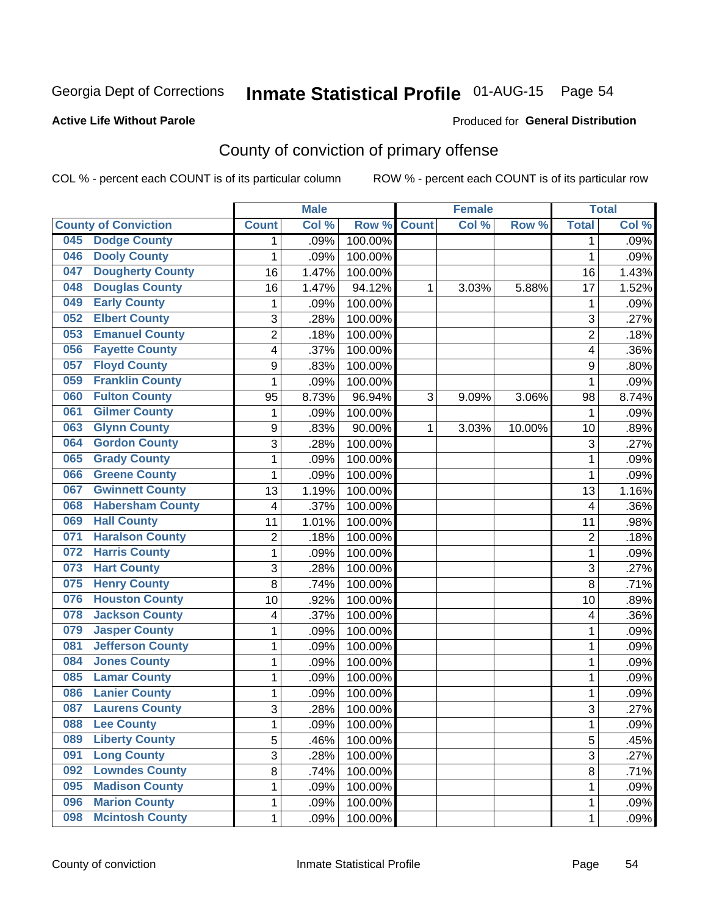Georgia Dept of Corrections **Inmate Statistical Profile** 01-AUG-15

**Active Life Without Parole**

Produced for **General Distribution**

## County of conviction of primary offense

COL % - percent each COUNT is of its particular column ROW % - percent each COUNT is of its particular row

| | Male | | | Female | | | Total | |
|---|---|---|---|---|---|---|---|---|
| County of Conviction | Count | Col % | Row % | Count | Col % | Row % | Total | Col % |
| 045 Dodge County | 1 | .09% | 100.00% | | | | 1 | .09% |
| 046 Dooly County | 1 | .09% | 100.00% | | | | 1 | .09% |
| 047 Dougherty County | 16 | 1.47% | 100.00% | | | | 16 | 1.43% |
| 048 Douglas County | 16 | 1.47% | 94.12% | 1 | 3.03% | 5.88% | 17 | 1.52% |
| 049 Early County | 1 | .09% | 100.00% | | | | 1 | .09% |
| 052 Elbert County | 3 | .28% | 100.00% | | | | 3 | .27% |
| 053 Emanuel County | 2 | .18% | 100.00% | | | | 2 | .18% |
| 056 Fayette County | 4 | .37% | 100.00% | | | | 4 | .36% |
| 057 Floyd County | 9 | .83% | 100.00% | | | | 9 | .80% |
| 059 Franklin County | 1 | .09% | 100.00% | | | | 1 | .09% |
| 060 Fulton County | 95 | 8.73% | 96.94% | 3 | 9.09% | 3.06% | 98 | 8.74% |
| 061 Gilmer County | 1 | .09% | 100.00% | | | | 1 | .09% |
| 063 Glynn County | 9 | .83% | 90.00% | 1 | 3.03% | 10.00% | 10 | .89% |
| 064 Gordon County | 3 | .28% | 100.00% | | | | 3 | .27% |
| 065 Grady County | 1 | .09% | 100.00% | | | | 1 | .09% |
| 066 Greene County | 1 | .09% | 100.00% | | | | 1 | .09% |
| 067 Gwinnett County | 13 | 1.19% | 100.00% | | | | 13 | 1.16% |
| 068 Habersham County | 4 | .37% | 100.00% | | | | 4 | .36% |
| 069 Hall County | 11 | 1.01% | 100.00% | | | | 11 | .98% |
| 071 Haralson County | 2 | .18% | 100.00% | | | | 2 | .18% |
| 072 Harris County | 1 | .09% | 100.00% | | | | 1 | .09% |
| 073 Hart County | 3 | .28% | 100.00% | | | | 3 | .27% |
| 075 Henry County | 8 | .74% | 100.00% | | | | 8 | .71% |
| 076 Houston County | 10 | .92% | 100.00% | | | | 10 | .89% |
| 078 Jackson County | 4 | .37% | 100.00% | | | | 4 | .36% |
| 079 Jasper County | 1 | .09% | 100.00% | | | | 1 | .09% |
| 081 Jefferson County | 1 | .09% | 100.00% | | | | 1 | .09% |
| 084 Jones County | 1 | .09% | 100.00% | | | | 1 | .09% |
| 085 Lamar County | 1 | .09% | 100.00% | | | | 1 | .09% |
| 086 Lanier County | 1 | .09% | 100.00% | | | | 1 | .09% |
| 087 Laurens County | 3 | .28% | 100.00% | | | | 3 | .27% |
| 088 Lee County | 1 | .09% | 100.00% | | | | 1 | .09% |
| 089 Liberty County | 5 | .46% | 100.00% | | | | 5 | .45% |
| 091 Long County | 3 | .28% | 100.00% | | | | 3 | .27% |
| 092 Lowndes County | 8 | .74% | 100.00% | | | | 8 | .71% |
| 095 Madison County | 1 | .09% | 100.00% | | | | 1 | .09% |
| 096 Marion County | 1 | .09% | 100.00% | | | | 1 | .09% |
| 098 Mcintosh County | 1 | .09% | 100.00% | | | | 1 | .09% |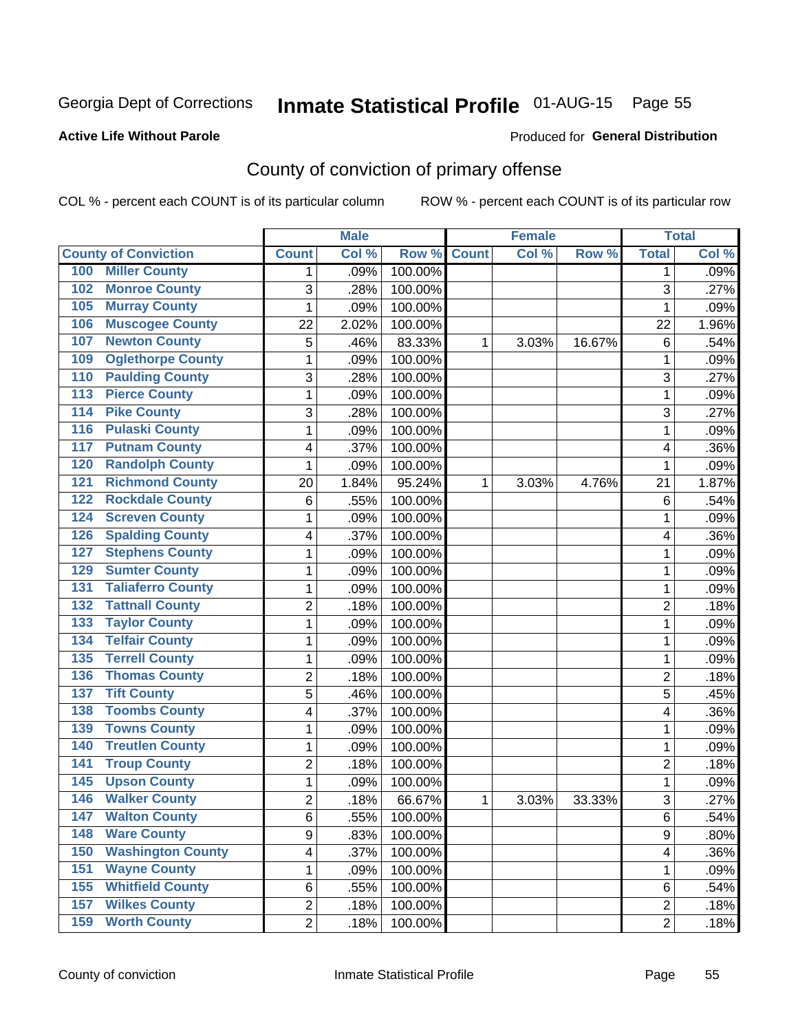Georgia Dept of Corrections **Inmate Statistical Profile** 01-AUG-15

**Active Life Without Parole**

Produced for **General Distribution**

## County of conviction of primary offense

COL % - percent each COUNT is of its particular column ROW % - percent each COUNT is of its particular row

| County of Conviction | Male | | | Female | | | Total | |
|---|---|---|---|---|---|---|---|---|
| | Count | Col % | Row % | Count | Col % | Row % | Total | Col % |
| 100 Miller County | 1 | .09% | 100.00% | | | | 1 | .09% |
| 102 Monroe County | 3 | .28% | 100.00% | | | | 3 | .27% |
| 105 Murray County | 1 | .09% | 100.00% | | | | 1 | .09% |
| 106 Muscogee County | 22 | 2.02% | 100.00% | | | | 22 | 1.96% |
| 107 Newton County | 5 | .46% | 83.33% | 1 | 3.03% | 16.67% | 6 | .54% |
| 109 Oglethorpe County | 1 | .09% | 100.00% | | | | 1 | .09% |
| 110 Paulding County | 3 | .28% | 100.00% | | | | 3 | .27% |
| 113 Pierce County | 1 | .09% | 100.00% | | | | 1 | .09% |
| 114 Pike County | 3 | .28% | 100.00% | | | | 3 | .27% |
| 116 Pulaski County | 1 | .09% | 100.00% | | | | 1 | .09% |
| 117 Putnam County | 4 | .37% | 100.00% | | | | 4 | .36% |
| 120 Randolph County | 1 | .09% | 100.00% | | | | 1 | .09% |
| 121 Richmond County | 20 | 1.84% | 95.24% | 1 | 3.03% | 4.76% | 21 | 1.87% |
| 122 Rockdale County | 6 | .55% | 100.00% | | | | 6 | .54% |
| 124 Screven County | 1 | .09% | 100.00% | | | | 1 | .09% |
| 126 Spalding County | 4 | .37% | 100.00% | | | | 4 | .36% |
| 127 Stephens County | 1 | .09% | 100.00% | | | | 1 | .09% |
| 129 Sumter County | 1 | .09% | 100.00% | | | | 1 | .09% |
| 131 Taliaferro County | 1 | .09% | 100.00% | | | | 1 | .09% |
| 132 Tattnall County | 2 | .18% | 100.00% | | | | 2 | .18% |
| 133 Taylor County | 1 | .09% | 100.00% | | | | 1 | .09% |
| 134 Telfair County | 1 | .09% | 100.00% | | | | 1 | .09% |
| 135 Terrell County | 1 | .09% | 100.00% | | | | 1 | .09% |
| 136 Thomas County | 2 | .18% | 100.00% | | | | 2 | .18% |
| 137 Tift County | 5 | .46% | 100.00% | | | | 5 | .45% |
| 138 Toombs County | 4 | .37% | 100.00% | | | | 4 | .36% |
| 139 Towns County | 1 | .09% | 100.00% | | | | 1 | .09% |
| 140 Treutlen County | 1 | .09% | 100.00% | | | | 1 | .09% |
| 141 Troup County | 2 | .18% | 100.00% | | | | 2 | .18% |
| 145 Upson County | 1 | .09% | 100.00% | | | | 1 | .09% |
| 146 Walker County | 2 | .18% | 66.67% | 1 | 3.03% | 33.33% | 3 | .27% |
| 147 Walton County | 6 | .55% | 100.00% | | | | 6 | .54% |
| 148 Ware County | 9 | .83% | 100.00% | | | | 9 | .80% |
| 150 Washington County | 4 | .37% | 100.00% | | | | 4 | .36% |
| 151 Wayne County | 1 | .09% | 100.00% | | | | 1 | .09% |
| 155 Whitfield County | 6 | .55% | 100.00% | | | | 6 | .54% |
| 157 Wilkes County | 2 | .18% | 100.00% | | | | 2 | .18% |
| 159 Worth County | 2 | .18% | 100.00% | | | | 2 | .18% |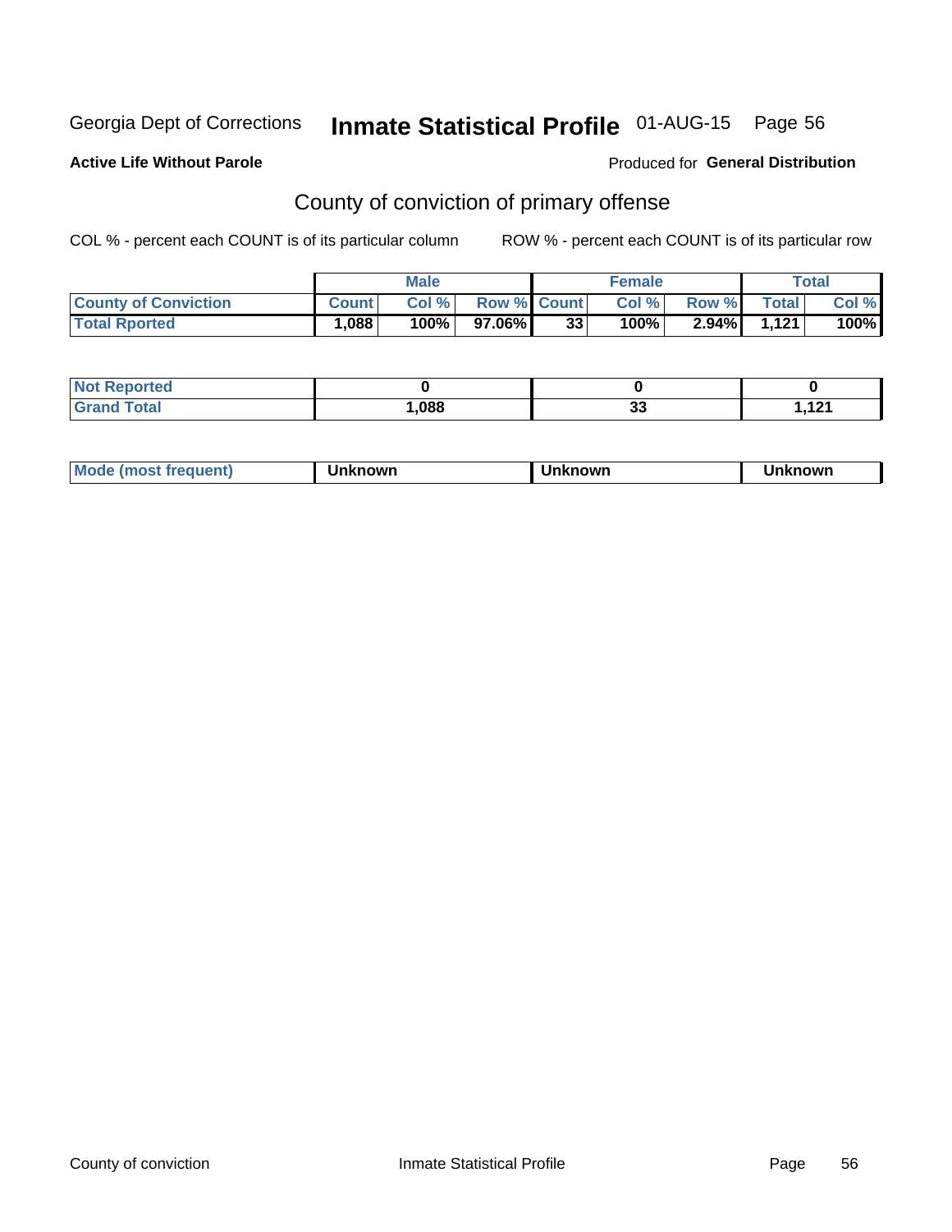Georgia Dept of Corrections **Inmate Statistical Profile** 01-AUG-15

**Active Life Without Parole**

Produced for **General Distribution**

## County of conviction of primary offense

COL % - percent each COUNT is of its particular column

ROW % - percent each COUNT is of its particular row

| | Male | | | Female | | | Total | |
|---|---|---|---|---|---|---|---|---|
| **County of Conviction** | **Count** | **Col %** | **Row %** | **Count** | **Col %** | **Row %** | **Total** | **Col %** |
| **Total Rported** | **1,088** | **100%** | **97.06%** | **33** | **100%** | **2.94%** | **1,121** | **100%** |

| | | | |
|---|---|---|---|
| **Not Reported** | **0** | **0** | **0** |
| **Grand Total** | **1,088** | **33** | **1,121** |

| | | | |
|---|---|---|---|
| **Mode (most frequent)** | **Unknown** | **Unknown** | **Unknown** |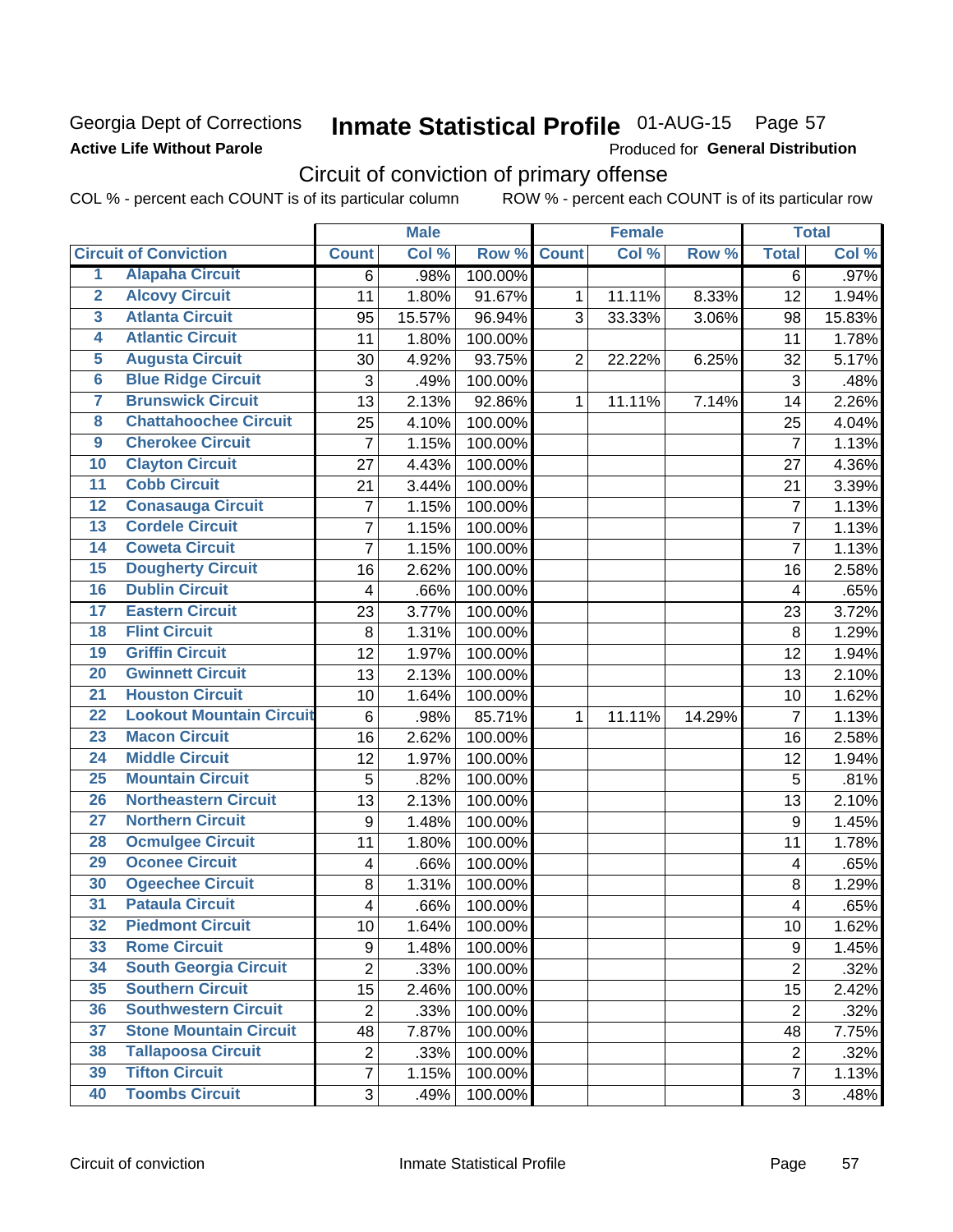Georgia Dept of Corrections
**Active Life Without Parole**

# Inmate Statistical Profile 01-AUG-15 Page 57

Produced for **General Distribution**

## Circuit of conviction of primary offense

COL % - percent each COUNT is of its particular column ROW % - percent each COUNT is of its particular row

| | | Male | | | Female | | | Total | |
|---|---|---|---|---|---|---|---|---|---|
| **Circuit of Conviction** | | **Count** | **Col %** | **Row %** | **Count** | **Col %** | **Row %** | **Total** | **Col %** |
| 1 | Alapaha Circuit | 6 | .98% | 100.00% | | | | 6 | .97% |
| 2 | Alcovy Circuit | 11 | 1.80% | 91.67% | 1 | 11.11% | 8.33% | 12 | 1.94% |
| 3 | Atlanta Circuit | 95 | 15.57% | 96.94% | 3 | 33.33% | 3.06% | 98 | 15.83% |
| 4 | Atlantic Circuit | 11 | 1.80% | 100.00% | | | | 11 | 1.78% |
| 5 | Augusta Circuit | 30 | 4.92% | 93.75% | 2 | 22.22% | 6.25% | 32 | 5.17% |
| 6 | Blue Ridge Circuit | 3 | .49% | 100.00% | | | | 3 | .48% |
| 7 | Brunswick Circuit | 13 | 2.13% | 92.86% | 1 | 11.11% | 7.14% | 14 | 2.26% |
| 8 | Chattahoochee Circuit | 25 | 4.10% | 100.00% | | | | 25 | 4.04% |
| 9 | Cherokee Circuit | 7 | 1.15% | 100.00% | | | | 7 | 1.13% |
| 10 | Clayton Circuit | 27 | 4.43% | 100.00% | | | | 27 | 4.36% |
| 11 | Cobb Circuit | 21 | 3.44% | 100.00% | | | | 21 | 3.39% |
| 12 | Conasauga Circuit | 7 | 1.15% | 100.00% | | | | 7 | 1.13% |
| 13 | Cordele Circuit | 7 | 1.15% | 100.00% | | | | 7 | 1.13% |
| 14 | Coweta Circuit | 7 | 1.15% | 100.00% | | | | 7 | 1.13% |
| 15 | Dougherty Circuit | 16 | 2.62% | 100.00% | | | | 16 | 2.58% |
| 16 | Dublin Circuit | 4 | .66% | 100.00% | | | | 4 | .65% |
| 17 | Eastern Circuit | 23 | 3.77% | 100.00% | | | | 23 | 3.72% |
| 18 | Flint Circuit | 8 | 1.31% | 100.00% | | | | 8 | 1.29% |
| 19 | Griffin Circuit | 12 | 1.97% | 100.00% | | | | 12 | 1.94% |
| 20 | Gwinnett Circuit | 13 | 2.13% | 100.00% | | | | 13 | 2.10% |
| 21 | Houston Circuit | 10 | 1.64% | 100.00% | | | | 10 | 1.62% |
| 22 | Lookout Mountain Circuit | 6 | .98% | 85.71% | 1 | 11.11% | 14.29% | 7 | 1.13% |
| 23 | Macon Circuit | 16 | 2.62% | 100.00% | | | | 16 | 2.58% |
| 24 | Middle Circuit | 12 | 1.97% | 100.00% | | | | 12 | 1.94% |
| 25 | Mountain Circuit | 5 | .82% | 100.00% | | | | 5 | .81% |
| 26 | Northeastern Circuit | 13 | 2.13% | 100.00% | | | | 13 | 2.10% |
| 27 | Northern Circuit | 9 | 1.48% | 100.00% | | | | 9 | 1.45% |
| 28 | Ocmulgee Circuit | 11 | 1.80% | 100.00% | | | | 11 | 1.78% |
| 29 | Oconee Circuit | 4 | .66% | 100.00% | | | | 4 | .65% |
| 30 | Ogeechee Circuit | 8 | 1.31% | 100.00% | | | | 8 | 1.29% |
| 31 | Pataula Circuit | 4 | .66% | 100.00% | | | | 4 | .65% |
| 32 | Piedmont Circuit | 10 | 1.64% | 100.00% | | | | 10 | 1.62% |
| 33 | Rome Circuit | 9 | 1.48% | 100.00% | | | | 9 | 1.45% |
| 34 | South Georgia Circuit | 2 | .33% | 100.00% | | | | 2 | .32% |
| 35 | Southern Circuit | 15 | 2.46% | 100.00% | | | | 15 | 2.42% |
| 36 | Southwestern Circuit | 2 | .33% | 100.00% | | | | 2 | .32% |
| 37 | Stone Mountain Circuit | 48 | 7.87% | 100.00% | | | | 48 | 7.75% |
| 38 | Tallapoosa Circuit | 2 | .33% | 100.00% | | | | 2 | .32% |
| 39 | Tifton Circuit | 7 | 1.15% | 100.00% | | | | 7 | 1.13% |
| 40 | Toombs Circuit | 3 | .49% | 100.00% | | | | 3 | .48% |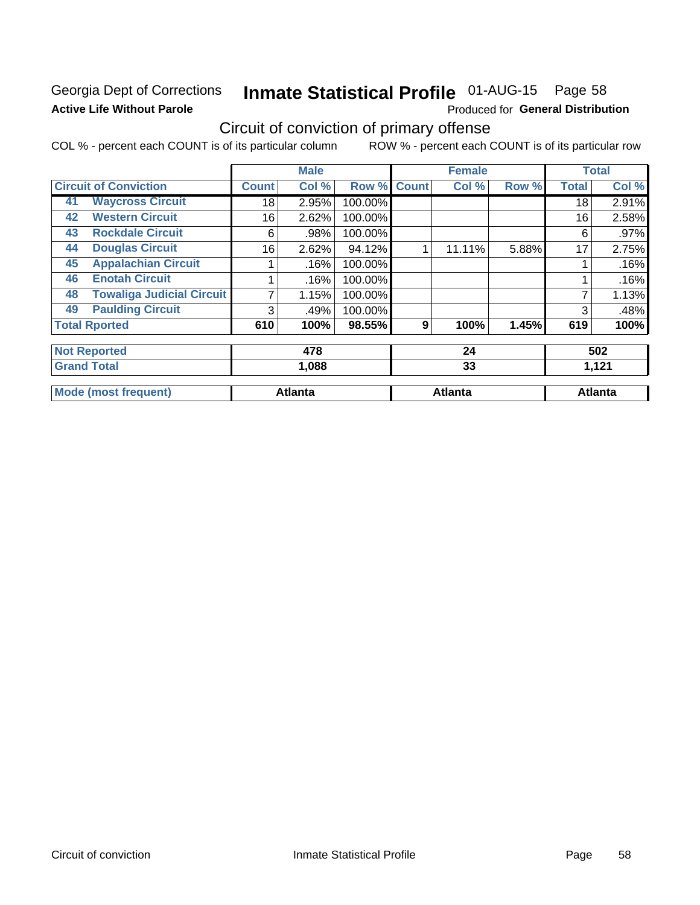Georgia Dept of Corrections
**Active Life Without Parole**

# Inmate Statistical Profile 01-AUG-15 Page 58

Produced for **General Distribution**

## Circuit of conviction of primary offense

COL % - percent each COUNT is of its particular column ROW % - percent each COUNT is of its particular row

| | | Male | | | Female | | | Total | |
|---|---|---|---|---|---|---|---|---|---|
| Circuit of Conviction | | Count | Col % | Row % | Count | Col % | Row % | Total | Col % |
| 41 | Waycross Circuit | 18 | 2.95% | 100.00% | | | | 18 | 2.91% |
| 42 | Western Circuit | 16 | 2.62% | 100.00% | | | | 16 | 2.58% |
| 43 | Rockdale Circuit | 6 | .98% | 100.00% | | | | 6 | .97% |
| 44 | Douglas Circuit | 16 | 2.62% | 94.12% | 1 | 11.11% | 5.88% | 17 | 2.75% |
| 45 | Appalachian Circuit | 1 | .16% | 100.00% | | | | 1 | .16% |
| 46 | Enotah Circuit | 1 | .16% | 100.00% | | | | 1 | .16% |
| 48 | Towaliga Judicial Circuit | 7 | 1.15% | 100.00% | | | | 7 | 1.13% |
| 49 | Paulding Circuit | 3 | .49% | 100.00% | | | | 3 | .48% |
| **Total Rported** | | **610** | **100%** | **98.55%** | **9** | **100%** | **1.45%** | **619** | **100%** |
| **Not Reported** | | **478** | | | **24** | | | **502** | |
| **Grand Total** | | **1,088** | | | **33** | | | **1,121** | |
| **Mode (most frequent)** | | **Atlanta** | | | **Atlanta** | | | **Atlanta** | |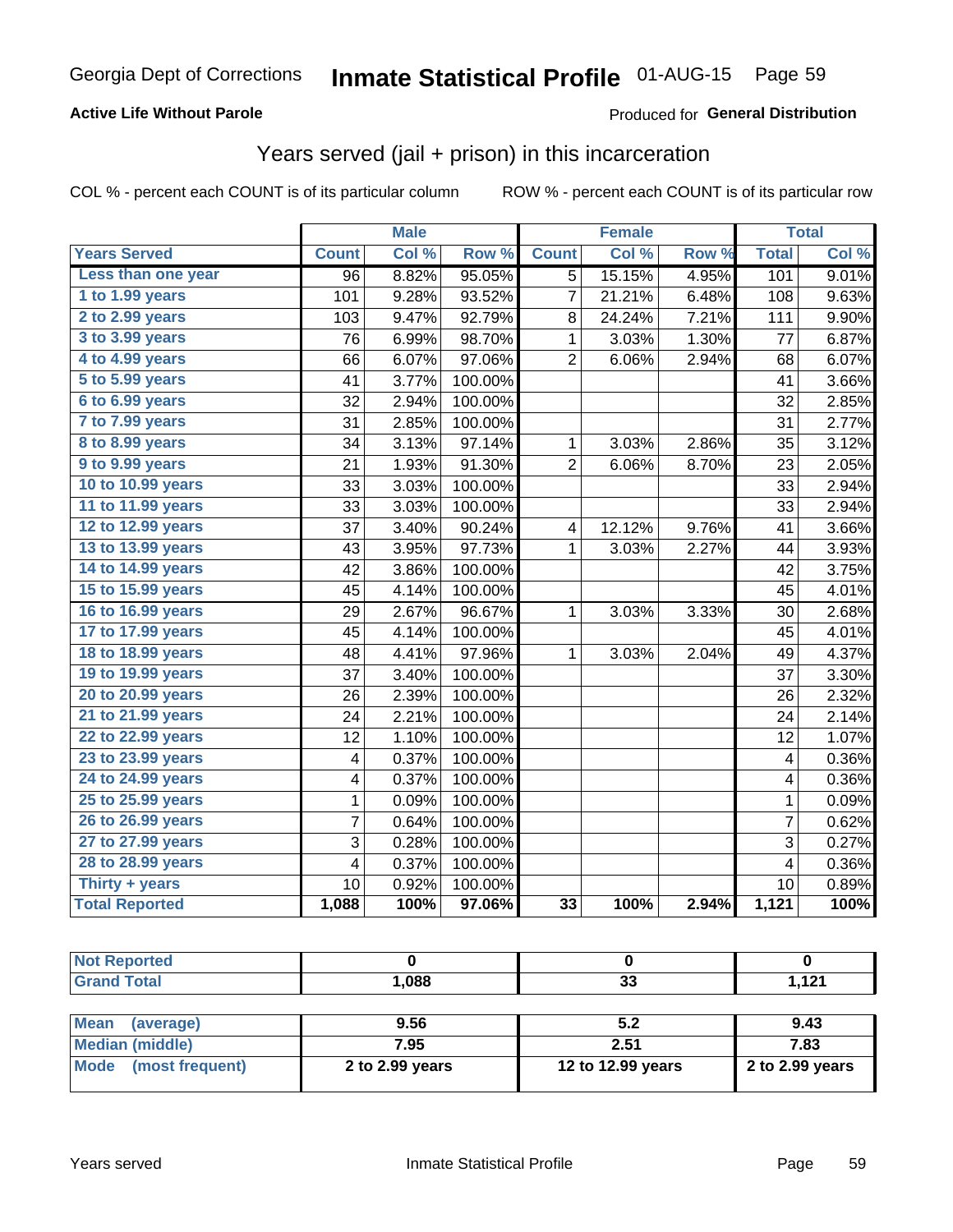Georgia Dept of Corrections **Inmate Statistical Profile** 01-AUG-15

**Active Life Without Parole**

Produced for **General Distribution**

## Years served (jail + prison) in this incarceration

COL % - percent each COUNT is of its particular column

ROW % - percent each COUNT is of its particular row

| | Male | | | Female | | | Total | |
|---|---|---|---|---|---|---|---|---|
| **Years Served** | **Count** | **Col %** | **Row %** | **Count** | **Col %** | **Row %** | **Total** | **Col %** |
| Less than one year | 96 | 8.82% | 95.05% | 5 | 15.15% | 4.95% | 101 | 9.01% |
| 1 to 1.99 years | 101 | 9.28% | 93.52% | 7 | 21.21% | 6.48% | 108 | 9.63% |
| 2 to 2.99 years | 103 | 9.47% | 92.79% | 8 | 24.24% | 7.21% | 111 | 9.90% |
| 3 to 3.99 years | 76 | 6.99% | 98.70% | 1 | 3.03% | 1.30% | 77 | 6.87% |
| 4 to 4.99 years | 66 | 6.07% | 97.06% | 2 | 6.06% | 2.94% | 68 | 6.07% |
| 5 to 5.99 years | 41 | 3.77% | 100.00% | | | | 41 | 3.66% |
| 6 to 6.99 years | 32 | 2.94% | 100.00% | | | | 32 | 2.85% |
| 7 to 7.99 years | 31 | 2.85% | 100.00% | | | | 31 | 2.77% |
| 8 to 8.99 years | 34 | 3.13% | 97.14% | 1 | 3.03% | 2.86% | 35 | 3.12% |
| 9 to 9.99 years | 21 | 1.93% | 91.30% | 2 | 6.06% | 8.70% | 23 | 2.05% |
| 10 to 10.99 years | 33 | 3.03% | 100.00% | | | | 33 | 2.94% |
| 11 to 11.99 years | 33 | 3.03% | 100.00% | | | | 33 | 2.94% |
| 12 to 12.99 years | 37 | 3.40% | 90.24% | 4 | 12.12% | 9.76% | 41 | 3.66% |
| 13 to 13.99 years | 43 | 3.95% | 97.73% | 1 | 3.03% | 2.27% | 44 | 3.93% |
| 14 to 14.99 years | 42 | 3.86% | 100.00% | | | | 42 | 3.75% |
| 15 to 15.99 years | 45 | 4.14% | 100.00% | | | | 45 | 4.01% |
| 16 to 16.99 years | 29 | 2.67% | 96.67% | 1 | 3.03% | 3.33% | 30 | 2.68% |
| 17 to 17.99 years | 45 | 4.14% | 100.00% | | | | 45 | 4.01% |
| 18 to 18.99 years | 48 | 4.41% | 97.96% | 1 | 3.03% | 2.04% | 49 | 4.37% |
| 19 to 19.99 years | 37 | 3.40% | 100.00% | | | | 37 | 3.30% |
| 20 to 20.99 years | 26 | 2.39% | 100.00% | | | | 26 | 2.32% |
| 21 to 21.99 years | 24 | 2.21% | 100.00% | | | | 24 | 2.14% |
| 22 to 22.99 years | 12 | 1.10% | 100.00% | | | | 12 | 1.07% |
| 23 to 23.99 years | 4 | 0.37% | 100.00% | | | | 4 | 0.36% |
| 24 to 24.99 years | 4 | 0.37% | 100.00% | | | | 4 | 0.36% |
| 25 to 25.99 years | 1 | 0.09% | 100.00% | | | | 1 | 0.09% |
| 26 to 26.99 years | 7 | 0.64% | 100.00% | | | | 7 | 0.62% |
| 27 to 27.99 years | 3 | 0.28% | 100.00% | | | | 3 | 0.27% |
| 28 to 28.99 years | 4 | 0.37% | 100.00% | | | | 4 | 0.36% |
| Thirty + years | 10 | 0.92% | 100.00% | | | | 10 | 0.89% |
| **Total Reported** | **1,088** | **100%** | **97.06%** | **33** | **100%** | **2.94%** | **1,121** | **100%** |

| | Male | Female | Total |
|---|---|---|---|
| Not Reported | 0 | 0 | 0 |
| Grand Total | 1,088 | 33 | 1,121 |

| | Male | Female | Total |
|---|---|---|---|
| Mean (average) | 9.56 | 5.2 | 9.43 |
| Median (middle) | 7.95 | 2.51 | 7.83 |
| Mode (most frequent) | 2 to 2.99 years | 12 to 12.99 years | 2 to 2.99 years |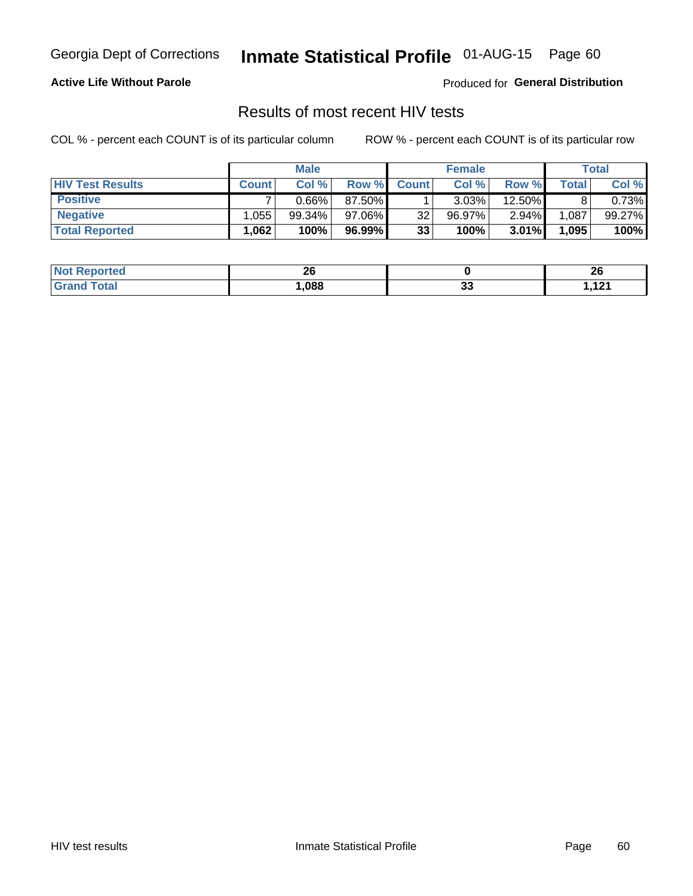Georgia Dept of Corrections **Inmate Statistical Profile** 01-AUG-15

**Active Life Without Parole** Produced for **General Distribution**

## Results of most recent HIV tests

COL % - percent each COUNT is of its particular column ROW % - percent each COUNT is of its particular row

| | Male | | | Female | | | Total | |
|---|---|---|---|---|---|---|---|---|
| **HIV Test Results** | **Count** | **Col %** | **Row %** | **Count** | **Col %** | **Row %** | **Total** | **Col %** |
| **Positive** | 7 | 0.66% | 87.50% | 1 | 3.03% | 12.50% | 8 | 0.73% |
| **Negative** | 1,055 | 99.34% | 97.06% | 32 | 96.97% | 2.94% | 1,087 | 99.27% |
| **Total Reported** | **1,062** | **100%** | **96.99%** | **33** | **100%** | **3.01%** | **1,095** | **100%** |

| | Male | Female | Total |
|---|---|---|---|
| **Not Reported** | **26** | **0** | **26** |
| **Grand Total** | **1,088** | **33** | **1,121** |

HIV test results Inmate Statistical Profile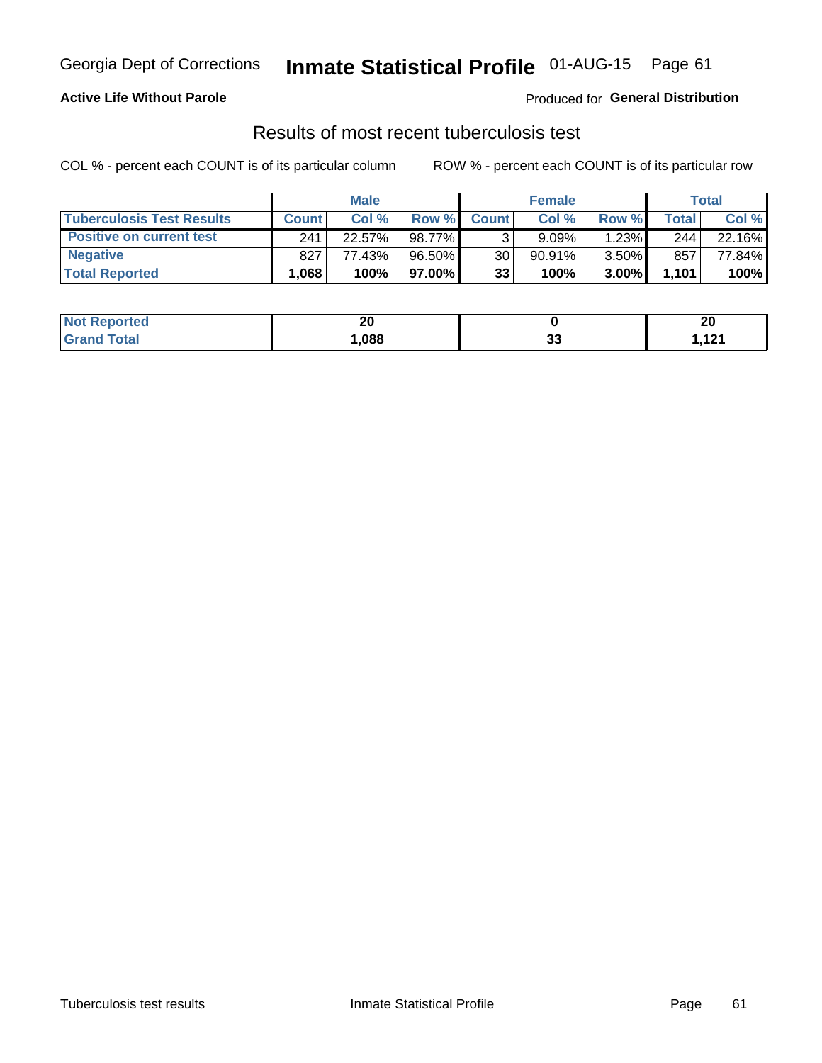Georgia Dept of Corrections **Inmate Statistical Profile** 01-AUG-15

**Active Life Without Parole**

Produced for **General Distribution**

## Results of most recent tuberculosis test

COL % - percent each COUNT is of its particular column ROW % - percent each COUNT is of its particular row

| | Male | | | Female | | | Total | |
|---|---|---|---|---|---|---|---|---|
| **Tuberculosis Test Results** | **Count** | **Col %** | **Row %** | **Count** | **Col %** | **Row %** | **Total** | **Col %** |
| **Positive on current test** | 241 | 22.57% | 98.77% | 3 | 9.09% | 1.23% | 244 | 22.16% |
| **Negative** | 827 | 77.43% | 96.50% | 30 | 90.91% | 3.50% | 857 | 77.84% |
| **Total Reported** | **1,068** | **100%** | **97.00%** | **33** | **100%** | **3.00%** | **1,101** | **100%** |

| | | | |
|---|---|---|---|
| **Not Reported** | **20** | **0** | **20** |
| **Grand Total** | **1,088** | **33** | **1,121** |

Tuberculosis test results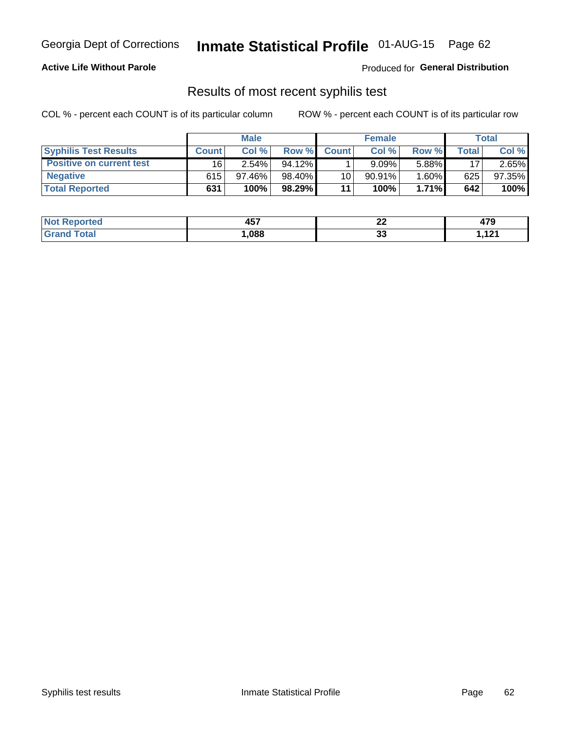Georgia Dept of Corrections **Inmate Statistical Profile** 01-AUG-15

**Active Life Without Parole**

Produced for **General Distribution**

## Results of most recent syphilis test

COL % - percent each COUNT is of its particular column ROW % - percent each COUNT is of its particular row

| | Male | | | Female | | | Total | |
|---|---|---|---|---|---|---|---|---|
| **Syphilis Test Results** | **Count** | **Col %** | **Row %** | **Count** | **Col %** | **Row %** | **Total** | **Col %** |
| **Positive on current test** | 16 | 2.54% | 94.12% | 1 | 9.09% | 5.88% | 17 | 2.65% |
| **Negative** | 615 | 97.46% | 98.40% | 10 | 90.91% | 1.60% | 625 | 97.35% |
| **Total Reported** | **631** | **100%** | **98.29%** | **11** | **100%** | **1.71%** | **642** | **100%** |

| | Male | Female | Total |
|---|---|---|---|
| **Not Reported** | **457** | **22** | **479** |
| **Grand Total** | **1,088** | **33** | **1,121** |

Syphilis test results Inmate Statistical Profile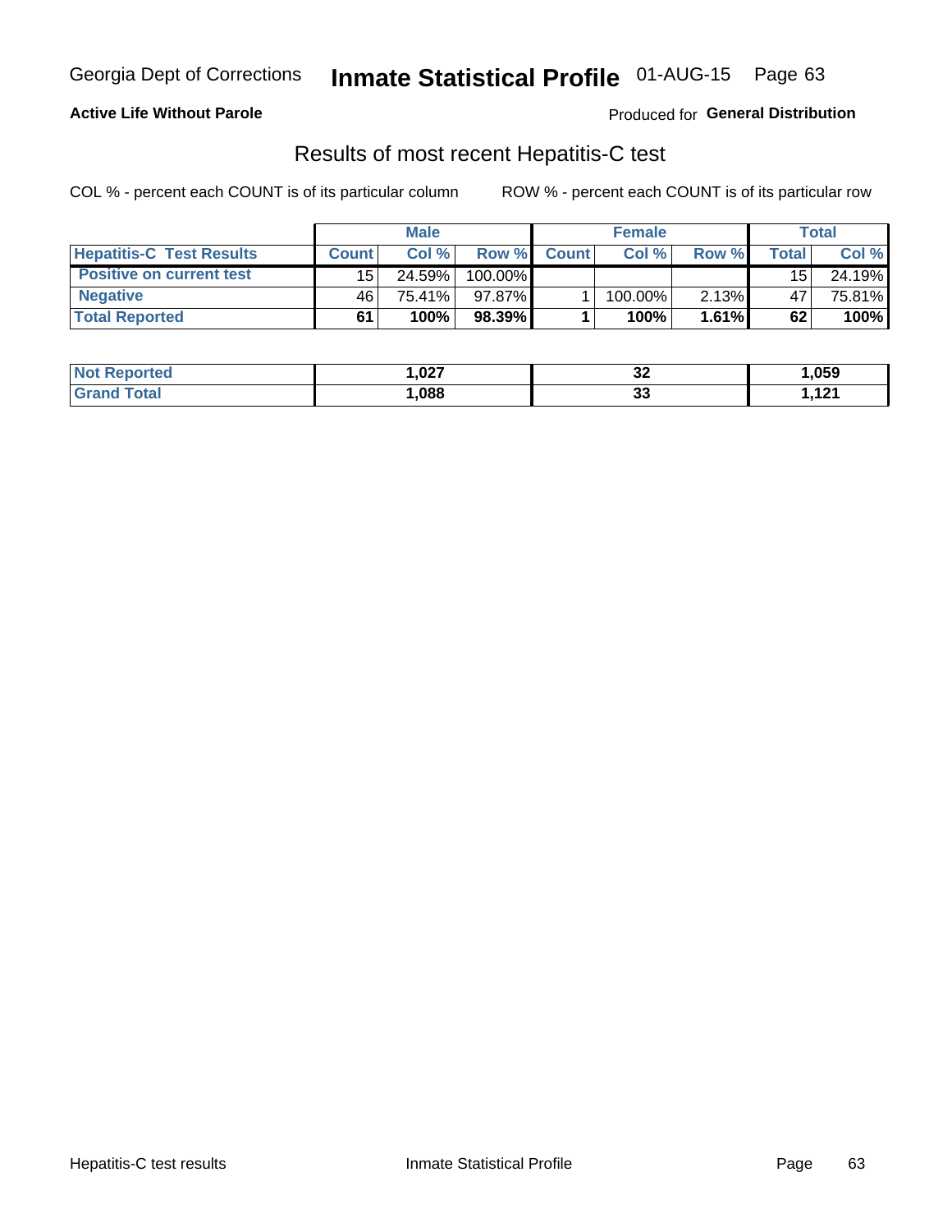Georgia Dept of Corrections **Inmate Statistical Profile** 01-AUG-15

**Active Life Without Parole**

Produced for **General Distribution**

## Results of most recent Hepatitis-C test

COL % - percent each COUNT is of its particular column ROW % - percent each COUNT is of its particular row

| | Male | | | Female | | | Total | |
|---|---|---|---|---|---|---|---|---|
| **Hepatitis-C Test Results** | **Count** | **Col %** | **Row %** | **Count** | **Col %** | **Row %** | **Total** | **Col %** |
| **Positive on current test** | 15 | 24.59% | 100.00% | | | | 15 | 24.19% |
| **Negative** | 46 | 75.41% | 97.87% | 1 | 100.00% | 2.13% | 47 | 75.81% |
| **Total Reported** | **61** | **100%** | **98.39%** | **1** | **100%** | **1.61%** | **62** | **100%** |

| | Male | Female | Total |
|---|---|---|---|
| **Not Reported** | **1,027** | **32** | **1,059** |
| **Grand Total** | **1,088** | **33** | **1,121** |